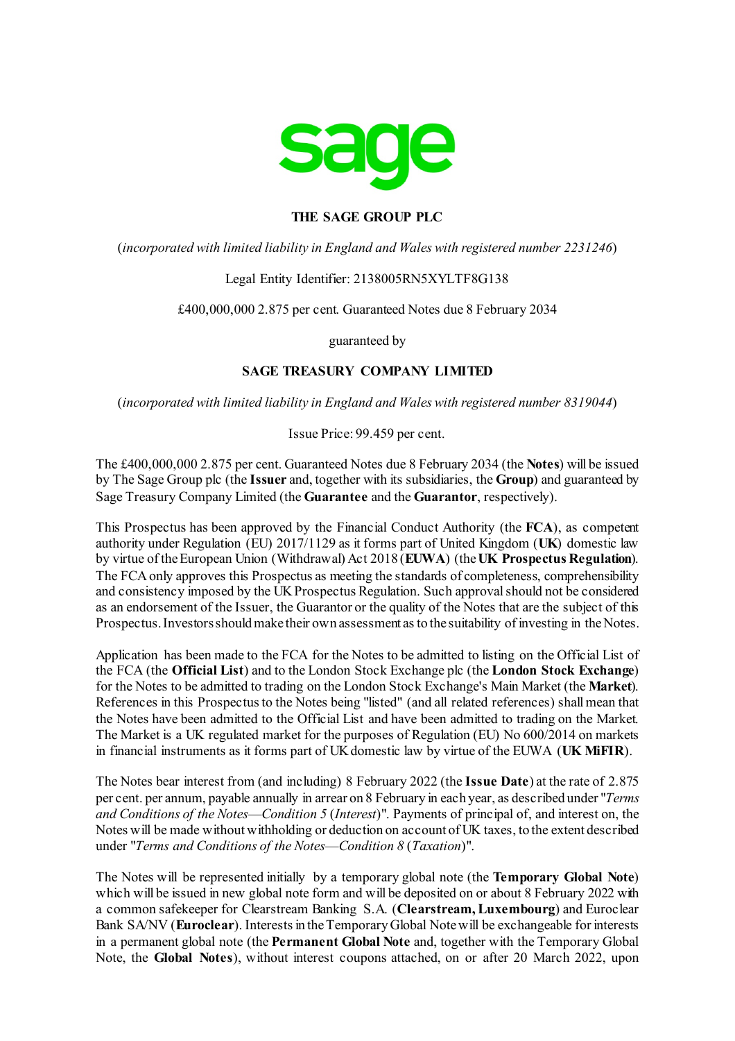sage

**THE SAGE GROUP PLC**

(*incorporated with limited liability in England and Wales with registered number 2231246*)

Legal Entity Identifier: 2138005RN5XYLTF8G138

£400,000,000 2.875 per cent. Guaranteed Notes due 8 February 2034

guaranteed by

**SAGE TREASURY COMPANY LIMITED**

(*incorporated with limited liability in England and Wales with registered number 8319044*)

Issue Price: 99.459 per cent.

The £400,000,000 2.875 per cent. Guaranteed Notes due 8 February 2034 (the **Notes**) will be issued by The Sage Group plc (the **Issuer** and, together with its subsidiaries, the **Group**) and guaranteed by Sage Treasury Company Limited (the **Guarantee** and the **Guarantor**, respectively).

This Prospectus has been approved by the Financial Conduct Authority (the **FCA**), as competent authority under Regulation (EU) 2017/1129 as it forms part of United Kingdom (**UK**) domestic law by virtue of the European Union (Withdrawal) Act 2018 (**EUWA**) (the **UK Prospectus Regulation**). The FCA only approves this Prospectus as meeting the standards of completeness, comprehensibility and consistency imposed by the UK Prospectus Regulation. Such approval should not be considered as an endorsement of the Issuer, the Guarantor or the quality of the Notes that are the subject of this Prospectus. Investors should make their own assessment as to the suitability of investing in the Notes.

Application has been made to the FCA for the Notes to be admitted to listing on the Official List of the FCA (the **Official List**) and to the London Stock Exchange plc (the **London Stock Exchange**) for the Notes to be admitted to trading on the London Stock Exchange's Main Market (the **Market**). References in this Prospectus to the Notes being "listed" (and all related references) shall mean that the Notes have been admitted to the Official List and have been admitted to trading on the Market. The Market is a UK regulated market for the purposes of Regulation (EU) No 600/2014 on markets in financial instruments as it forms part of UK domestic law by virtue of the EUWA (**UK MiFIR**).

The Notes bear interest from (and including) 8 February 2022 (the **Issue Date**) at the rate of 2.875 per cent. per annum, payable annually in arrear on 8 February in each year, as described under "*Terms and Conditions of the Notes—Condition 5* (*Interest*)". Payments of principal of, and interest on, the Notes will be made without withholding or deduction on account of UK taxes, to the extent described under "*Terms and Conditions of the Notes—Condition 8* (*Taxation*)".

The Notes will be represented initially by a temporary global note (the **Temporary Global Note**) which will be issued in new global note form and will be deposited on or about 8 February 2022 with a common safekeeper for Clearstream Banking S.A. (**Clearstream, Luxembourg**) and Euroclear Bank SA/NV (**Euroclear**). Interests in the Temporary Global Note will be exchangeable for interests in a permanent global note (the **Permanent Global Note** and, together with the Temporary Global Note, the **Global Notes**), without interest coupons attached, on or after 20 March 2022, upon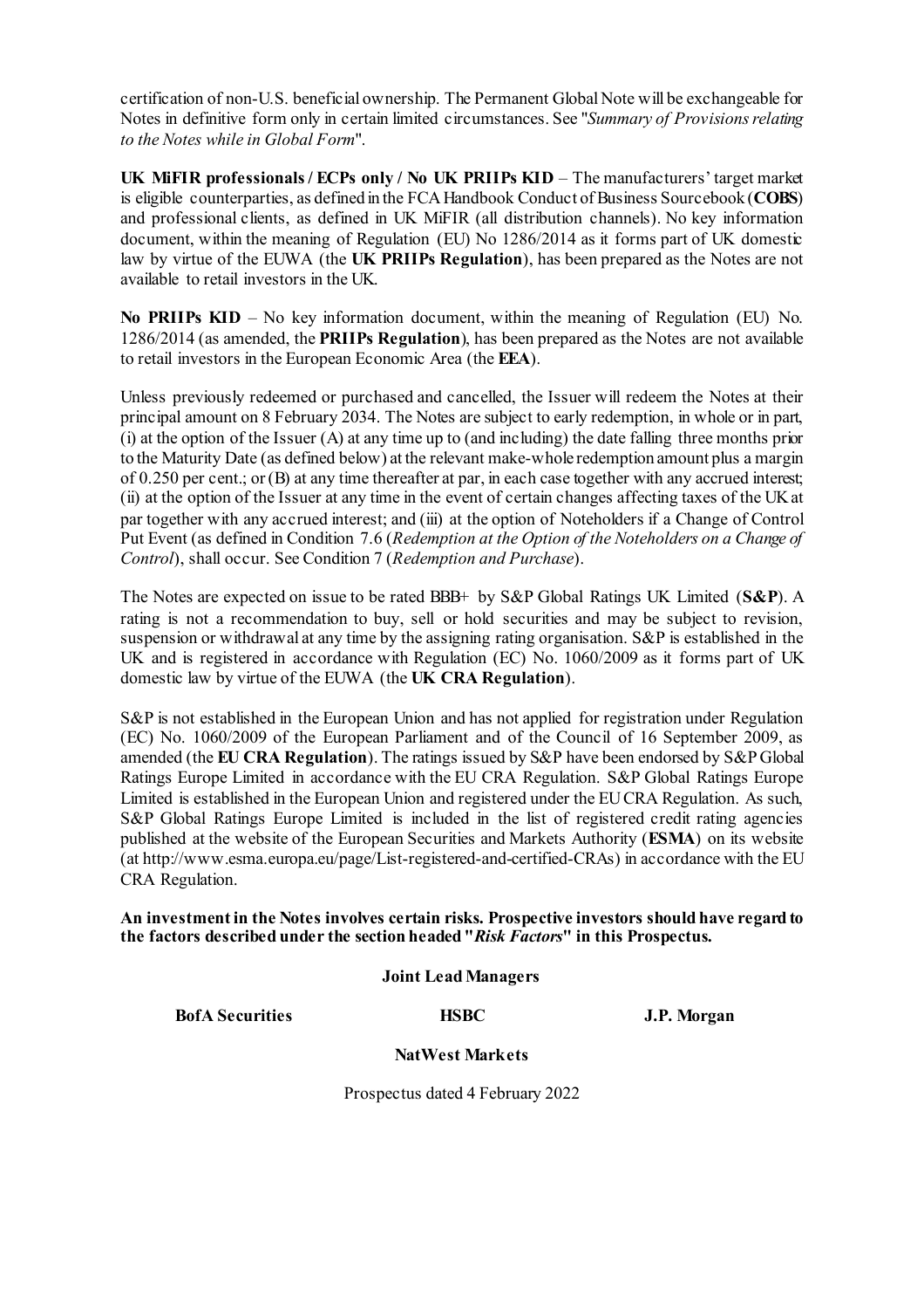certification of non-U.S. beneficial ownership. The Permanent Global Note will be exchangeable for Notes in definitive form only in certain limited circumstances. See "*Summary of Provisions relating to the Notes while in Global Form*".

**UK MiFIR professionals / ECPs only / No UK PRIIPs KID** – The manufacturers' target market is eligible counterparties, as defined in the FCA Handbook Conduct of Business Sourcebook (**COBS**) and professional clients, as defined in UK MiFIR (all distribution channels). No key information document, within the meaning of Regulation (EU) No 1286/2014 as it forms part of UK domestic law by virtue of the EUWA (the **UK PRIIPs Regulation**), has been prepared as the Notes are not available to retail investors in the UK.

**No PRIIPs KID** – No key information document, within the meaning of Regulation (EU) No. 1286/2014 (as amended, the **PRIIPs Regulation**), has been prepared as the Notes are not available to retail investors in the European Economic Area (the **EEA**).

Unless previously redeemed or purchased and cancelled, the Issuer will redeem the Notes at their principal amount on 8 February 2034. The Notes are subject to early redemption, in whole or in part, (i) at the option of the Issuer (A) at any time up to (and including) the date falling three months prior to the Maturity Date (as defined below) at the relevant make-whole redemption amount plus a margin of 0.250 per cent.; or (B) at any time thereafter at par, in each case together with any accrued interest; (ii) at the option of the Issuer at any time in the event of certain changes affecting taxes of the UK at par together with any accrued interest; and (iii) at the option of Noteholders if a Change of Control Put Event (as defined in Condition 7.6 (*Redemption at the Option of the Noteholders on a Change of Control*), shall occur. See Condition 7 (*Redemption and Purchase*).

The Notes are expected on issue to be rated BBB+ by S&P Global Ratings UK Limited (**S&P**). A rating is not a recommendation to buy, sell or hold securities and may be subject to revision, suspension or withdrawal at any time by the assigning rating organisation. S&P is established in the UK and is registered in accordance with Regulation (EC) No. 1060/2009 as it forms part of UK domestic law by virtue of the EUWA (the **UK CRA Regulation**).

S&P is not established in the European Union and has not applied for registration under Regulation (EC) No. 1060/2009 of the European Parliament and of the Council of 16 September 2009, as amended (the **EU CRA Regulation**). The ratings issued by S&P have been endorsed by S&P Global Ratings Europe Limited in accordance with the EU CRA Regulation. S&P Global Ratings Europe Limited is established in the European Union and registered under the EU CRA Regulation. As such, S&P Global Ratings Europe Limited is included in the list of registered credit rating agencies published at the website of the European Securities and Markets Authority (**ESMA**) on its website (at http://www.esma.europa.eu/page/List-registered-and-certified-CRAs) in accordance with the EU CRA Regulation.

**An investment in the Notes involves certain risks. Prospective investors should have regard to the factors described under the section headed "*Risk Factors*" in this Prospectus.**

**Joint Lead Managers**

**BofA Securities** **HSBC** **J.P. Morgan**

**NatWest Markets**

Prospectus dated 4 February 2022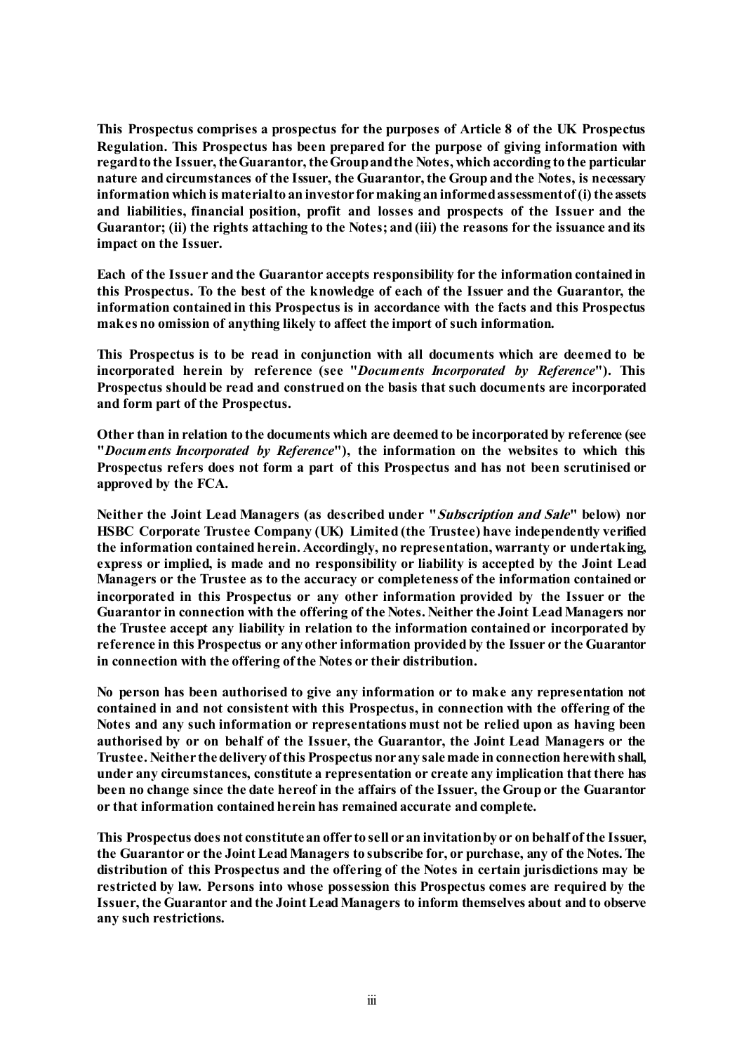**This Prospectus comprises a prospectus for the purposes of Article 8 of the UK Prospectus Regulation. This Prospectus has been prepared for the purpose of giving information with regard to the Issuer, the Guarantor, the Group and the Notes, which according to the particular nature and circumstances of the Issuer, the Guarantor, the Group and the Notes, is necessary information which is material to an investor for making an informed assessment of (i) the assets and liabilities, financial position, profit and losses and prospects of the Issuer and the Guarantor; (ii) the rights attaching to the Notes; and (iii) the reasons for the issuance and its impact on the Issuer.**

**Each of the Issuer and the Guarantor accepts responsibility for the information contained in this Prospectus. To the best of the knowledge of each of the Issuer and the Guarantor, the information contained in this Prospectus is in accordance with the facts and this Prospectus makes no omission of anything likely to affect the import of such information.**

**This Prospectus is to be read in conjunction with all documents which are deemed to be incorporated herein by reference (see "*Documents Incorporated by Reference*"). This Prospectus should be read and construed on the basis that such documents are incorporated and form part of the Prospectus.**

**Other than in relation to the documents which are deemed to be incorporated by reference (see "*Documents Incorporated by Reference*"), the information on the websites to which this Prospectus refers does not form a part of this Prospectus and has not been scrutinised or approved by the FCA.**

**Neither the Joint Lead Managers (as described under "*Subscription and Sale*" below) nor HSBC Corporate Trustee Company (UK) Limited (the Trustee) have independently verified the information contained herein. Accordingly, no representation, warranty or undertaking, express or implied, is made and no responsibility or liability is accepted by the Joint Lead Managers or the Trustee as to the accuracy or completeness of the information contained or incorporated in this Prospectus or any other information provided by the Issuer or the Guarantor in connection with the offering of the Notes. Neither the Joint Lead Managers nor the Trustee accept any liability in relation to the information contained or incorporated by reference in this Prospectus or any other information provided by the Issuer or the Guarantor in connection with the offering of the Notes or their distribution.**

**No person has been authorised to give any information or to make any representation not contained in and not consistent with this Prospectus, in connection with the offering of the Notes and any such information or representations must not be relied upon as having been authorised by or on behalf of the Issuer, the Guarantor, the Joint Lead Managers or the Trustee. Neither the delivery of this Prospectus nor any sale made in connection herewith shall, under any circumstances, constitute a representation or create any implication that there has been no change since the date hereof in the affairs of the Issuer, the Group or the Guarantor or that information contained herein has remained accurate and complete.**

**This Prospectus does not constitute an offer to sell or an invitation by or on behalf of the Issuer, the Guarantor or the Joint Lead Managers to subscribe for, or purchase, any of the Notes. The distribution of this Prospectus and the offering of the Notes in certain jurisdictions may be restricted by law. Persons into whose possession this Prospectus comes are required by the Issuer, the Guarantor and the Joint Lead Managers to inform themselves about and to observe any such restrictions.**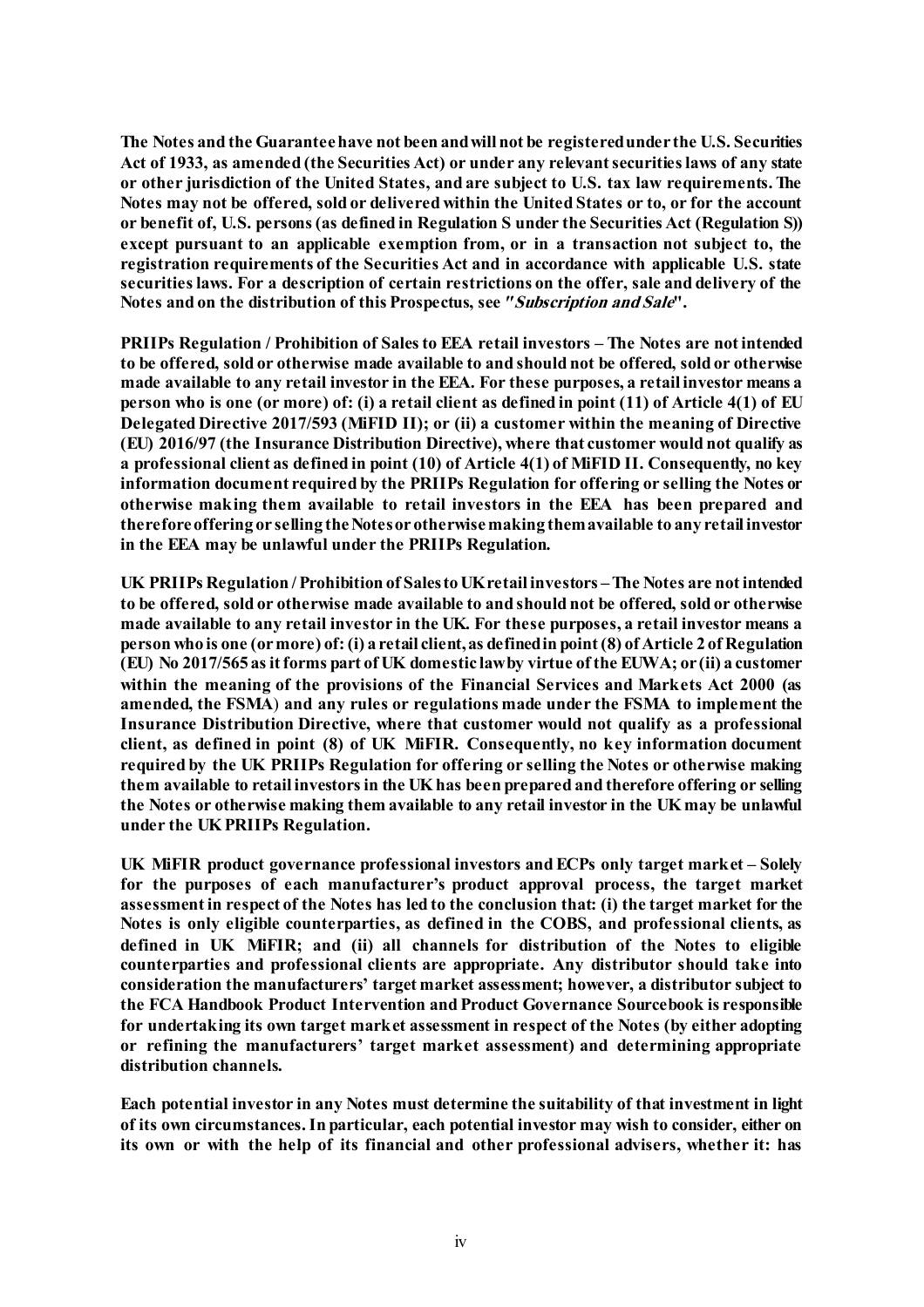**The Notes and the Guarantee have not been and will not be registered under the U.S. Securities Act of 1933, as amended (the Securities Act) or under any relevant securities laws of any state or other jurisdiction of the United States, and are subject to U.S. tax law requirements. The Notes may not be offered, sold or delivered within the United States or to, or for the account or benefit of, U.S. persons (as defined in Regulation S under the Securities Act (Regulation S)) except pursuant to an applicable exemption from, or in a transaction not subject to, the registration requirements of the Securities Act and in accordance with applicable U.S. state securities laws. For a description of certain restrictions on the offer, sale and delivery of the Notes and on the distribution of this Prospectus, see "*Subscription and Sale*".**

**PRIIPs Regulation / Prohibition of Sales to EEA retail investors – The Notes are not intended to be offered, sold or otherwise made available to and should not be offered, sold or otherwise made available to any retail investor in the EEA. For these purposes, a retail investor means a person who is one (or more) of: (i) a retail client as defined in point (11) of Article 4(1) of EU Delegated Directive 2017/593 (MiFID II); or (ii) a customer within the meaning of Directive (EU) 2016/97 (the Insurance Distribution Directive), where that customer would not qualify as a professional client as defined in point (10) of Article 4(1) of MiFID II. Consequently, no key information document required by the PRIIPs Regulation for offering or selling the Notes or otherwise making them available to retail investors in the EEA has been prepared and therefore offering or selling the Notes or otherwise making them available to any retail investor in the EEA may be unlawful under the PRIIPs Regulation.**

**UK PRIIPs Regulation / Prohibition of Sales to UK retail investors – The Notes are not intended to be offered, sold or otherwise made available to and should not be offered, sold or otherwise made available to any retail investor in the UK. For these purposes, a retail investor means a person who is one (or more) of: (i) a retail client, as defined in point (8) of Article 2 of Regulation (EU) No 2017/565 as it forms part of UK domestic law by virtue of the EUWA; or (ii) a customer within the meaning of the provisions of the Financial Services and Markets Act 2000 (as amended, the FSMA) and any rules or regulations made under the FSMA to implement the Insurance Distribution Directive, where that customer would not qualify as a professional client, as defined in point (8) of UK MiFIR. Consequently, no key information document required by the UK PRIIPs Regulation for offering or selling the Notes or otherwise making them available to retail investors in the UK has been prepared and therefore offering or selling the Notes or otherwise making them available to any retail investor in the UK may be unlawful under the UK PRIIPs Regulation.**

**UK MiFIR product governance professional investors and ECPs only target market – Solely for the purposes of each manufacturer's product approval process, the target market assessment in respect of the Notes has led to the conclusion that: (i) the target market for the Notes is only eligible counterparties, as defined in the COBS, and professional clients, as defined in UK MiFIR; and (ii) all channels for distribution of the Notes to eligible counterparties and professional clients are appropriate. Any distributor should take into consideration the manufacturers' target market assessment; however, a distributor subject to the FCA Handbook Product Intervention and Product Governance Sourcebook is responsible for undertaking its own target market assessment in respect of the Notes (by either adopting or refining the manufacturers' target market assessment) and determining appropriate distribution channels.**

**Each potential investor in any Notes must determine the suitability of that investment in light of its own circumstances. In particular, each potential investor may wish to consider, either on its own or with the help of its financial and other professional advisers, whether it: has**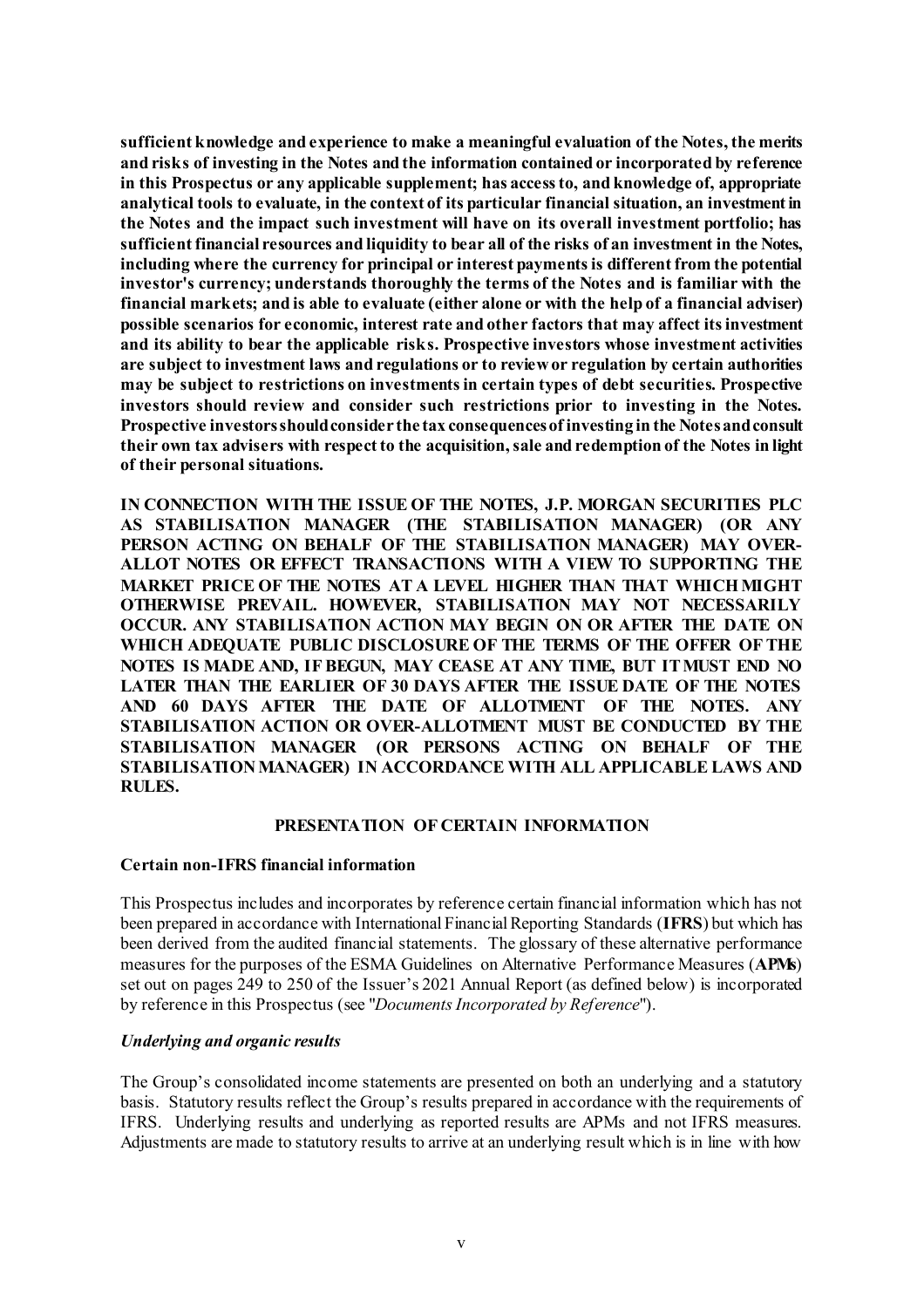**sufficient knowledge and experience to make a meaningful evaluation of the Notes, the merits and risks of investing in the Notes and the information contained or incorporated by reference in this Prospectus or any applicable supplement; has access to, and knowledge of, appropriate analytical tools to evaluate, in the context of its particular financial situation, an investment in the Notes and the impact such investment will have on its overall investment portfolio; has sufficient financial resources and liquidity to bear all of the risks of an investment in the Notes, including where the currency for principal or interest payments is different from the potential investor's currency; understands thoroughly the terms of the Notes and is familiar with the financial markets; and is able to evaluate (either alone or with the help of a financial adviser) possible scenarios for economic, interest rate and other factors that may affect its investment and its ability to bear the applicable risks. Prospective investors whose investment activities are subject to investment laws and regulations or to review or regulation by certain authorities may be subject to restrictions on investments in certain types of debt securities. Prospective investors should review and consider such restrictions prior to investing in the Notes. Prospective investors should consider the tax consequences of investing in the Notes and consult their own tax advisers with respect to the acquisition, sale and redemption of the Notes in light of their personal situations.**

**IN CONNECTION WITH THE ISSUE OF THE NOTES, J.P. MORGAN SECURITIES PLC AS STABILISATION MANAGER (THE STABILISATION MANAGER) (OR ANY PERSON ACTING ON BEHALF OF THE STABILISATION MANAGER) MAY OVER-ALLOT NOTES OR EFFECT TRANSACTIONS WITH A VIEW TO SUPPORTING THE MARKET PRICE OF THE NOTES AT A LEVEL HIGHER THAN THAT WHICH MIGHT OTHERWISE PREVAIL. HOWEVER, STABILISATION MAY NOT NECESSARILY OCCUR. ANY STABILISATION ACTION MAY BEGIN ON OR AFTER THE DATE ON WHICH ADEQUATE PUBLIC DISCLOSURE OF THE TERMS OF THE OFFER OF THE NOTES IS MADE AND, IF BEGUN, MAY CEASE AT ANY TIME, BUT IT MUST END NO LATER THAN THE EARLIER OF 30 DAYS AFTER THE ISSUE DATE OF THE NOTES AND 60 DAYS AFTER THE DATE OF ALLOTMENT OF THE NOTES. ANY STABILISATION ACTION OR OVER-ALLOTMENT MUST BE CONDUCTED BY THE STABILISATION MANAGER (OR PERSONS ACTING ON BEHALF OF THE STABILISATION MANAGER) IN ACCORDANCE WITH ALL APPLICABLE LAWS AND RULES.**

## PRESENTATION OF CERTAIN INFORMATION

### Certain non-IFRS financial information

This Prospectus includes and incorporates by reference certain financial information which has not been prepared in accordance with International Financial Reporting Standards (**IFRS**) but which has been derived from the audited financial statements. The glossary of these alternative performance measures for the purposes of the ESMA Guidelines on Alternative Performance Measures (**APMs**) set out on pages 249 to 250 of the Issuer's 2021 Annual Report (as defined below) is incorporated by reference in this Prospectus (see "*Documents Incorporated by Reference*").

#### *Underlying and organic results*

The Group's consolidated income statements are presented on both an underlying and a statutory basis. Statutory results reflect the Group's results prepared in accordance with the requirements of IFRS. Underlying results and underlying as reported results are APMs and not IFRS measures. Adjustments are made to statutory results to arrive at an underlying result which is in line with how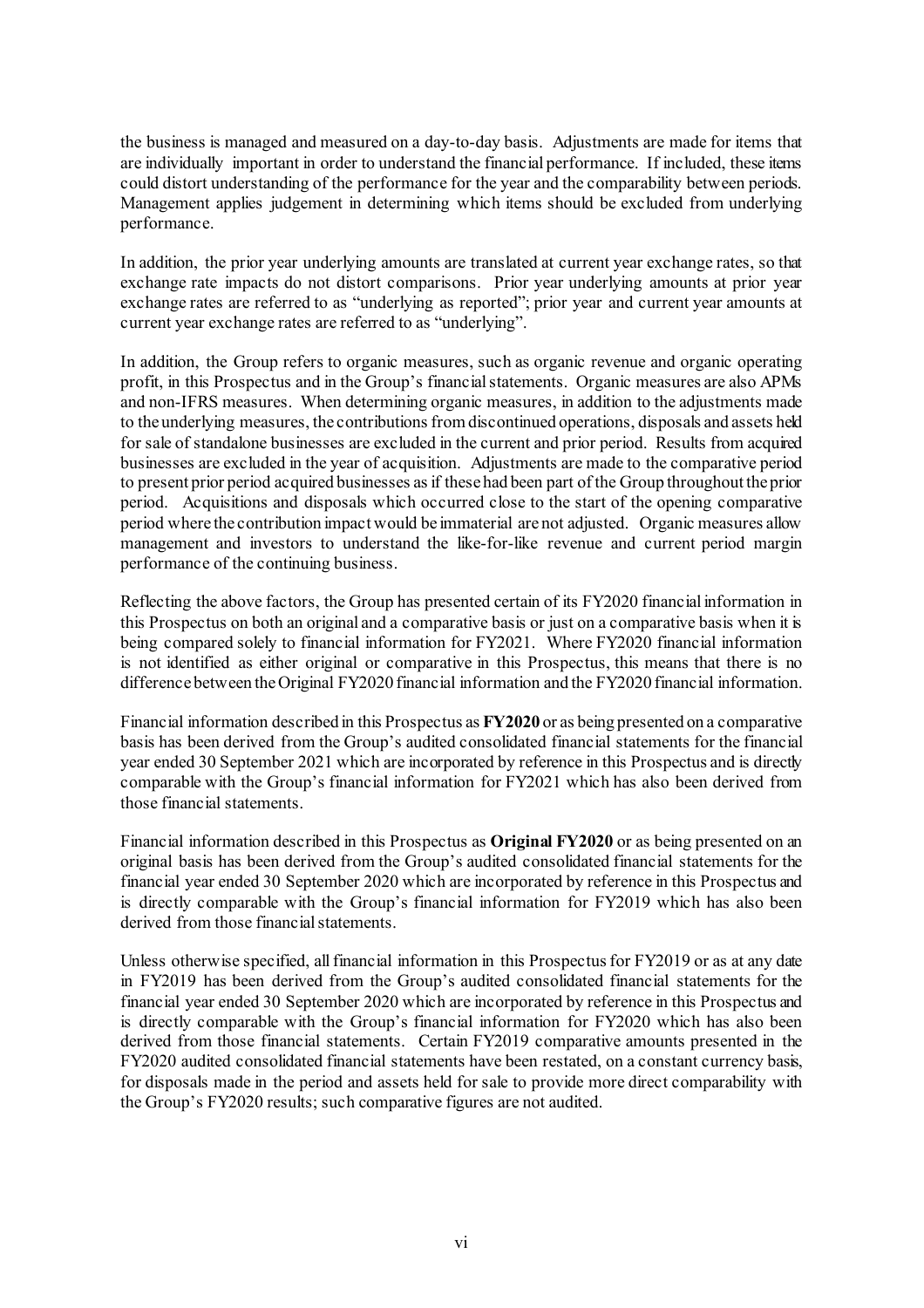the business is managed and measured on a day-to-day basis. Adjustments are made for items that are individually important in order to understand the financial performance. If included, these items could distort understanding of the performance for the year and the comparability between periods. Management applies judgement in determining which items should be excluded from underlying performance.

In addition, the prior year underlying amounts are translated at current year exchange rates, so that exchange rate impacts do not distort comparisons. Prior year underlying amounts at prior year exchange rates are referred to as "underlying as reported"; prior year and current year amounts at current year exchange rates are referred to as "underlying".

In addition, the Group refers to organic measures, such as organic revenue and organic operating profit, in this Prospectus and in the Group's financial statements. Organic measures are also APMs and non-IFRS measures. When determining organic measures, in addition to the adjustments made to the underlying measures, the contributions from discontinued operations, disposals and assets held for sale of standalone businesses are excluded in the current and prior period. Results from acquired businesses are excluded in the year of acquisition. Adjustments are made to the comparative period to present prior period acquired businesses as if these had been part of the Group throughout the prior period. Acquisitions and disposals which occurred close to the start of the opening comparative period where the contribution impact would be immaterial are not adjusted. Organic measures allow management and investors to understand the like-for-like revenue and current period margin performance of the continuing business.

Reflecting the above factors, the Group has presented certain of its FY2020 financial information in this Prospectus on both an original and a comparative basis or just on a comparative basis when it is being compared solely to financial information for FY2021. Where FY2020 financial information is not identified as either original or comparative in this Prospectus, this means that there is no difference between the Original FY2020 financial information and the FY2020 financial information.

Financial information described in this Prospectus as **FY2020** or as being presented on a comparative basis has been derived from the Group's audited consolidated financial statements for the financial year ended 30 September 2021 which are incorporated by reference in this Prospectus and is directly comparable with the Group's financial information for FY2021 which has also been derived from those financial statements.

Financial information described in this Prospectus as **Original FY2020** or as being presented on an original basis has been derived from the Group's audited consolidated financial statements for the financial year ended 30 September 2020 which are incorporated by reference in this Prospectus and is directly comparable with the Group's financial information for FY2019 which has also been derived from those financial statements.

Unless otherwise specified, all financial information in this Prospectus for FY2019 or as at any date in FY2019 has been derived from the Group's audited consolidated financial statements for the financial year ended 30 September 2020 which are incorporated by reference in this Prospectus and is directly comparable with the Group's financial information for FY2020 which has also been derived from those financial statements. Certain FY2019 comparative amounts presented in the FY2020 audited consolidated financial statements have been restated, on a constant currency basis, for disposals made in the period and assets held for sale to provide more direct comparability with the Group's FY2020 results; such comparative figures are not audited.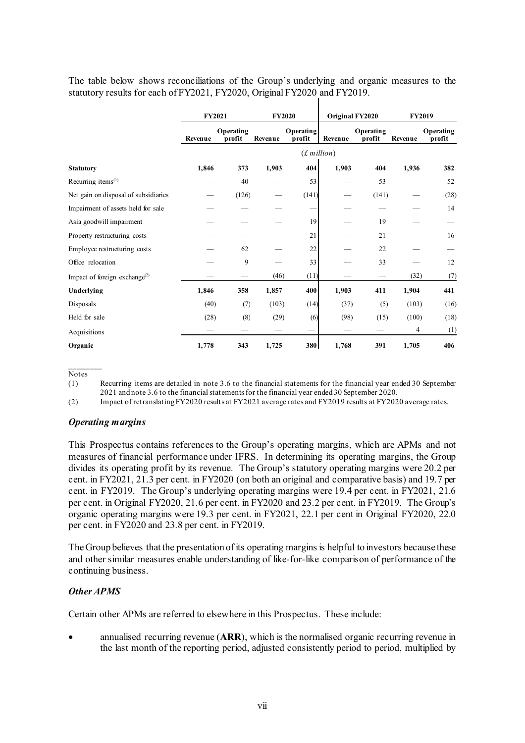The table below shows reconciliations of the Group's underlying and organic measures to the statutory results for each of FY2021, FY2020, Original FY2020 and FY2019.

| | FY2021 | | FY2020 | | Original FY2020 | | FY2019 | |
|---|---|---|---|---|---|---|---|---|
| | Revenue | Operating profit | Revenue | Operating profit | Revenue | Operating profit | Revenue | Operating profit |
| | (£ million) | | | | | | | |
| **Statutory** | **1,846** | **373** | **1,903** | **404** | **1,903** | **404** | **1,936** | **382** |
| Recurring items[(1)] | — | 40 | — | 53 | — | 53 | — | 52 |
| Net gain on disposal of subsidiaries | — | (126) | — | (141) | — | (141) | — | (28) |
| Impairment of assets held for sale | — | — | — | — | — | — | — | 14 |
| Asia goodwill impairment | — | — | — | 19 | — | 19 | — | — |
| Property restructuring costs | — | — | — | 21 | — | 21 | — | 16 |
| Employee restructuring costs | — | 62 | — | 22 | — | 22 | — | — |
| Office relocation | — | 9 | — | 33 | — | 33 | — | 12 |
| Impact of foreign exchange[(2)] | — | — | (46) | (11) | — | — | (32) | (7) |
| **Underlying** | **1,846** | **358** | **1,857** | **400** | **1,903** | **411** | **1,904** | **441** |
| Disposals | (40) | (7) | (103) | (14) | (37) | (5) | (103) | (16) |
| Held for sale | (28) | (8) | (29) | (6) | (98) | (15) | (100) | (18) |
| Acquisitions | — | — | — | — | — | — | 4 | (1) |
| **Organic** | **1,778** | **343** | **1,725** | **380** | **1,768** | **391** | **1,705** | **406** |

Notes

(1) Recurring items are detailed in note 3.6 to the financial statements for the financial year ended 30 September 2021 and note 3.6 to the financial statements for the financial year ended 30 September 2020.

(2) Impact of retranslating FY2020 results at FY2021 average rates and FY2019 results at FY2020 average rates.

### *Operating margins*

This Prospectus contains references to the Group's operating margins, which are APMs and not measures of financial performance under IFRS. In determining its operating margins, the Group divides its operating profit by its revenue. The Group's statutory operating margins were 20.2 per cent. in FY2021, 21.3 per cent. in FY2020 (on both an original and comparative basis) and 19.7 per cent. in FY2019. The Group's underlying operating margins were 19.4 per cent. in FY2021, 21.6 per cent. in Original FY2020, 21.6 per cent. in FY2020 and 23.2 per cent. in FY2019. The Group's organic operating margins were 19.3 per cent. in FY2021, 22.1 per cent in Original FY2020, 22.0 per cent. in FY2020 and 23.8 per cent. in FY2019.

The Group believes that the presentation of its operating margins is helpful to investors because these and other similar measures enable understanding of like-for-like comparison of performance of the continuing business.

### *Other APMS*

Certain other APMs are referred to elsewhere in this Prospectus. These include:

- annualised recurring revenue (**ARR**), which is the normalised organic recurring revenue in the last month of the reporting period, adjusted consistently period to period, multiplied by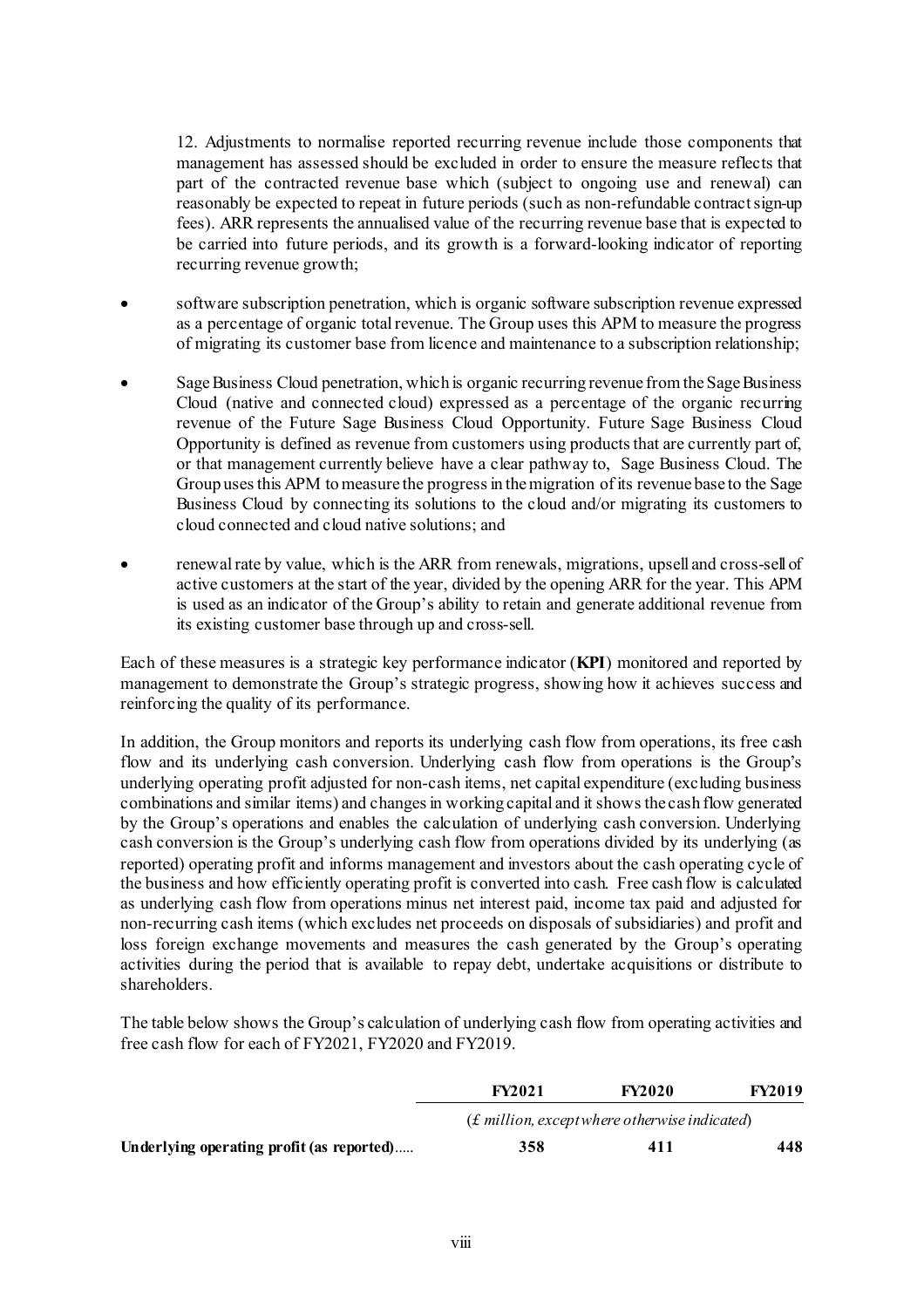12. Adjustments to normalise reported recurring revenue include those components that management has assessed should be excluded in order to ensure the measure reflects that part of the contracted revenue base which (subject to ongoing use and renewal) can reasonably be expected to repeat in future periods (such as non-refundable contract sign-up fees). ARR represents the annualised value of the recurring revenue base that is expected to be carried into future periods, and its growth is a forward-looking indicator of reporting recurring revenue growth;

- software subscription penetration, which is organic software subscription revenue expressed as a percentage of organic total revenue. The Group uses this APM to measure the progress of migrating its customer base from licence and maintenance to a subscription relationship;
- Sage Business Cloud penetration, which is organic recurring revenue from the Sage Business Cloud (native and connected cloud) expressed as a percentage of the organic recurring revenue of the Future Sage Business Cloud Opportunity. Future Sage Business Cloud Opportunity is defined as revenue from customers using products that are currently part of, or that management currently believe have a clear pathway to, Sage Business Cloud. The Group uses this APM to measure the progress in the migration of its revenue base to the Sage Business Cloud by connecting its solutions to the cloud and/or migrating its customers to cloud connected and cloud native solutions; and
- renewal rate by value, which is the ARR from renewals, migrations, upsell and cross-sell of active customers at the start of the year, divided by the opening ARR for the year. This APM is used as an indicator of the Group's ability to retain and generate additional revenue from its existing customer base through up and cross-sell.

Each of these measures is a strategic key performance indicator (**KPI**) monitored and reported by management to demonstrate the Group's strategic progress, showing how it achieves success and reinforcing the quality of its performance.

In addition, the Group monitors and reports its underlying cash flow from operations, its free cash flow and its underlying cash conversion. Underlying cash flow from operations is the Group's underlying operating profit adjusted for non-cash items, net capital expenditure (excluding business combinations and similar items) and changes in working capital and it shows the cash flow generated by the Group's operations and enables the calculation of underlying cash conversion. Underlying cash conversion is the Group's underlying cash flow from operations divided by its underlying (as reported) operating profit and informs management and investors about the cash operating cycle of the business and how efficiently operating profit is converted into cash. Free cash flow is calculated as underlying cash flow from operations minus net interest paid, income tax paid and adjusted for non-recurring cash items (which excludes net proceeds on disposals of subsidiaries) and profit and loss foreign exchange movements and measures the cash generated by the Group's operating activities during the period that is available to repay debt, undertake acquisitions or distribute to shareholders.

The table below shows the Group's calculation of underlying cash flow from operating activities and free cash flow for each of FY2021, FY2020 and FY2019.

| | **FY2021** | **FY2020** | **FY2019** |
|---|---|---|---|
| | *(£ million, except where otherwise indicated)* | | |
| **Underlying operating profit (as reported)**..... | **358** | **411** | **448** |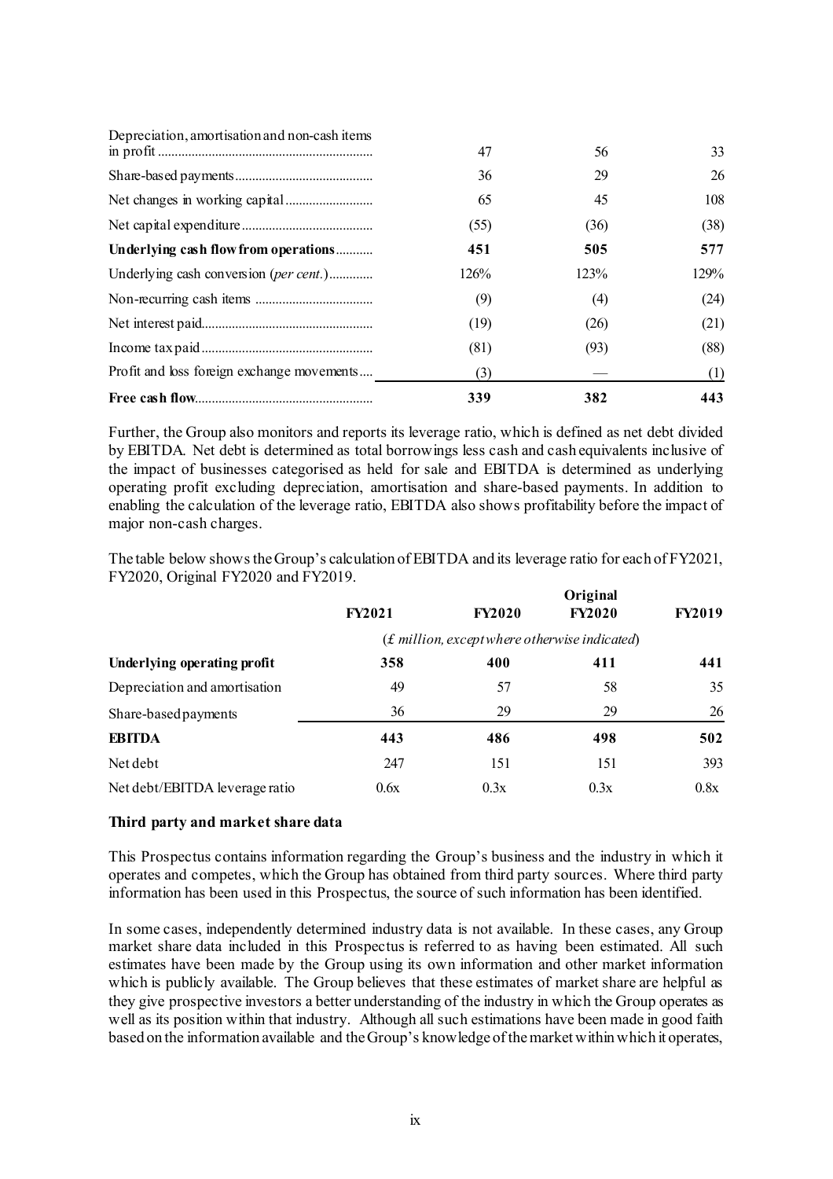| | | | |
|---|---|---|---|
| Depreciation, amortisation and non-cash items in profit | 47 | 56 | 33 |
| Share-based payments | 36 | 29 | 26 |
| Net changes in working capital | 65 | 45 | 108 |
| Net capital expenditure | (55) | (36) | (38) |
| **Underlying cash flow from operations** | **451** | **505** | **577** |
| Underlying cash conversion (*per cent.*) | 126% | 123% | 129% |
| Non-recurring cash items | (9) | (4) | (24) |
| Net interest paid | (19) | (26) | (21) |
| Income tax paid | (81) | (93) | (88) |
| Profit and loss foreign exchange movements | (3) | — | (1) |
| **Free cash flow** | **339** | **382** | **443** |

Further, the Group also monitors and reports its leverage ratio, which is defined as net debt divided by EBITDA. Net debt is determined as total borrowings less cash and cash equivalents inclusive of the impact of businesses categorised as held for sale and EBITDA is determined as underlying operating profit excluding depreciation, amortisation and share-based payments. In addition to enabling the calculation of the leverage ratio, EBITDA also shows profitability before the impact of major non-cash charges.

The table below shows the Group's calculation of EBITDA and its leverage ratio for each of FY2021, FY2020, Original FY2020 and FY2019.

| | **FY2021** | **FY2020** | **Original FY2020** | **FY2019** |
|---|---|---|---|---|
| | (*£ million, except where otherwise indicated*) | | | |
| **Underlying operating profit** | **358** | **400** | **411** | **441** |
| Depreciation and amortisation | 49 | 57 | 58 | 35 |
| Share-based payments | 36 | 29 | 29 | 26 |
| **EBITDA** | **443** | **486** | **498** | **502** |
| Net debt | 247 | 151 | 151 | 393 |
| Net debt/EBITDA leverage ratio | 0.6x | 0.3x | 0.3x | 0.8x |

### Third party and market share data

This Prospectus contains information regarding the Group's business and the industry in which it operates and competes, which the Group has obtained from third party sources. Where third party information has been used in this Prospectus, the source of such information has been identified.

In some cases, independently determined industry data is not available. In these cases, any Group market share data included in this Prospectus is referred to as having been estimated. All such estimates have been made by the Group using its own information and other market information which is publicly available. The Group believes that these estimates of market share are helpful as they give prospective investors a better understanding of the industry in which the Group operates as well as its position within that industry. Although all such estimations have been made in good faith based on the information available and the Group's knowledge of the market within which it operates,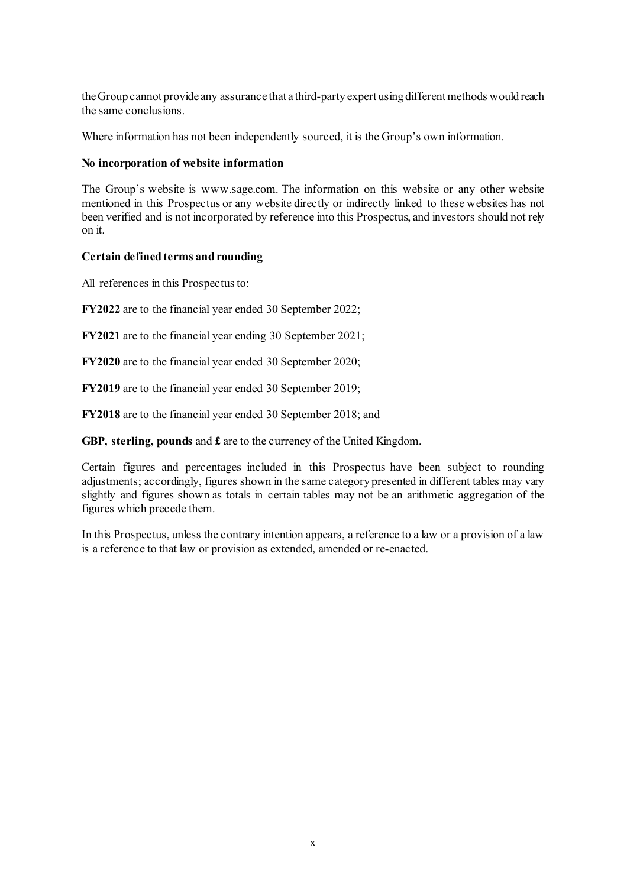the Group cannot provide any assurance that a third-party expert using different methods would reach the same conclusions.

Where information has not been independently sourced, it is the Group's own information.

**No incorporation of website information**

The Group's website is www.sage.com. The information on this website or any other website mentioned in this Prospectus or any website directly or indirectly linked to these websites has not been verified and is not incorporated by reference into this Prospectus, and investors should not rely on it.

**Certain defined terms and rounding**

All references in this Prospectus to:

**FY2022** are to the financial year ended 30 September 2022;

**FY2021** are to the financial year ending 30 September 2021;

**FY2020** are to the financial year ended 30 September 2020;

**FY2019** are to the financial year ended 30 September 2019;

**FY2018** are to the financial year ended 30 September 2018; and

**GBP, sterling, pounds** and **£** are to the currency of the United Kingdom.

Certain figures and percentages included in this Prospectus have been subject to rounding adjustments; accordingly, figures shown in the same category presented in different tables may vary slightly and figures shown as totals in certain tables may not be an arithmetic aggregation of the figures which precede them.

In this Prospectus, unless the contrary intention appears, a reference to a law or a provision of a law is a reference to that law or provision as extended, amended or re-enacted.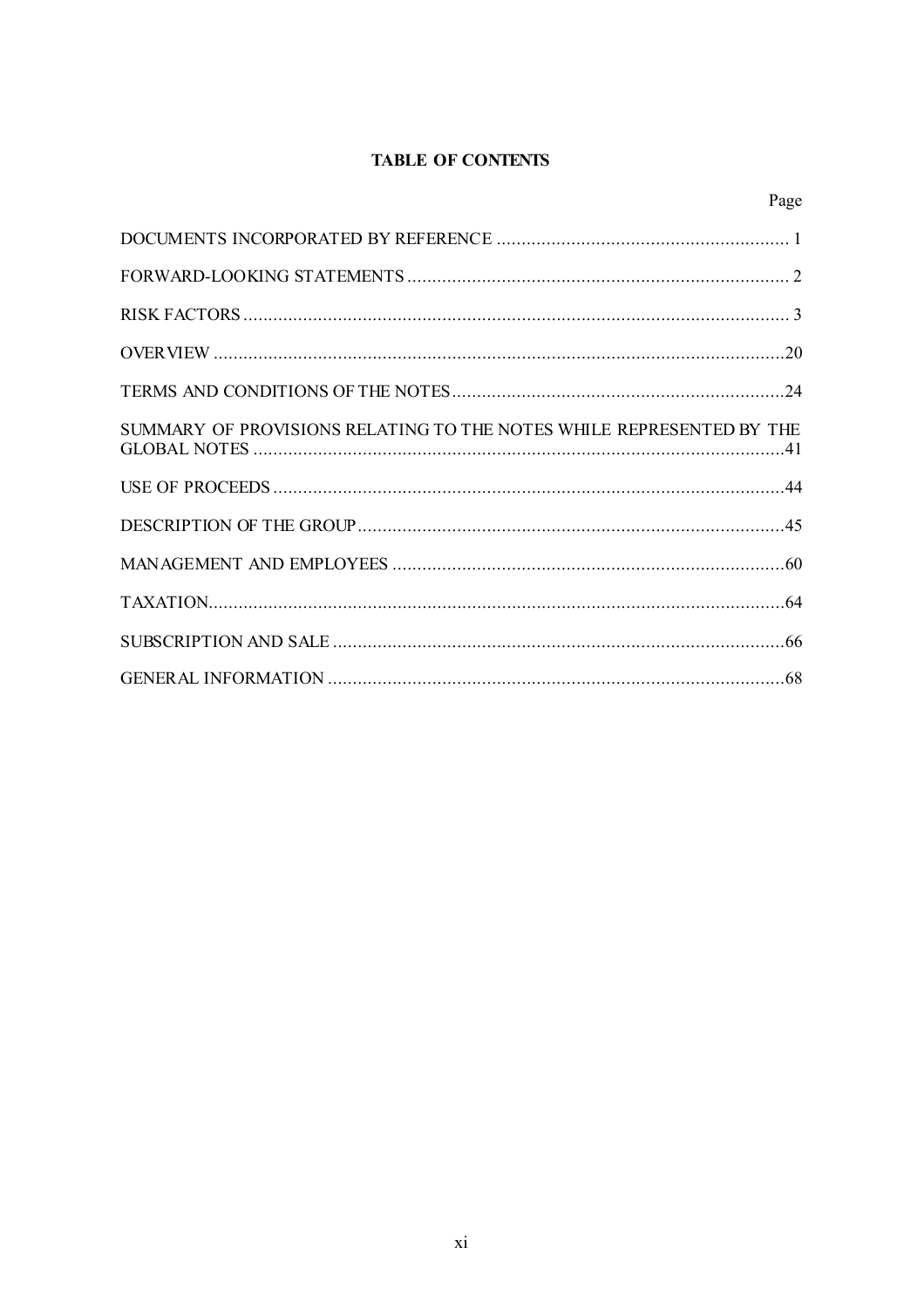# TABLE OF CONTENTS

| | Page |
|---|---|
| DOCUMENTS INCORPORATED BY REFERENCE | 1 |
| FORWARD-LOOKING STATEMENTS | 2 |
| RISK FACTORS | 3 |
| OVERVIEW | 20 |
| TERMS AND CONDITIONS OF THE NOTES | 24 |
| SUMMARY OF PROVISIONS RELATING TO THE NOTES WHILE REPRESENTED BY THE GLOBAL NOTES | 41 |
| USE OF PROCEEDS | 44 |
| DESCRIPTION OF THE GROUP | 45 |
| MANAGEMENT AND EMPLOYEES | 60 |
| TAXATION | 64 |
| SUBSCRIPTION AND SALE | 66 |
| GENERAL INFORMATION | 68 |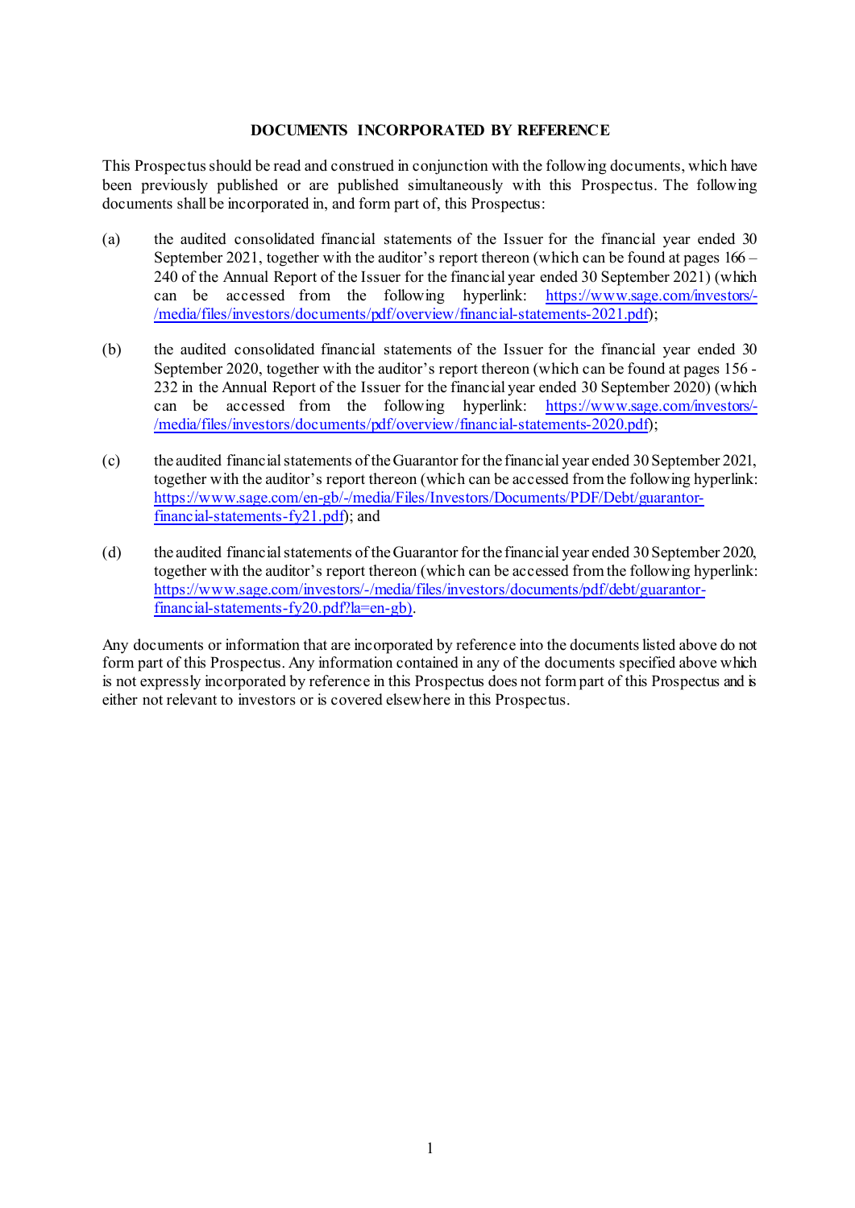## DOCUMENTS INCORPORATED BY REFERENCE

This Prospectus should be read and construed in conjunction with the following documents, which have been previously published or are published simultaneously with this Prospectus. The following documents shall be incorporated in, and form part of, this Prospectus:

(a) the audited consolidated financial statements of the Issuer for the financial year ended 30 September 2021, together with the auditor's report thereon (which can be found at pages 166 – 240 of the Annual Report of the Issuer for the financial year ended 30 September 2021) (which can be accessed from the following hyperlink: https://www.sage.com/investors/-/media/files/investors/documents/pdf/overview/financial-statements-2021.pdf);

(b) the audited consolidated financial statements of the Issuer for the financial year ended 30 September 2020, together with the auditor's report thereon (which can be found at pages 156 - 232 in the Annual Report of the Issuer for the financial year ended 30 September 2020) (which can be accessed from the following hyperlink: https://www.sage.com/investors/-/media/files/investors/documents/pdf/overview/financial-statements-2020.pdf);

(c) the audited financial statements of the Guarantor for the financial year ended 30 September 2021, together with the auditor's report thereon (which can be accessed from the following hyperlink: https://www.sage.com/en-gb/-/media/Files/Investors/Documents/PDF/Debt/guarantor-financial-statements-fy21.pdf); and

(d) the audited financial statements of the Guarantor for the financial year ended 30 September 2020, together with the auditor's report thereon (which can be accessed from the following hyperlink: https://www.sage.com/investors/-/media/files/investors/documents/pdf/debt/guarantor-financial-statements-fy20.pdf?la=en-gb).

Any documents or information that are incorporated by reference into the documents listed above do not form part of this Prospectus. Any information contained in any of the documents specified above which is not expressly incorporated by reference in this Prospectus does not form part of this Prospectus and is either not relevant to investors or is covered elsewhere in this Prospectus.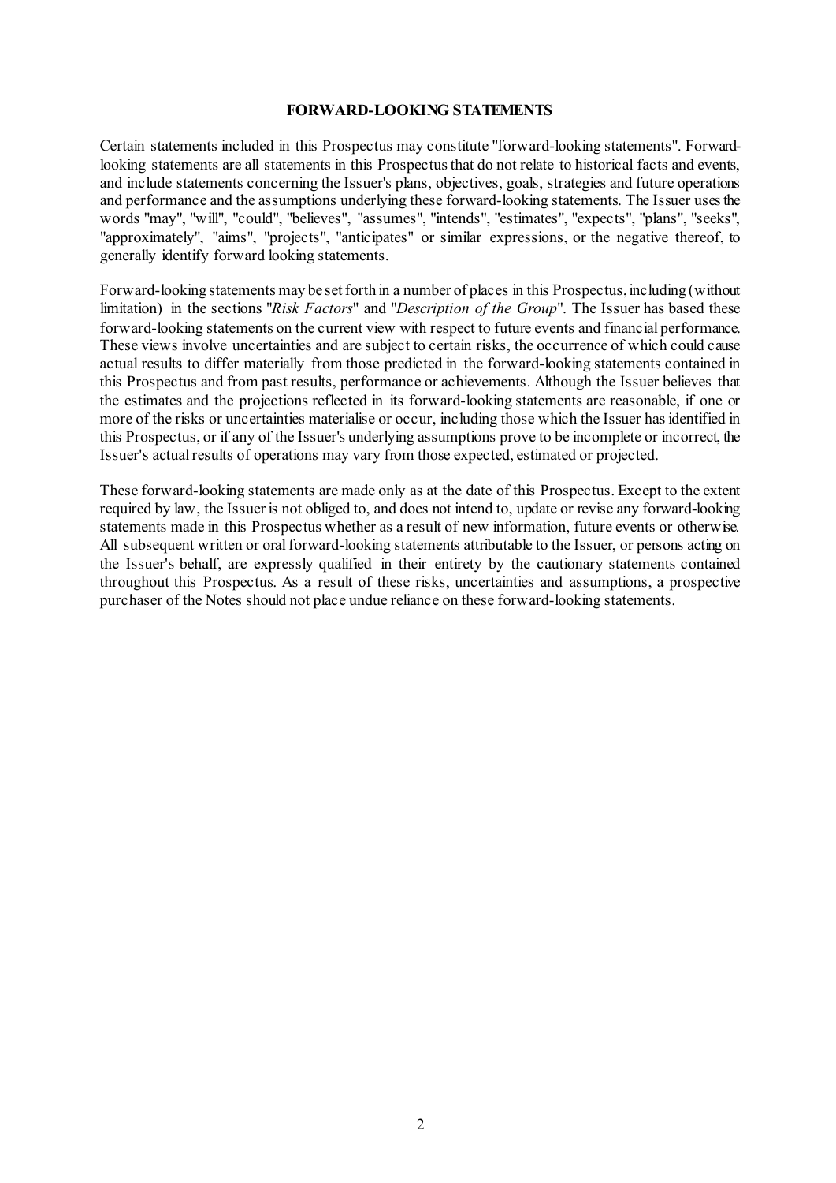# FORWARD-LOOKING STATEMENTS

Certain statements included in this Prospectus may constitute "forward-looking statements". Forward-looking statements are all statements in this Prospectus that do not relate to historical facts and events, and include statements concerning the Issuer's plans, objectives, goals, strategies and future operations and performance and the assumptions underlying these forward-looking statements. The Issuer uses the words "may", "will", "could", "believes", "assumes", "intends", "estimates", "expects", "plans", "seeks", "approximately", "aims", "projects", "anticipates" or similar expressions, or the negative thereof, to generally identify forward looking statements.

Forward-looking statements may be set forth in a number of places in this Prospectus, including (without limitation) in the sections "*Risk Factors*" and "*Description of the Group*". The Issuer has based these forward-looking statements on the current view with respect to future events and financial performance. These views involve uncertainties and are subject to certain risks, the occurrence of which could cause actual results to differ materially from those predicted in the forward-looking statements contained in this Prospectus and from past results, performance or achievements. Although the Issuer believes that the estimates and the projections reflected in its forward-looking statements are reasonable, if one or more of the risks or uncertainties materialise or occur, including those which the Issuer has identified in this Prospectus, or if any of the Issuer's underlying assumptions prove to be incomplete or incorrect, the Issuer's actual results of operations may vary from those expected, estimated or projected.

These forward-looking statements are made only as at the date of this Prospectus. Except to the extent required by law, the Issuer is not obliged to, and does not intend to, update or revise any forward-looking statements made in this Prospectus whether as a result of new information, future events or otherwise. All subsequent written or oral forward-looking statements attributable to the Issuer, or persons acting on the Issuer's behalf, are expressly qualified in their entirety by the cautionary statements contained throughout this Prospectus. As a result of these risks, uncertainties and assumptions, a prospective purchaser of the Notes should not place undue reliance on these forward-looking statements.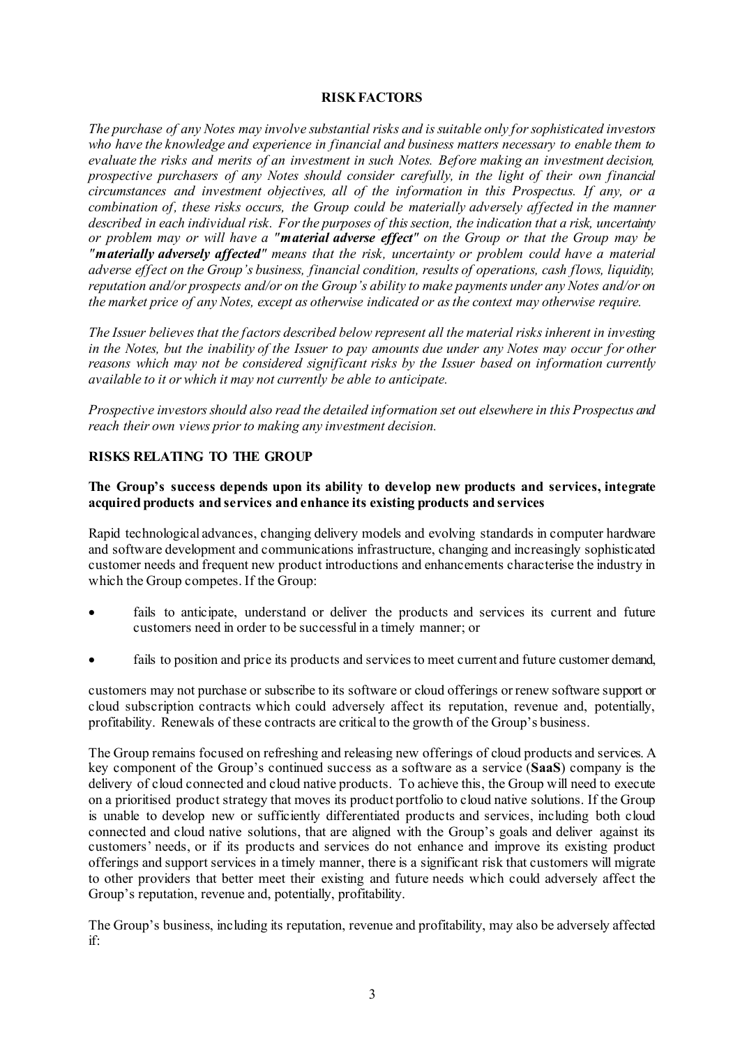# RISK FACTORS

*The purchase of any Notes may involve substantial risks and is suitable only for sophisticated investors who have the knowledge and experience in financial and business matters necessary to enable them to evaluate the risks and merits of an investment in such Notes. Before making an investment decision, prospective purchasers of any Notes should consider carefully, in the light of their own financial circumstances and investment objectives, all of the information in this Prospectus. If any, or a combination of, these risks occurs, the Group could be materially adversely affected in the manner described in each individual risk. For the purposes of this section, the indication that a risk, uncertainty or problem may or will have a "**material adverse effect**" on the Group or that the Group may be "**materially adversely affected**" means that the risk, uncertainty or problem could have a material adverse effect on the Group's business, financial condition, results of operations, cash flows, liquidity, reputation and/or prospects and/or on the Group's ability to make payments under any Notes and/or on the market price of any Notes, except as otherwise indicated or as the context may otherwise require.*

*The Issuer believes that the factors described below represent all the material risks inherent in investing in the Notes, but the inability of the Issuer to pay amounts due under any Notes may occur for other reasons which may not be considered significant risks by the Issuer based on information currently available to it or which it may not currently be able to anticipate.*

*Prospective investors should also read the detailed information set out elsewhere in this Prospectus and reach their own views prior to making any investment decision.*

## RISKS RELATING TO THE GROUP

### The Group's success depends upon its ability to develop new products and services, integrate acquired products and services and enhance its existing products and services

Rapid technological advances, changing delivery models and evolving standards in computer hardware and software development and communications infrastructure, changing and increasingly sophisticated customer needs and frequent new product introductions and enhancements characterise the industry in which the Group competes. If the Group:

- fails to anticipate, understand or deliver the products and services its current and future customers need in order to be successful in a timely manner; or
- fails to position and price its products and services to meet current and future customer demand,

customers may not purchase or subscribe to its software or cloud offerings or renew software support or cloud subscription contracts which could adversely affect its reputation, revenue and, potentially, profitability. Renewals of these contracts are critical to the growth of the Group's business.

The Group remains focused on refreshing and releasing new offerings of cloud products and services. A key component of the Group's continued success as a software as a service (**SaaS**) company is the delivery of cloud connected and cloud native products. To achieve this, the Group will need to execute on a prioritised product strategy that moves its product portfolio to cloud native solutions. If the Group is unable to develop new or sufficiently differentiated products and services, including both cloud connected and cloud native solutions, that are aligned with the Group's goals and deliver against its customers' needs, or if its products and services do not enhance and improve its existing product offerings and support services in a timely manner, there is a significant risk that customers will migrate to other providers that better meet their existing and future needs which could adversely affect the Group's reputation, revenue and, potentially, profitability.

The Group's business, including its reputation, revenue and profitability, may also be adversely affected if: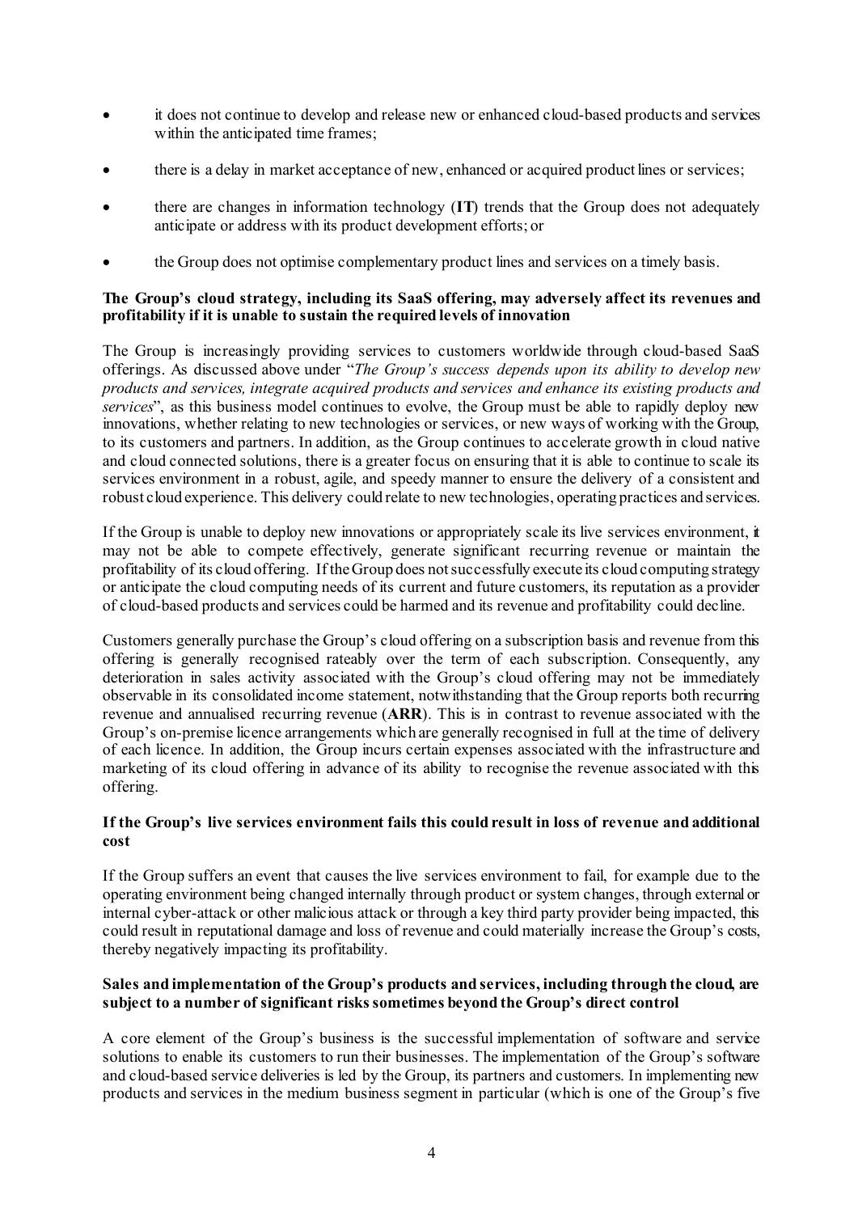- it does not continue to develop and release new or enhanced cloud-based products and services within the anticipated time frames;
- there is a delay in market acceptance of new, enhanced or acquired product lines or services;
- there are changes in information technology (**IT**) trends that the Group does not adequately anticipate or address with its product development efforts; or
- the Group does not optimise complementary product lines and services on a timely basis.

**The Group's cloud strategy, including its SaaS offering, may adversely affect its revenues and profitability if it is unable to sustain the required levels of innovation**

The Group is increasingly providing services to customers worldwide through cloud-based SaaS offerings. As discussed above under "*The Group's success depends upon its ability to develop new products and services, integrate acquired products and services and enhance its existing products and services*", as this business model continues to evolve, the Group must be able to rapidly deploy new innovations, whether relating to new technologies or services, or new ways of working with the Group, to its customers and partners. In addition, as the Group continues to accelerate growth in cloud native and cloud connected solutions, there is a greater focus on ensuring that it is able to continue to scale its services environment in a robust, agile, and speedy manner to ensure the delivery of a consistent and robust cloud experience. This delivery could relate to new technologies, operating practices and services.

If the Group is unable to deploy new innovations or appropriately scale its live services environment, it may not be able to compete effectively, generate significant recurring revenue or maintain the profitability of its cloud offering. If the Group does not successfully execute its cloud computing strategy or anticipate the cloud computing needs of its current and future customers, its reputation as a provider of cloud-based products and services could be harmed and its revenue and profitability could decline.

Customers generally purchase the Group's cloud offering on a subscription basis and revenue from this offering is generally recognised rateably over the term of each subscription. Consequently, any deterioration in sales activity associated with the Group's cloud offering may not be immediately observable in its consolidated income statement, notwithstanding that the Group reports both recurring revenue and annualised recurring revenue (**ARR**). This is in contrast to revenue associated with the Group's on-premise licence arrangements which are generally recognised in full at the time of delivery of each licence. In addition, the Group incurs certain expenses associated with the infrastructure and marketing of its cloud offering in advance of its ability to recognise the revenue associated with this offering.

**If the Group's live services environment fails this could result in loss of revenue and additional cost**

If the Group suffers an event that causes the live services environment to fail, for example due to the operating environment being changed internally through product or system changes, through external or internal cyber-attack or other malicious attack or through a key third party provider being impacted, this could result in reputational damage and loss of revenue and could materially increase the Group's costs, thereby negatively impacting its profitability.

**Sales and implementation of the Group's products and services, including through the cloud, are subject to a number of significant risks sometimes beyond the Group's direct control**

A core element of the Group's business is the successful implementation of software and service solutions to enable its customers to run their businesses. The implementation of the Group's software and cloud-based service deliveries is led by the Group, its partners and customers. In implementing new products and services in the medium business segment in particular (which is one of the Group's five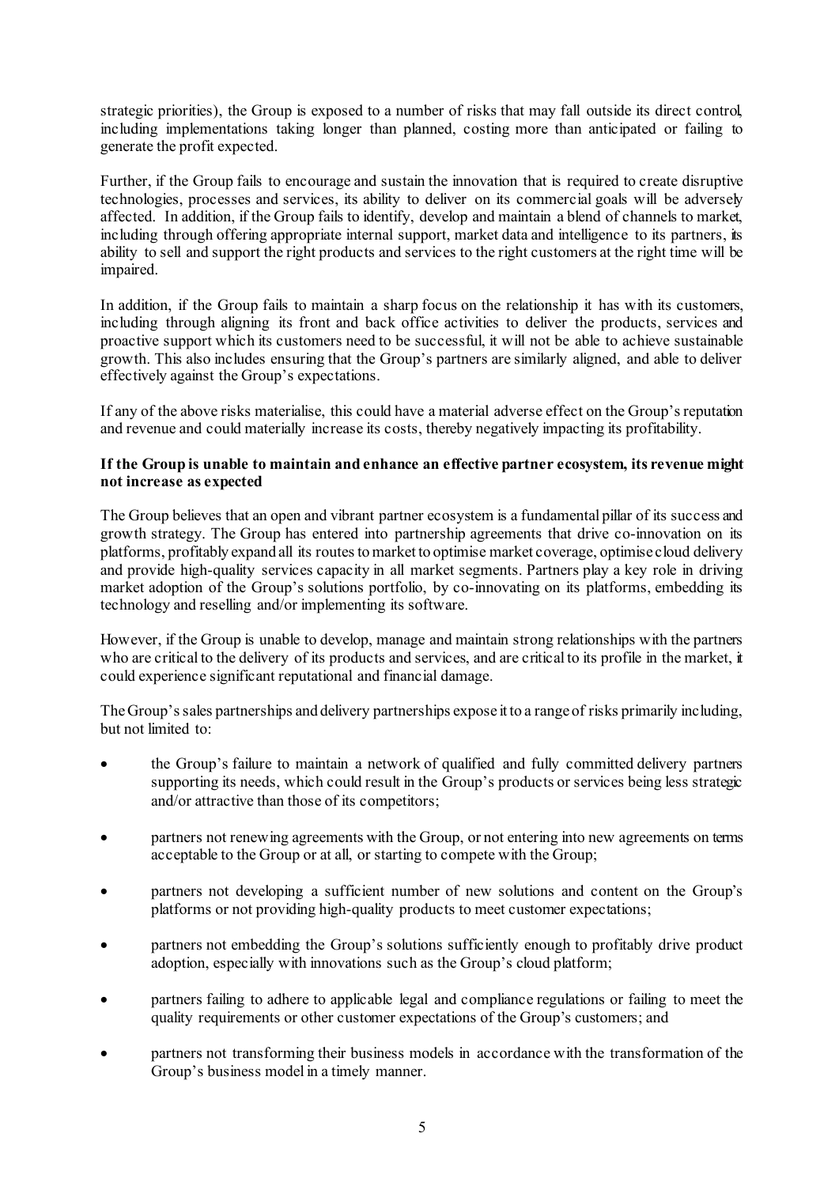strategic priorities), the Group is exposed to a number of risks that may fall outside its direct control, including implementations taking longer than planned, costing more than anticipated or failing to generate the profit expected.

Further, if the Group fails to encourage and sustain the innovation that is required to create disruptive technologies, processes and services, its ability to deliver on its commercial goals will be adversely affected. In addition, if the Group fails to identify, develop and maintain a blend of channels to market, including through offering appropriate internal support, market data and intelligence to its partners, its ability to sell and support the right products and services to the right customers at the right time will be impaired.

In addition, if the Group fails to maintain a sharp focus on the relationship it has with its customers, including through aligning its front and back office activities to deliver the products, services and proactive support which its customers need to be successful, it will not be able to achieve sustainable growth. This also includes ensuring that the Group's partners are similarly aligned, and able to deliver effectively against the Group's expectations.

If any of the above risks materialise, this could have a material adverse effect on the Group's reputation and revenue and could materially increase its costs, thereby negatively impacting its profitability.

**If the Group is unable to maintain and enhance an effective partner ecosystem, its revenue might not increase as expected**

The Group believes that an open and vibrant partner ecosystem is a fundamental pillar of its success and growth strategy. The Group has entered into partnership agreements that drive co-innovation on its platforms, profitably expand all its routes to market to optimise market coverage, optimise cloud delivery and provide high-quality services capacity in all market segments. Partners play a key role in driving market adoption of the Group's solutions portfolio, by co-innovating on its platforms, embedding its technology and reselling and/or implementing its software.

However, if the Group is unable to develop, manage and maintain strong relationships with the partners who are critical to the delivery of its products and services, and are critical to its profile in the market, it could experience significant reputational and financial damage.

The Group's sales partnerships and delivery partnerships expose it to a range of risks primarily including, but not limited to:

- the Group's failure to maintain a network of qualified and fully committed delivery partners supporting its needs, which could result in the Group's products or services being less strategic and/or attractive than those of its competitors;
- partners not renewing agreements with the Group, or not entering into new agreements on terms acceptable to the Group or at all, or starting to compete with the Group;
- partners not developing a sufficient number of new solutions and content on the Group's platforms or not providing high-quality products to meet customer expectations;
- partners not embedding the Group's solutions sufficiently enough to profitably drive product adoption, especially with innovations such as the Group's cloud platform;
- partners failing to adhere to applicable legal and compliance regulations or failing to meet the quality requirements or other customer expectations of the Group's customers; and
- partners not transforming their business models in accordance with the transformation of the Group's business model in a timely manner.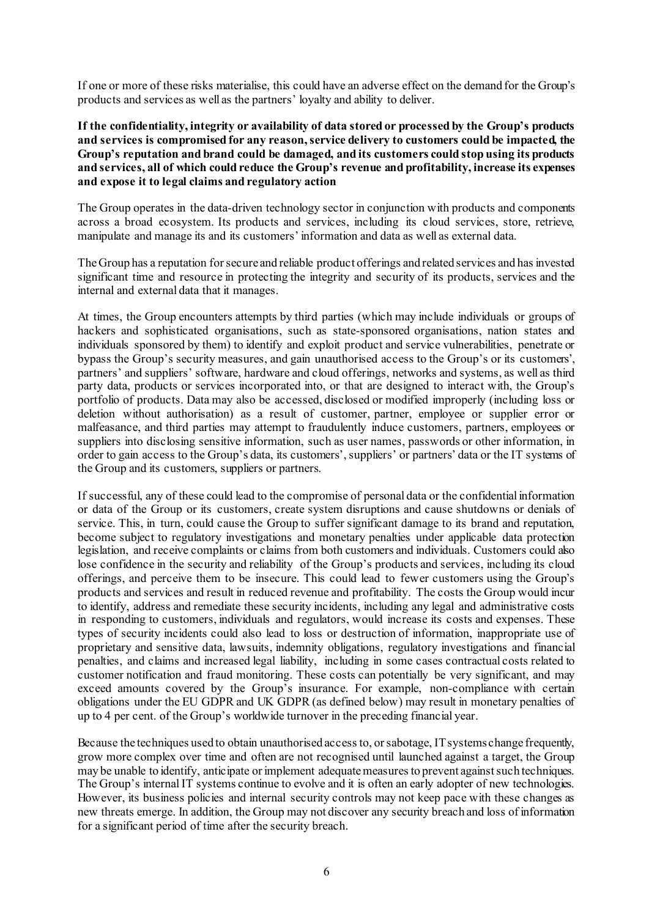If one or more of these risks materialise, this could have an adverse effect on the demand for the Group's products and services as well as the partners' loyalty and ability to deliver.

**If the confidentiality, integrity or availability of data stored or processed by the Group's products and services is compromised for any reason, service delivery to customers could be impacted, the Group's reputation and brand could be damaged, and its customers could stop using its products and services, all of which could reduce the Group's revenue and profitability, increase its expenses and expose it to legal claims and regulatory action**

The Group operates in the data-driven technology sector in conjunction with products and components across a broad ecosystem. Its products and services, including its cloud services, store, retrieve, manipulate and manage its and its customers' information and data as well as external data.

The Group has a reputation for secure and reliable product offerings and related services and has invested significant time and resource in protecting the integrity and security of its products, services and the internal and external data that it manages.

At times, the Group encounters attempts by third parties (which may include individuals or groups of hackers and sophisticated organisations, such as state-sponsored organisations, nation states and individuals sponsored by them) to identify and exploit product and service vulnerabilities, penetrate or bypass the Group's security measures, and gain unauthorised access to the Group's or its customers', partners' and suppliers' software, hardware and cloud offerings, networks and systems, as well as third party data, products or services incorporated into, or that are designed to interact with, the Group's portfolio of products. Data may also be accessed, disclosed or modified improperly (including loss or deletion without authorisation) as a result of customer, partner, employee or supplier error or malfeasance, and third parties may attempt to fraudulently induce customers, partners, employees or suppliers into disclosing sensitive information, such as user names, passwords or other information, in order to gain access to the Group's data, its customers', suppliers' or partners' data or the IT systems of the Group and its customers, suppliers or partners.

If successful, any of these could lead to the compromise of personal data or the confidential information or data of the Group or its customers, create system disruptions and cause shutdowns or denials of service. This, in turn, could cause the Group to suffer significant damage to its brand and reputation, become subject to regulatory investigations and monetary penalties under applicable data protection legislation, and receive complaints or claims from both customers and individuals. Customers could also lose confidence in the security and reliability of the Group's products and services, including its cloud offerings, and perceive them to be insecure. This could lead to fewer customers using the Group's products and services and result in reduced revenue and profitability. The costs the Group would incur to identify, address and remediate these security incidents, including any legal and administrative costs in responding to customers, individuals and regulators, would increase its costs and expenses. These types of security incidents could also lead to loss or destruction of information, inappropriate use of proprietary and sensitive data, lawsuits, indemnity obligations, regulatory investigations and financial penalties, and claims and increased legal liability, including in some cases contractual costs related to customer notification and fraud monitoring. These costs can potentially be very significant, and may exceed amounts covered by the Group's insurance. For example, non-compliance with certain obligations under the EU GDPR and UK GDPR (as defined below) may result in monetary penalties of up to 4 per cent. of the Group's worldwide turnover in the preceding financial year.

Because the techniques used to obtain unauthorised access to, or sabotage, IT systems change frequently, grow more complex over time and often are not recognised until launched against a target, the Group may be unable to identify, anticipate or implement adequate measures to prevent against such techniques. The Group's internal IT systems continue to evolve and it is often an early adopter of new technologies. However, its business policies and internal security controls may not keep pace with these changes as new threats emerge. In addition, the Group may not discover any security breach and loss of information for a significant period of time after the security breach.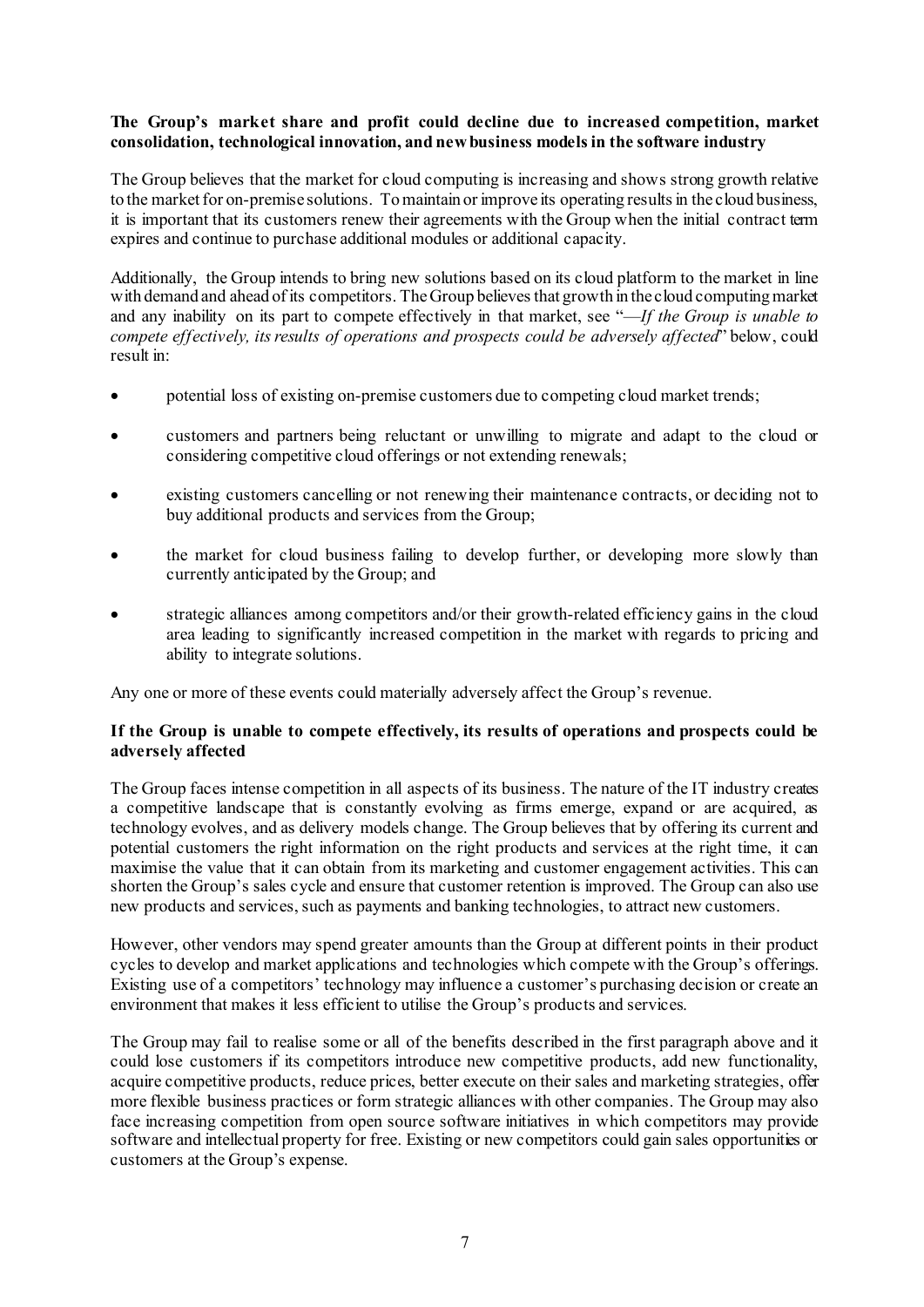**The Group's market share and profit could decline due to increased competition, market consolidation, technological innovation, and new business models in the software industry**

The Group believes that the market for cloud computing is increasing and shows strong growth relative to the market for on-premise solutions. To maintain or improve its operating results in the cloud business, it is important that its customers renew their agreements with the Group when the initial contract term expires and continue to purchase additional modules or additional capacity.

Additionally, the Group intends to bring new solutions based on its cloud platform to the market in line with demand and ahead of its competitors. The Group believes that growth in the cloud computing market and any inability on its part to compete effectively in that market, see "*—If the Group is unable to compete effectively, its results of operations and prospects could be adversely affected*" below, could result in:

- potential loss of existing on-premise customers due to competing cloud market trends;
- customers and partners being reluctant or unwilling to migrate and adapt to the cloud or considering competitive cloud offerings or not extending renewals;
- existing customers cancelling or not renewing their maintenance contracts, or deciding not to buy additional products and services from the Group;
- the market for cloud business failing to develop further, or developing more slowly than currently anticipated by the Group; and
- strategic alliances among competitors and/or their growth-related efficiency gains in the cloud area leading to significantly increased competition in the market with regards to pricing and ability to integrate solutions.

Any one or more of these events could materially adversely affect the Group's revenue.

**If the Group is unable to compete effectively, its results of operations and prospects could be adversely affected**

The Group faces intense competition in all aspects of its business. The nature of the IT industry creates a competitive landscape that is constantly evolving as firms emerge, expand or are acquired, as technology evolves, and as delivery models change. The Group believes that by offering its current and potential customers the right information on the right products and services at the right time, it can maximise the value that it can obtain from its marketing and customer engagement activities. This can shorten the Group's sales cycle and ensure that customer retention is improved. The Group can also use new products and services, such as payments and banking technologies, to attract new customers.

However, other vendors may spend greater amounts than the Group at different points in their product cycles to develop and market applications and technologies which compete with the Group's offerings. Existing use of a competitors' technology may influence a customer's purchasing decision or create an environment that makes it less efficient to utilise the Group's products and services.

The Group may fail to realise some or all of the benefits described in the first paragraph above and it could lose customers if its competitors introduce new competitive products, add new functionality, acquire competitive products, reduce prices, better execute on their sales and marketing strategies, offer more flexible business practices or form strategic alliances with other companies. The Group may also face increasing competition from open source software initiatives in which competitors may provide software and intellectual property for free. Existing or new competitors could gain sales opportunities or customers at the Group's expense.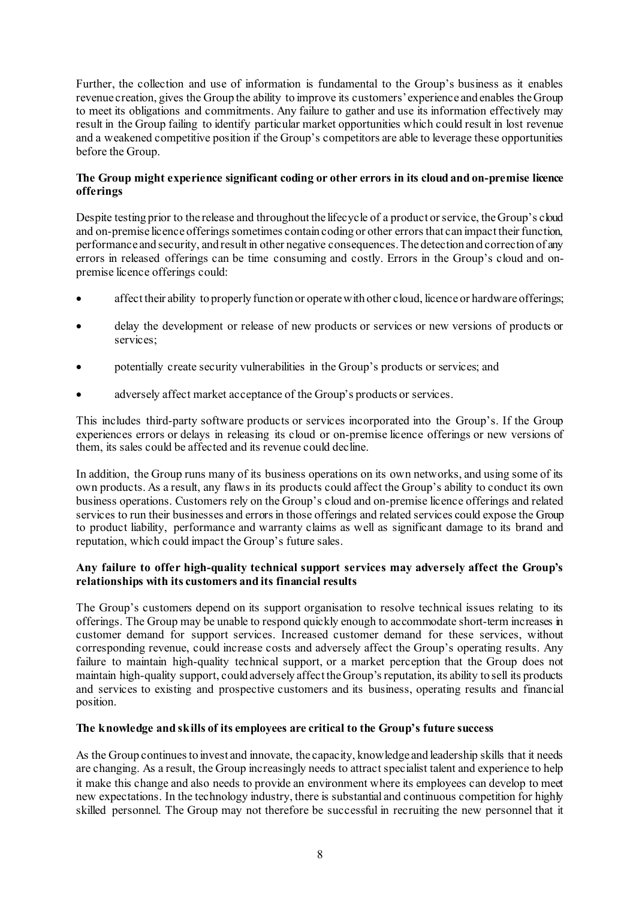Further, the collection and use of information is fundamental to the Group's business as it enables revenue creation, gives the Group the ability to improve its customers' experience and enables the Group to meet its obligations and commitments. Any failure to gather and use its information effectively may result in the Group failing to identify particular market opportunities which could result in lost revenue and a weakened competitive position if the Group's competitors are able to leverage these opportunities before the Group.

**The Group might experience significant coding or other errors in its cloud and on-premise licence offerings**

Despite testing prior to the release and throughout the lifecycle of a product or service, the Group's cloud and on-premise licence offerings sometimes contain coding or other errors that can impact their function, performance and security, and result in other negative consequences. The detection and correction of any errors in released offerings can be time consuming and costly. Errors in the Group's cloud and on-premise licence offerings could:

- affect their ability to properly function or operate with other cloud, licence or hardware offerings;
- delay the development or release of new products or services or new versions of products or services;
- potentially create security vulnerabilities in the Group's products or services; and
- adversely affect market acceptance of the Group's products or services.

This includes third-party software products or services incorporated into the Group's. If the Group experiences errors or delays in releasing its cloud or on-premise licence offerings or new versions of them, its sales could be affected and its revenue could decline.

In addition, the Group runs many of its business operations on its own networks, and using some of its own products. As a result, any flaws in its products could affect the Group's ability to conduct its own business operations. Customers rely on the Group's cloud and on-premise licence offerings and related services to run their businesses and errors in those offerings and related services could expose the Group to product liability, performance and warranty claims as well as significant damage to its brand and reputation, which could impact the Group's future sales.

**Any failure to offer high-quality technical support services may adversely affect the Group's relationships with its customers and its financial results**

The Group's customers depend on its support organisation to resolve technical issues relating to its offerings. The Group may be unable to respond quickly enough to accommodate short-term increases in customer demand for support services. Increased customer demand for these services, without corresponding revenue, could increase costs and adversely affect the Group's operating results. Any failure to maintain high-quality technical support, or a market perception that the Group does not maintain high-quality support, could adversely affect the Group's reputation, its ability to sell its products and services to existing and prospective customers and its business, operating results and financial position.

**The knowledge and skills of its employees are critical to the Group's future success**

As the Group continues to invest and innovate, the capacity, knowledge and leadership skills that it needs are changing. As a result, the Group increasingly needs to attract specialist talent and experience to help it make this change and also needs to provide an environment where its employees can develop to meet new expectations. In the technology industry, there is substantial and continuous competition for highly skilled personnel. The Group may not therefore be successful in recruiting the new personnel that it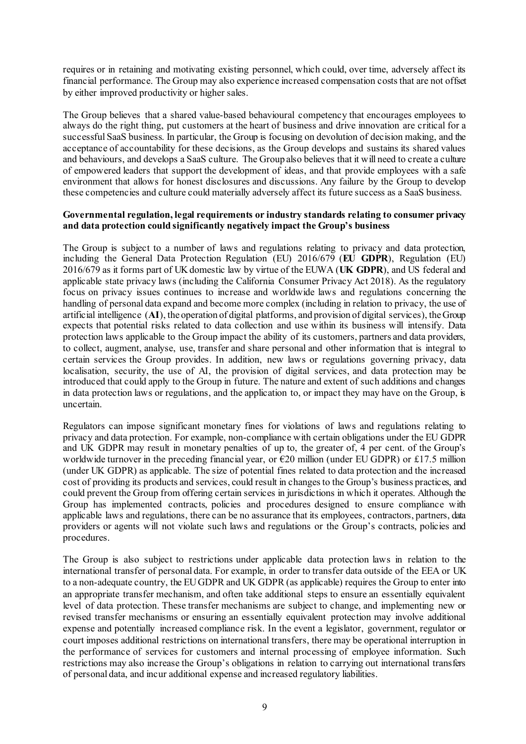requires or in retaining and motivating existing personnel, which could, over time, adversely affect its financial performance. The Group may also experience increased compensation costs that are not offset by either improved productivity or higher sales.

The Group believes that a shared value-based behavioural competency that encourages employees to always do the right thing, put customers at the heart of business and drive innovation are critical for a successful SaaS business. In particular, the Group is focusing on devolution of decision making, and the acceptance of accountability for these decisions, as the Group develops and sustains its shared values and behaviours, and develops a SaaS culture. The Group also believes that it will need to create a culture of empowered leaders that support the development of ideas, and that provide employees with a safe environment that allows for honest disclosures and discussions. Any failure by the Group to develop these competencies and culture could materially adversely affect its future success as a SaaS business.

**Governmental regulation, legal requirements or industry standards relating to consumer privacy and data protection could significantly negatively impact the Group's business**

The Group is subject to a number of laws and regulations relating to privacy and data protection, including the General Data Protection Regulation (EU) 2016/679 (**EU GDPR**), Regulation (EU) 2016/679 as it forms part of UK domestic law by virtue of the EUWA (**UK GDPR**), and US federal and applicable state privacy laws (including the California Consumer Privacy Act 2018). As the regulatory focus on privacy issues continues to increase and worldwide laws and regulations concerning the handling of personal data expand and become more complex (including in relation to privacy, the use of artificial intelligence (**AI**), the operation of digital platforms, and provision of digital services), the Group expects that potential risks related to data collection and use within its business will intensify. Data protection laws applicable to the Group impact the ability of its customers, partners and data providers, to collect, augment, analyse, use, transfer and share personal and other information that is integral to certain services the Group provides. In addition, new laws or regulations governing privacy, data localisation, security, the use of AI, the provision of digital services, and data protection may be introduced that could apply to the Group in future. The nature and extent of such additions and changes in data protection laws or regulations, and the application to, or impact they may have on the Group, is uncertain.

Regulators can impose significant monetary fines for violations of laws and regulations relating to privacy and data protection. For example, non-compliance with certain obligations under the EU GDPR and UK GDPR may result in monetary penalties of up to, the greater of, 4 per cent. of the Group's worldwide turnover in the preceding financial year, or €20 million (under EU GDPR) or £17.5 million (under UK GDPR) as applicable. The size of potential fines related to data protection and the increased cost of providing its products and services, could result in changes to the Group's business practices, and could prevent the Group from offering certain services in jurisdictions in which it operates. Although the Group has implemented contracts, policies and procedures designed to ensure compliance with applicable laws and regulations, there can be no assurance that its employees, contractors, partners, data providers or agents will not violate such laws and regulations or the Group's contracts, policies and procedures.

The Group is also subject to restrictions under applicable data protection laws in relation to the international transfer of personal data. For example, in order to transfer data outside of the EEA or UK to a non-adequate country, the EU GDPR and UK GDPR (as applicable) requires the Group to enter into an appropriate transfer mechanism, and often take additional steps to ensure an essentially equivalent level of data protection. These transfer mechanisms are subject to change, and implementing new or revised transfer mechanisms or ensuring an essentially equivalent protection may involve additional expense and potentially increased compliance risk. In the event a legislator, government, regulator or court imposes additional restrictions on international transfers, there may be operational interruption in the performance of services for customers and internal processing of employee information. Such restrictions may also increase the Group's obligations in relation to carrying out international transfers of personal data, and incur additional expense and increased regulatory liabilities.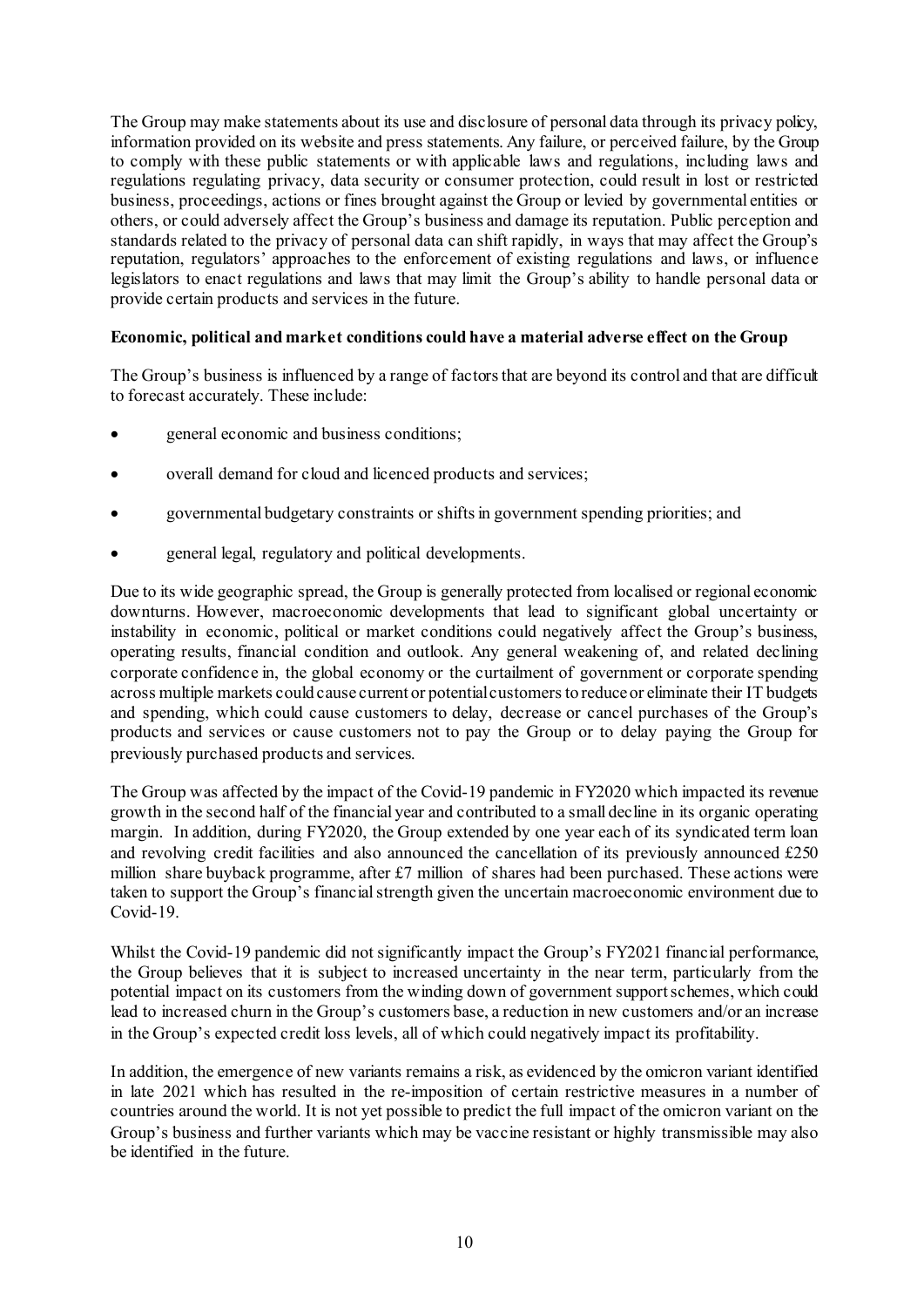The Group may make statements about its use and disclosure of personal data through its privacy policy, information provided on its website and press statements. Any failure, or perceived failure, by the Group to comply with these public statements or with applicable laws and regulations, including laws and regulations regulating privacy, data security or consumer protection, could result in lost or restricted business, proceedings, actions or fines brought against the Group or levied by governmental entities or others, or could adversely affect the Group's business and damage its reputation. Public perception and standards related to the privacy of personal data can shift rapidly, in ways that may affect the Group's reputation, regulators' approaches to the enforcement of existing regulations and laws, or influence legislators to enact regulations and laws that may limit the Group's ability to handle personal data or provide certain products and services in the future.

**Economic, political and market conditions could have a material adverse effect on the Group**

The Group's business is influenced by a range of factors that are beyond its control and that are difficult to forecast accurately. These include:

- general economic and business conditions;
- overall demand for cloud and licenced products and services;
- governmental budgetary constraints or shifts in government spending priorities; and
- general legal, regulatory and political developments.

Due to its wide geographic spread, the Group is generally protected from localised or regional economic downturns. However, macroeconomic developments that lead to significant global uncertainty or instability in economic, political or market conditions could negatively affect the Group's business, operating results, financial condition and outlook. Any general weakening of, and related declining corporate confidence in, the global economy or the curtailment of government or corporate spending across multiple markets could cause current or potential customers to reduce or eliminate their IT budgets and spending, which could cause customers to delay, decrease or cancel purchases of the Group's products and services or cause customers not to pay the Group or to delay paying the Group for previously purchased products and services.

The Group was affected by the impact of the Covid-19 pandemic in FY2020 which impacted its revenue growth in the second half of the financial year and contributed to a small decline in its organic operating margin. In addition, during FY2020, the Group extended by one year each of its syndicated term loan and revolving credit facilities and also announced the cancellation of its previously announced £250 million share buyback programme, after £7 million of shares had been purchased. These actions were taken to support the Group's financial strength given the uncertain macroeconomic environment due to Covid-19.

Whilst the Covid-19 pandemic did not significantly impact the Group's FY2021 financial performance, the Group believes that it is subject to increased uncertainty in the near term, particularly from the potential impact on its customers from the winding down of government support schemes, which could lead to increased churn in the Group's customers base, a reduction in new customers and/or an increase in the Group's expected credit loss levels, all of which could negatively impact its profitability.

In addition, the emergence of new variants remains a risk, as evidenced by the omicron variant identified in late 2021 which has resulted in the re-imposition of certain restrictive measures in a number of countries around the world. It is not yet possible to predict the full impact of the omicron variant on the Group's business and further variants which may be vaccine resistant or highly transmissible may also be identified in the future.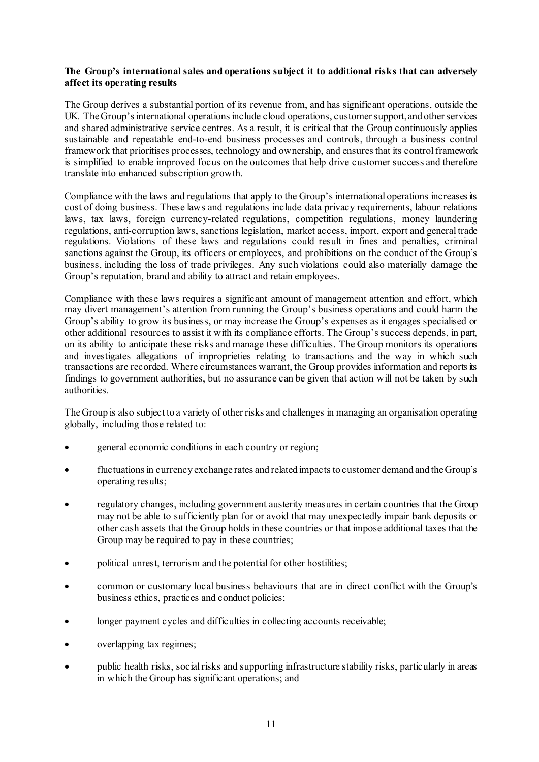**The Group's international sales and operations subject it to additional risks that can adversely affect its operating results**

The Group derives a substantial portion of its revenue from, and has significant operations, outside the UK. The Group's international operations include cloud operations, customer support, and other services and shared administrative service centres. As a result, it is critical that the Group continuously applies sustainable and repeatable end-to-end business processes and controls, through a business control framework that prioritises processes, technology and ownership, and ensures that its control framework is simplified to enable improved focus on the outcomes that help drive customer success and therefore translate into enhanced subscription growth.

Compliance with the laws and regulations that apply to the Group's international operations increases its cost of doing business. These laws and regulations include data privacy requirements, labour relations laws, tax laws, foreign currency-related regulations, competition regulations, money laundering regulations, anti-corruption laws, sanctions legislation, market access, import, export and general trade regulations. Violations of these laws and regulations could result in fines and penalties, criminal sanctions against the Group, its officers or employees, and prohibitions on the conduct of the Group's business, including the loss of trade privileges. Any such violations could also materially damage the Group's reputation, brand and ability to attract and retain employees.

Compliance with these laws requires a significant amount of management attention and effort, which may divert management's attention from running the Group's business operations and could harm the Group's ability to grow its business, or may increase the Group's expenses as it engages specialised or other additional resources to assist it with its compliance efforts. The Group's success depends, in part, on its ability to anticipate these risks and manage these difficulties. The Group monitors its operations and investigates allegations of improprieties relating to transactions and the way in which such transactions are recorded. Where circumstances warrant, the Group provides information and reports its findings to government authorities, but no assurance can be given that action will not be taken by such authorities.

The Group is also subject to a variety of other risks and challenges in managing an organisation operating globally, including those related to:

- general economic conditions in each country or region;
- fluctuations in currency exchange rates and related impacts to customer demand and the Group's operating results;
- regulatory changes, including government austerity measures in certain countries that the Group may not be able to sufficiently plan for or avoid that may unexpectedly impair bank deposits or other cash assets that the Group holds in these countries or that impose additional taxes that the Group may be required to pay in these countries;
- political unrest, terrorism and the potential for other hostilities;
- common or customary local business behaviours that are in direct conflict with the Group's business ethics, practices and conduct policies;
- longer payment cycles and difficulties in collecting accounts receivable;
- overlapping tax regimes;
- public health risks, social risks and supporting infrastructure stability risks, particularly in areas in which the Group has significant operations; and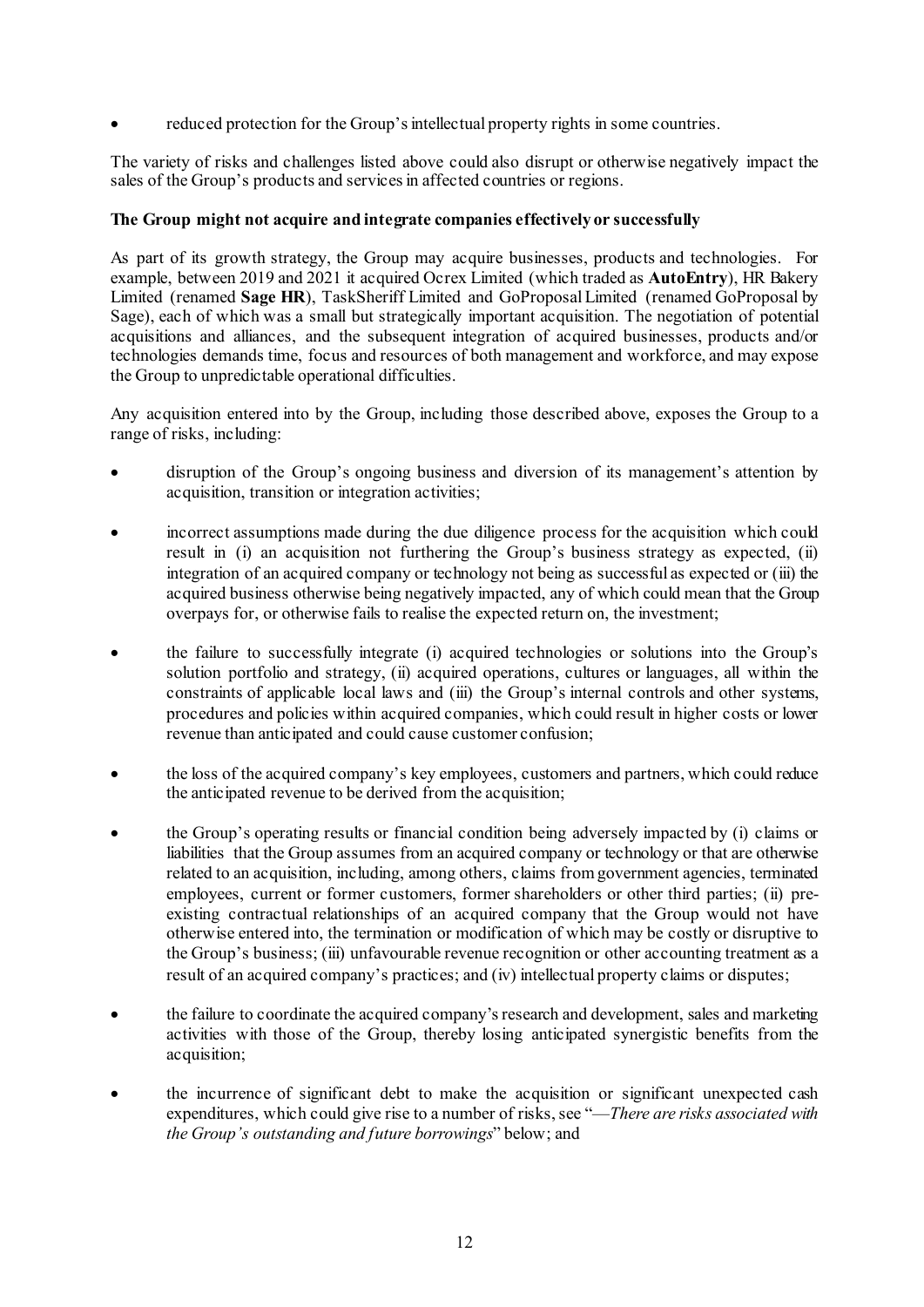- reduced protection for the Group's intellectual property rights in some countries.

The variety of risks and challenges listed above could also disrupt or otherwise negatively impact the sales of the Group's products and services in affected countries or regions.

**The Group might not acquire and integrate companies effectively or successfully**

As part of its growth strategy, the Group may acquire businesses, products and technologies. For example, between 2019 and 2021 it acquired Ocrex Limited (which traded as **AutoEntry**), HR Bakery Limited (renamed **Sage HR**), TaskSheriff Limited and GoProposal Limited (renamed GoProposal by Sage), each of which was a small but strategically important acquisition. The negotiation of potential acquisitions and alliances, and the subsequent integration of acquired businesses, products and/or technologies demands time, focus and resources of both management and workforce, and may expose the Group to unpredictable operational difficulties.

Any acquisition entered into by the Group, including those described above, exposes the Group to a range of risks, including:

- disruption of the Group's ongoing business and diversion of its management's attention by acquisition, transition or integration activities;
- incorrect assumptions made during the due diligence process for the acquisition which could result in (i) an acquisition not furthering the Group's business strategy as expected, (ii) integration of an acquired company or technology not being as successful as expected or (iii) the acquired business otherwise being negatively impacted, any of which could mean that the Group overpays for, or otherwise fails to realise the expected return on, the investment;
- the failure to successfully integrate (i) acquired technologies or solutions into the Group's solution portfolio and strategy, (ii) acquired operations, cultures or languages, all within the constraints of applicable local laws and (iii) the Group's internal controls and other systems, procedures and policies within acquired companies, which could result in higher costs or lower revenue than anticipated and could cause customer confusion;
- the loss of the acquired company's key employees, customers and partners, which could reduce the anticipated revenue to be derived from the acquisition;
- the Group's operating results or financial condition being adversely impacted by (i) claims or liabilities that the Group assumes from an acquired company or technology or that are otherwise related to an acquisition, including, among others, claims from government agencies, terminated employees, current or former customers, former shareholders or other third parties; (ii) pre-existing contractual relationships of an acquired company that the Group would not have otherwise entered into, the termination or modification of which may be costly or disruptive to the Group's business; (iii) unfavourable revenue recognition or other accounting treatment as a result of an acquired company's practices; and (iv) intellectual property claims or disputes;
- the failure to coordinate the acquired company's research and development, sales and marketing activities with those of the Group, thereby losing anticipated synergistic benefits from the acquisition;
- the incurrence of significant debt to make the acquisition or significant unexpected cash expenditures, which could give rise to a number of risks, see "—*There are risks associated with the Group's outstanding and future borrowings*" below; and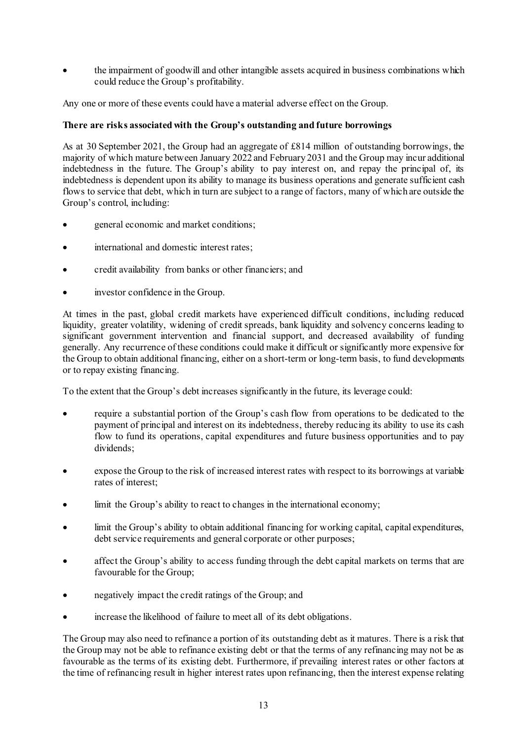- the impairment of goodwill and other intangible assets acquired in business combinations which could reduce the Group's profitability.

Any one or more of these events could have a material adverse effect on the Group.

**There are risks associated with the Group's outstanding and future borrowings**

As at 30 September 2021, the Group had an aggregate of £814 million of outstanding borrowings, the majority of which mature between January 2022 and February 2031 and the Group may incur additional indebtedness in the future. The Group's ability to pay interest on, and repay the principal of, its indebtedness is dependent upon its ability to manage its business operations and generate sufficient cash flows to service that debt, which in turn are subject to a range of factors, many of which are outside the Group's control, including:

- general economic and market conditions;
- international and domestic interest rates;
- credit availability from banks or other financiers; and
- investor confidence in the Group.

At times in the past, global credit markets have experienced difficult conditions, including reduced liquidity, greater volatility, widening of credit spreads, bank liquidity and solvency concerns leading to significant government intervention and financial support, and decreased availability of funding generally. Any recurrence of these conditions could make it difficult or significantly more expensive for the Group to obtain additional financing, either on a short-term or long-term basis, to fund developments or to repay existing financing.

To the extent that the Group's debt increases significantly in the future, its leverage could:

- require a substantial portion of the Group's cash flow from operations to be dedicated to the payment of principal and interest on its indebtedness, thereby reducing its ability to use its cash flow to fund its operations, capital expenditures and future business opportunities and to pay dividends;
- expose the Group to the risk of increased interest rates with respect to its borrowings at variable rates of interest;
- limit the Group's ability to react to changes in the international economy;
- limit the Group's ability to obtain additional financing for working capital, capital expenditures, debt service requirements and general corporate or other purposes;
- affect the Group's ability to access funding through the debt capital markets on terms that are favourable for the Group;
- negatively impact the credit ratings of the Group; and
- increase the likelihood of failure to meet all of its debt obligations.

The Group may also need to refinance a portion of its outstanding debt as it matures. There is a risk that the Group may not be able to refinance existing debt or that the terms of any refinancing may not be as favourable as the terms of its existing debt. Furthermore, if prevailing interest rates or other factors at the time of refinancing result in higher interest rates upon refinancing, then the interest expense relating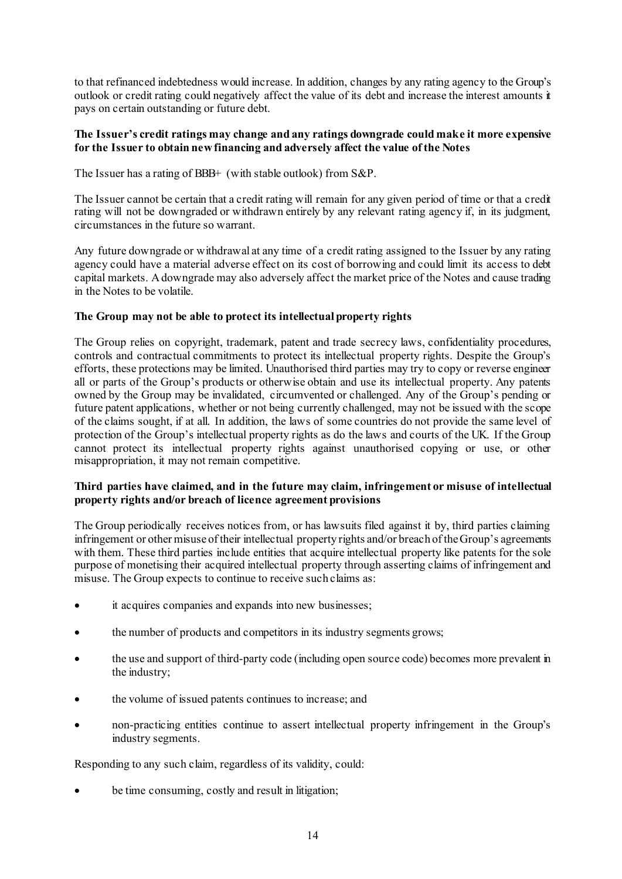to that refinanced indebtedness would increase. In addition, changes by any rating agency to the Group's outlook or credit rating could negatively affect the value of its debt and increase the interest amounts it pays on certain outstanding or future debt.

**The Issuer's credit ratings may change and any ratings downgrade could make it more expensive for the Issuer to obtain new financing and adversely affect the value of the Notes**

The Issuer has a rating of BBB+ (with stable outlook) from S&P.

The Issuer cannot be certain that a credit rating will remain for any given period of time or that a credit rating will not be downgraded or withdrawn entirely by any relevant rating agency if, in its judgment, circumstances in the future so warrant.

Any future downgrade or withdrawal at any time of a credit rating assigned to the Issuer by any rating agency could have a material adverse effect on its cost of borrowing and could limit its access to debt capital markets. A downgrade may also adversely affect the market price of the Notes and cause trading in the Notes to be volatile.

**The Group may not be able to protect its intellectual property rights**

The Group relies on copyright, trademark, patent and trade secrecy laws, confidentiality procedures, controls and contractual commitments to protect its intellectual property rights. Despite the Group's efforts, these protections may be limited. Unauthorised third parties may try to copy or reverse engineer all or parts of the Group's products or otherwise obtain and use its intellectual property. Any patents owned by the Group may be invalidated, circumvented or challenged. Any of the Group's pending or future patent applications, whether or not being currently challenged, may not be issued with the scope of the claims sought, if at all. In addition, the laws of some countries do not provide the same level of protection of the Group's intellectual property rights as do the laws and courts of the UK. If the Group cannot protect its intellectual property rights against unauthorised copying or use, or other misappropriation, it may not remain competitive.

**Third parties have claimed, and in the future may claim, infringement or misuse of intellectual property rights and/or breach of licence agreement provisions**

The Group periodically receives notices from, or has lawsuits filed against it by, third parties claiming infringement or other misuse of their intellectual property rights and/or breach of the Group's agreements with them. These third parties include entities that acquire intellectual property like patents for the sole purpose of monetising their acquired intellectual property through asserting claims of infringement and misuse. The Group expects to continue to receive such claims as:

- it acquires companies and expands into new businesses;
- the number of products and competitors in its industry segments grows;
- the use and support of third-party code (including open source code) becomes more prevalent in the industry;
- the volume of issued patents continues to increase; and
- non-practicing entities continue to assert intellectual property infringement in the Group's industry segments.

Responding to any such claim, regardless of its validity, could:

- be time consuming, costly and result in litigation;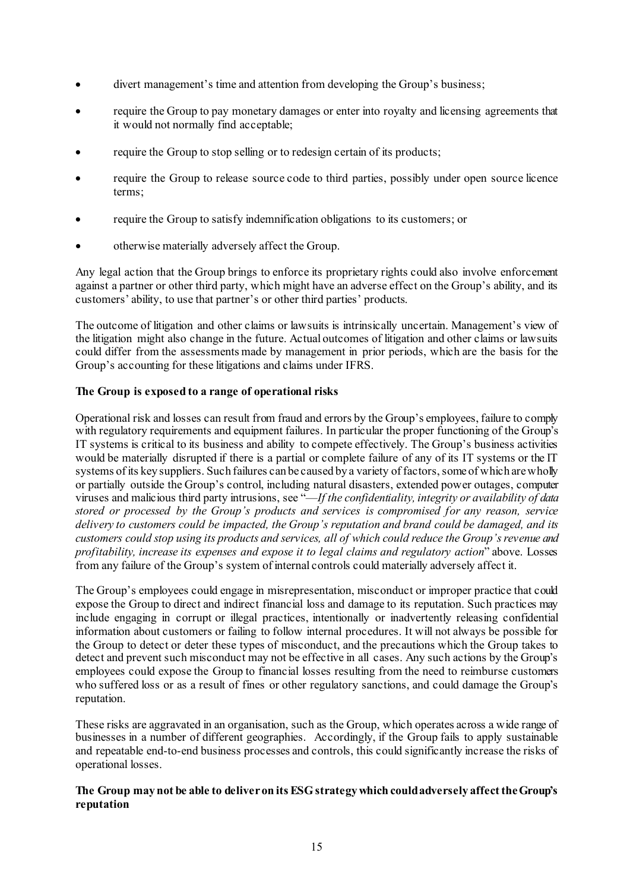- divert management's time and attention from developing the Group's business;
- require the Group to pay monetary damages or enter into royalty and licensing agreements that it would not normally find acceptable;
- require the Group to stop selling or to redesign certain of its products;
- require the Group to release source code to third parties, possibly under open source licence terms;
- require the Group to satisfy indemnification obligations to its customers; or
- otherwise materially adversely affect the Group.

Any legal action that the Group brings to enforce its proprietary rights could also involve enforcement against a partner or other third party, which might have an adverse effect on the Group's ability, and its customers' ability, to use that partner's or other third parties' products.

The outcome of litigation and other claims or lawsuits is intrinsically uncertain. Management's view of the litigation might also change in the future. Actual outcomes of litigation and other claims or lawsuits could differ from the assessments made by management in prior periods, which are the basis for the Group's accounting for these litigations and claims under IFRS.

**The Group is exposed to a range of operational risks**

Operational risk and losses can result from fraud and errors by the Group's employees, failure to comply with regulatory requirements and equipment failures. In particular the proper functioning of the Group's IT systems is critical to its business and ability to compete effectively. The Group's business activities would be materially disrupted if there is a partial or complete failure of any of its IT systems or the IT systems of its key suppliers. Such failures can be caused by a variety of factors, some of which are wholly or partially outside the Group's control, including natural disasters, extended power outages, computer viruses and malicious third party intrusions, see "—*If the confidentiality, integrity or availability of data stored or processed by the Group's products and services is compromised for any reason, service delivery to customers could be impacted, the Group's reputation and brand could be damaged, and its customers could stop using its products and services, all of which could reduce the Group's revenue and profitability, increase its expenses and expose it to legal claims and regulatory action*" above. Losses from any failure of the Group's system of internal controls could materially adversely affect it.

The Group's employees could engage in misrepresentation, misconduct or improper practice that could expose the Group to direct and indirect financial loss and damage to its reputation. Such practices may include engaging in corrupt or illegal practices, intentionally or inadvertently releasing confidential information about customers or failing to follow internal procedures. It will not always be possible for the Group to detect or deter these types of misconduct, and the precautions which the Group takes to detect and prevent such misconduct may not be effective in all cases. Any such actions by the Group's employees could expose the Group to financial losses resulting from the need to reimburse customers who suffered loss or as a result of fines or other regulatory sanctions, and could damage the Group's reputation.

These risks are aggravated in an organisation, such as the Group, which operates across a wide range of businesses in a number of different geographies. Accordingly, if the Group fails to apply sustainable and repeatable end-to-end business processes and controls, this could significantly increase the risks of operational losses.

**The Group may not be able to deliver on its ESG strategy which could adversely affect the Group's reputation**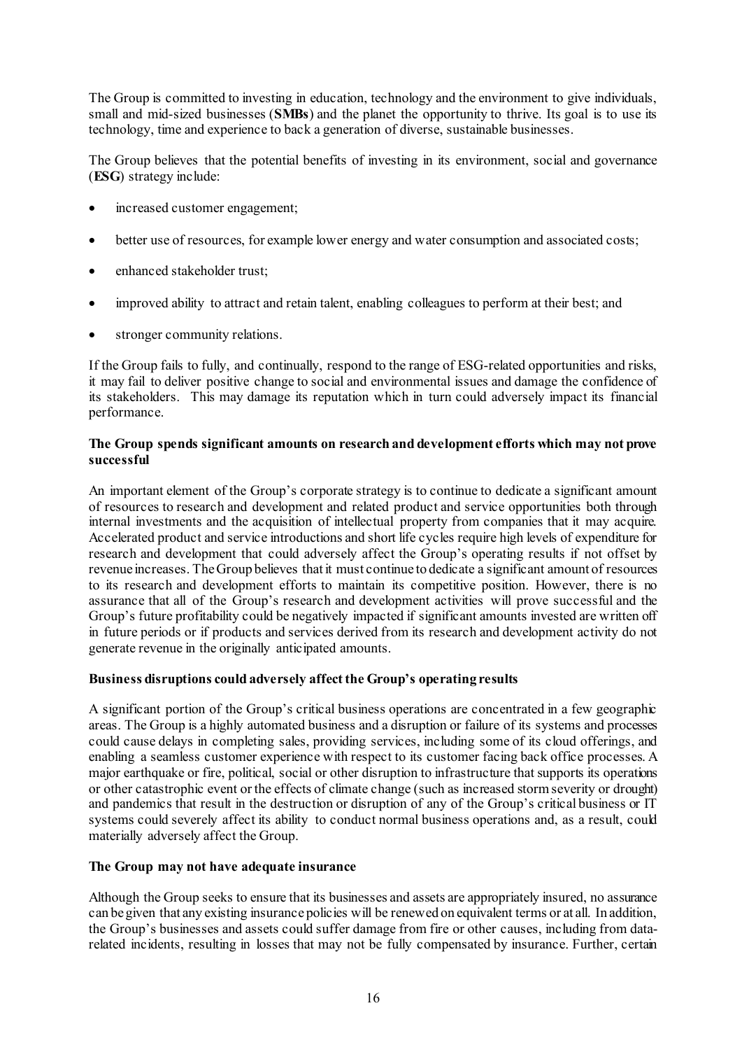The Group is committed to investing in education, technology and the environment to give individuals, small and mid-sized businesses (**SMBs**) and the planet the opportunity to thrive. Its goal is to use its technology, time and experience to back a generation of diverse, sustainable businesses.

The Group believes that the potential benefits of investing in its environment, social and governance (**ESG**) strategy include:

- increased customer engagement;
- better use of resources, for example lower energy and water consumption and associated costs;
- enhanced stakeholder trust;
- improved ability to attract and retain talent, enabling colleagues to perform at their best; and
- stronger community relations.

If the Group fails to fully, and continually, respond to the range of ESG-related opportunities and risks, it may fail to deliver positive change to social and environmental issues and damage the confidence of its stakeholders. This may damage its reputation which in turn could adversely impact its financial performance.

**The Group spends significant amounts on research and development efforts which may not prove successful**

An important element of the Group's corporate strategy is to continue to dedicate a significant amount of resources to research and development and related product and service opportunities both through internal investments and the acquisition of intellectual property from companies that it may acquire. Accelerated product and service introductions and short life cycles require high levels of expenditure for research and development that could adversely affect the Group's operating results if not offset by revenue increases. The Group believes that it must continue to dedicate a significant amount of resources to its research and development efforts to maintain its competitive position. However, there is no assurance that all of the Group's research and development activities will prove successful and the Group's future profitability could be negatively impacted if significant amounts invested are written off in future periods or if products and services derived from its research and development activity do not generate revenue in the originally anticipated amounts.

**Business disruptions could adversely affect the Group's operating results**

A significant portion of the Group's critical business operations are concentrated in a few geographic areas. The Group is a highly automated business and a disruption or failure of its systems and processes could cause delays in completing sales, providing services, including some of its cloud offerings, and enabling a seamless customer experience with respect to its customer facing back office processes. A major earthquake or fire, political, social or other disruption to infrastructure that supports its operations or other catastrophic event or the effects of climate change (such as increased storm severity or drought) and pandemics that result in the destruction or disruption of any of the Group's critical business or IT systems could severely affect its ability to conduct normal business operations and, as a result, could materially adversely affect the Group.

**The Group may not have adequate insurance**

Although the Group seeks to ensure that its businesses and assets are appropriately insured, no assurance can be given that any existing insurance policies will be renewed on equivalent terms or at all. In addition, the Group's businesses and assets could suffer damage from fire or other causes, including from data-related incidents, resulting in losses that may not be fully compensated by insurance. Further, certain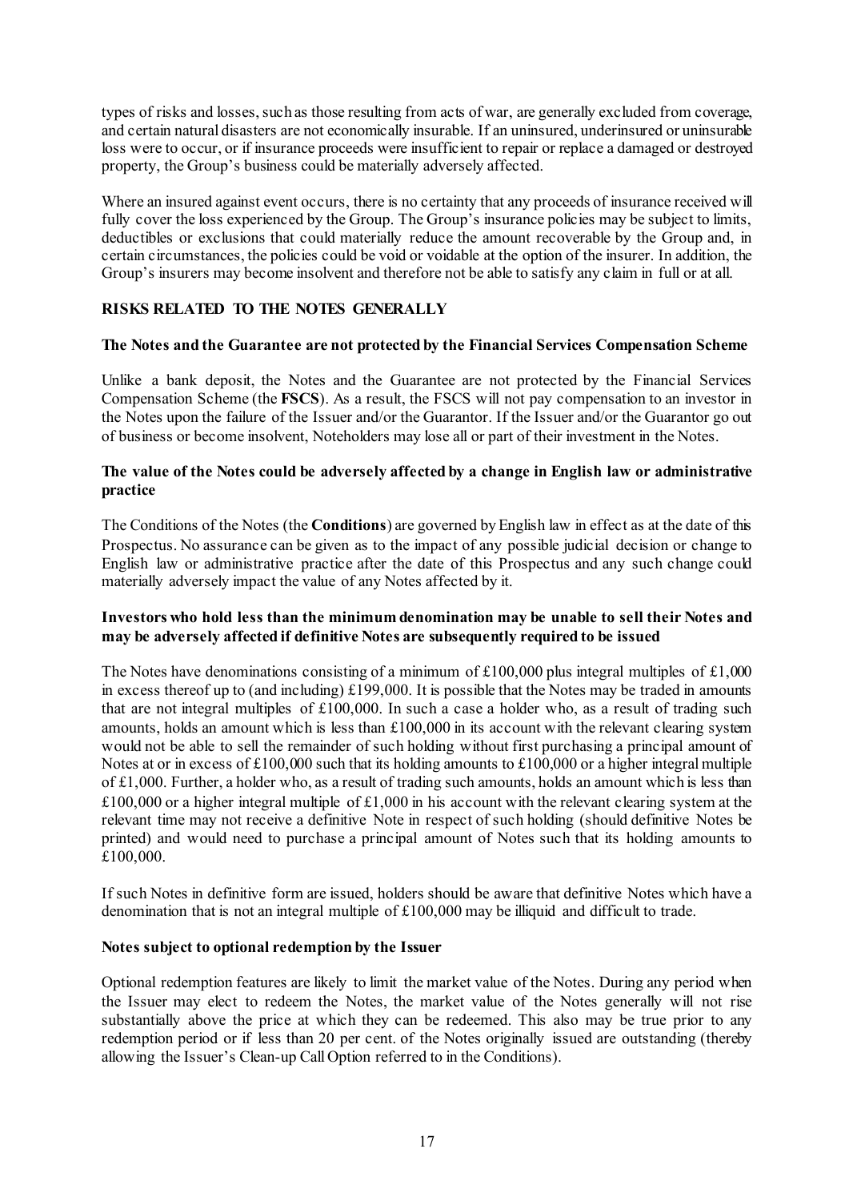types of risks and losses, such as those resulting from acts of war, are generally excluded from coverage, and certain natural disasters are not economically insurable. If an uninsured, underinsured or uninsurable loss were to occur, or if insurance proceeds were insufficient to repair or replace a damaged or destroyed property, the Group's business could be materially adversely affected.

Where an insured against event occurs, there is no certainty that any proceeds of insurance received will fully cover the loss experienced by the Group. The Group's insurance policies may be subject to limits, deductibles or exclusions that could materially reduce the amount recoverable by the Group and, in certain circumstances, the policies could be void or voidable at the option of the insurer. In addition, the Group's insurers may become insolvent and therefore not be able to satisfy any claim in full or at all.

## RISKS RELATED TO THE NOTES GENERALLY

### The Notes and the Guarantee are not protected by the Financial Services Compensation Scheme

Unlike a bank deposit, the Notes and the Guarantee are not protected by the Financial Services Compensation Scheme (the **FSCS**). As a result, the FSCS will not pay compensation to an investor in the Notes upon the failure of the Issuer and/or the Guarantor. If the Issuer and/or the Guarantor go out of business or become insolvent, Noteholders may lose all or part of their investment in the Notes.

### The value of the Notes could be adversely affected by a change in English law or administrative practice

The Conditions of the Notes (the **Conditions**) are governed by English law in effect as at the date of this Prospectus. No assurance can be given as to the impact of any possible judicial decision or change to English law or administrative practice after the date of this Prospectus and any such change could materially adversely impact the value of any Notes affected by it.

### Investors who hold less than the minimum denomination may be unable to sell their Notes and may be adversely affected if definitive Notes are subsequently required to be issued

The Notes have denominations consisting of a minimum of £100,000 plus integral multiples of £1,000 in excess thereof up to (and including) £199,000. It is possible that the Notes may be traded in amounts that are not integral multiples of £100,000. In such a case a holder who, as a result of trading such amounts, holds an amount which is less than £100,000 in its account with the relevant clearing system would not be able to sell the remainder of such holding without first purchasing a principal amount of Notes at or in excess of £100,000 such that its holding amounts to £100,000 or a higher integral multiple of £1,000. Further, a holder who, as a result of trading such amounts, holds an amount which is less than £100,000 or a higher integral multiple of £1,000 in his account with the relevant clearing system at the relevant time may not receive a definitive Note in respect of such holding (should definitive Notes be printed) and would need to purchase a principal amount of Notes such that its holding amounts to £100,000.

If such Notes in definitive form are issued, holders should be aware that definitive Notes which have a denomination that is not an integral multiple of £100,000 may be illiquid and difficult to trade.

### Notes subject to optional redemption by the Issuer

Optional redemption features are likely to limit the market value of the Notes. During any period when the Issuer may elect to redeem the Notes, the market value of the Notes generally will not rise substantially above the price at which they can be redeemed. This also may be true prior to any redemption period or if less than 20 per cent. of the Notes originally issued are outstanding (thereby allowing the Issuer's Clean-up Call Option referred to in the Conditions).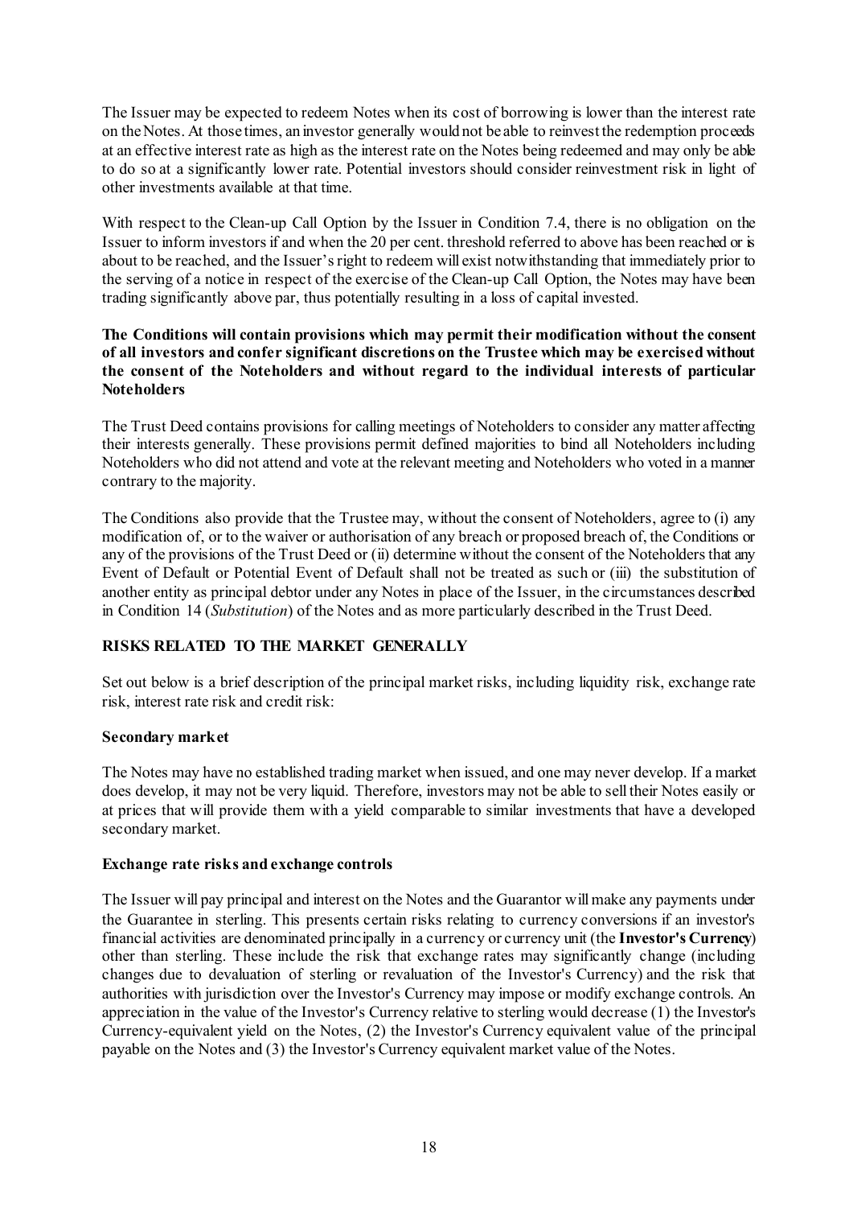The Issuer may be expected to redeem Notes when its cost of borrowing is lower than the interest rate on the Notes. At those times, an investor generally would not be able to reinvest the redemption proceeds at an effective interest rate as high as the interest rate on the Notes being redeemed and may only be able to do so at a significantly lower rate. Potential investors should consider reinvestment risk in light of other investments available at that time.

With respect to the Clean-up Call Option by the Issuer in Condition 7.4, there is no obligation on the Issuer to inform investors if and when the 20 per cent. threshold referred to above has been reached or is about to be reached, and the Issuer's right to redeem will exist notwithstanding that immediately prior to the serving of a notice in respect of the exercise of the Clean-up Call Option, the Notes may have been trading significantly above par, thus potentially resulting in a loss of capital invested.

**The Conditions will contain provisions which may permit their modification without the consent of all investors and confer significant discretions on the Trustee which may be exercised without the consent of the Noteholders and without regard to the individual interests of particular Noteholders**

The Trust Deed contains provisions for calling meetings of Noteholders to consider any matter affecting their interests generally. These provisions permit defined majorities to bind all Noteholders including Noteholders who did not attend and vote at the relevant meeting and Noteholders who voted in a manner contrary to the majority.

The Conditions also provide that the Trustee may, without the consent of Noteholders, agree to (i) any modification of, or to the waiver or authorisation of any breach or proposed breach of, the Conditions or any of the provisions of the Trust Deed or (ii) determine without the consent of the Noteholders that any Event of Default or Potential Event of Default shall not be treated as such or (iii) the substitution of another entity as principal debtor under any Notes in place of the Issuer, in the circumstances described in Condition 14 (*Substitution*) of the Notes and as more particularly described in the Trust Deed.

## RISKS RELATED TO THE MARKET GENERALLY

Set out below is a brief description of the principal market risks, including liquidity risk, exchange rate risk, interest rate risk and credit risk:

**Secondary market**

The Notes may have no established trading market when issued, and one may never develop. If a market does develop, it may not be very liquid. Therefore, investors may not be able to sell their Notes easily or at prices that will provide them with a yield comparable to similar investments that have a developed secondary market.

**Exchange rate risks and exchange controls**

The Issuer will pay principal and interest on the Notes and the Guarantor will make any payments under the Guarantee in sterling. This presents certain risks relating to currency conversions if an investor's financial activities are denominated principally in a currency or currency unit (the **Investor's Currency**) other than sterling. These include the risk that exchange rates may significantly change (including changes due to devaluation of sterling or revaluation of the Investor's Currency) and the risk that authorities with jurisdiction over the Investor's Currency may impose or modify exchange controls. An appreciation in the value of the Investor's Currency relative to sterling would decrease (1) the Investor's Currency-equivalent yield on the Notes, (2) the Investor's Currency equivalent value of the principal payable on the Notes and (3) the Investor's Currency equivalent market value of the Notes.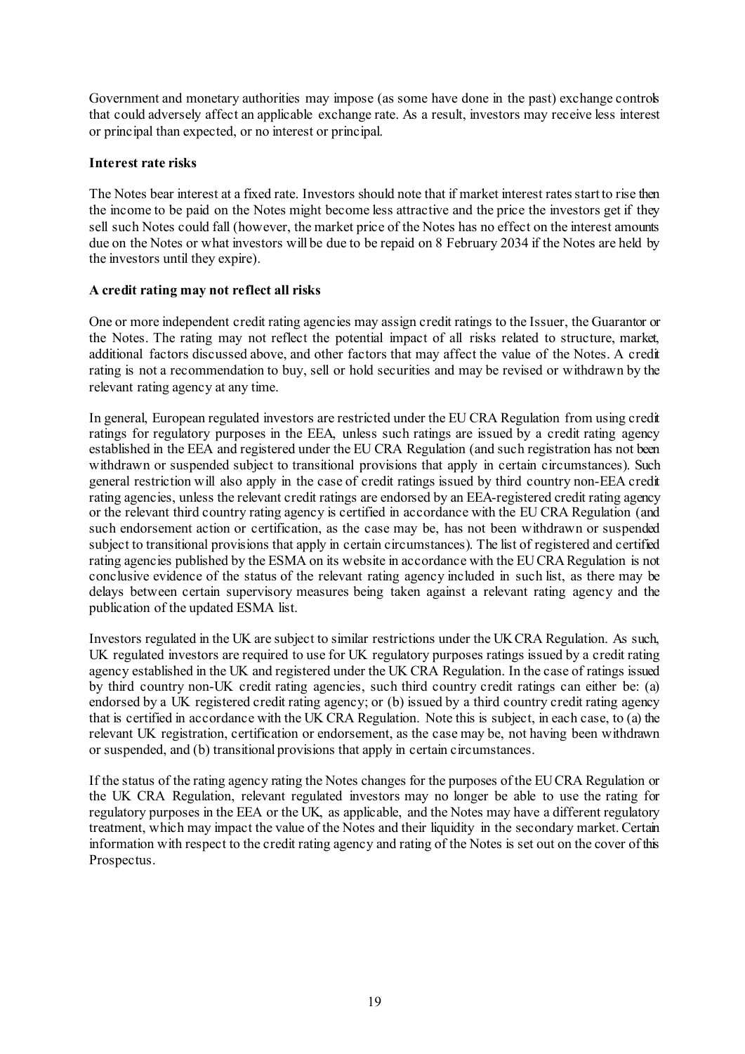Government and monetary authorities may impose (as some have done in the past) exchange controls that could adversely affect an applicable exchange rate. As a result, investors may receive less interest or principal than expected, or no interest or principal.

**Interest rate risks**

The Notes bear interest at a fixed rate. Investors should note that if market interest rates start to rise then the income to be paid on the Notes might become less attractive and the price the investors get if they sell such Notes could fall (however, the market price of the Notes has no effect on the interest amounts due on the Notes or what investors will be due to be repaid on 8 February 2034 if the Notes are held by the investors until they expire).

**A credit rating may not reflect all risks**

One or more independent credit rating agencies may assign credit ratings to the Issuer, the Guarantor or the Notes. The rating may not reflect the potential impact of all risks related to structure, market, additional factors discussed above, and other factors that may affect the value of the Notes. A credit rating is not a recommendation to buy, sell or hold securities and may be revised or withdrawn by the relevant rating agency at any time.

In general, European regulated investors are restricted under the EU CRA Regulation from using credit ratings for regulatory purposes in the EEA, unless such ratings are issued by a credit rating agency established in the EEA and registered under the EU CRA Regulation (and such registration has not been withdrawn or suspended subject to transitional provisions that apply in certain circumstances). Such general restriction will also apply in the case of credit ratings issued by third country non-EEA credit rating agencies, unless the relevant credit ratings are endorsed by an EEA-registered credit rating agency or the relevant third country rating agency is certified in accordance with the EU CRA Regulation (and such endorsement action or certification, as the case may be, has not been withdrawn or suspended subject to transitional provisions that apply in certain circumstances). The list of registered and certified rating agencies published by the ESMA on its website in accordance with the EU CRA Regulation is not conclusive evidence of the status of the relevant rating agency included in such list, as there may be delays between certain supervisory measures being taken against a relevant rating agency and the publication of the updated ESMA list.

Investors regulated in the UK are subject to similar restrictions under the UK CRA Regulation. As such, UK regulated investors are required to use for UK regulatory purposes ratings issued by a credit rating agency established in the UK and registered under the UK CRA Regulation. In the case of ratings issued by third country non-UK credit rating agencies, such third country credit ratings can either be: (a) endorsed by a UK registered credit rating agency; or (b) issued by a third country credit rating agency that is certified in accordance with the UK CRA Regulation. Note this is subject, in each case, to (a) the relevant UK registration, certification or endorsement, as the case may be, not having been withdrawn or suspended, and (b) transitional provisions that apply in certain circumstances.

If the status of the rating agency rating the Notes changes for the purposes of the EU CRA Regulation or the UK CRA Regulation, relevant regulated investors may no longer be able to use the rating for regulatory purposes in the EEA or the UK, as applicable, and the Notes may have a different regulatory treatment, which may impact the value of the Notes and their liquidity in the secondary market. Certain information with respect to the credit rating agency and rating of the Notes is set out on the cover of this Prospectus.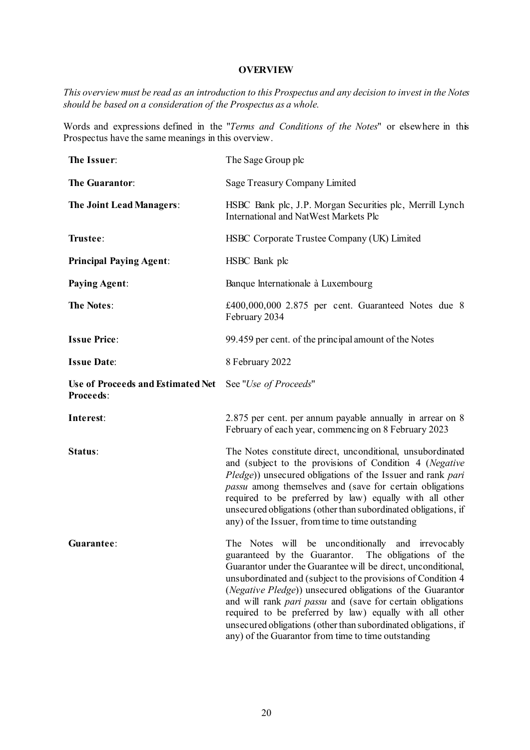## OVERVIEW

*This overview must be read as an introduction to this Prospectus and any decision to invest in the Notes should be based on a consideration of the Prospectus as a whole.*

Words and expressions defined in the "*Terms and Conditions of the Notes*" or elsewhere in this Prospectus have the same meanings in this overview.

| | |
|---|---|
| **The Issuer**: | The Sage Group plc |
| **The Guarantor**: | Sage Treasury Company Limited |
| **The Joint Lead Managers**: | HSBC Bank plc, J.P. Morgan Securities plc, Merrill Lynch International and NatWest Markets Plc |
| **Trustee**: | HSBC Corporate Trustee Company (UK) Limited |
| **Principal Paying Agent**: | HSBC Bank plc |
| **Paying Agent**: | Banque Internationale à Luxembourg |
| **The Notes**: | £400,000,000 2.875 per cent. Guaranteed Notes due 8 February 2034 |
| **Issue Price**: | 99.459 per cent. of the principal amount of the Notes |
| **Issue Date**: | 8 February 2022 |
| **Use of Proceeds and Estimated Net Proceeds**: | See "*Use of Proceeds*" |
| **Interest**: | 2.875 per cent. per annum payable annually in arrear on 8 February of each year, commencing on 8 February 2023 |
| **Status**: | The Notes constitute direct, unconditional, unsubordinated and (subject to the provisions of Condition 4 (*Negative Pledge*)) unsecured obligations of the Issuer and rank *pari passu* among themselves and (save for certain obligations required to be preferred by law) equally with all other unsecured obligations (other than subordinated obligations, if any) of the Issuer, from time to time outstanding |
| **Guarantee**: | The Notes will be unconditionally and irrevocably guaranteed by the Guarantor. The obligations of the Guarantor under the Guarantee will be direct, unconditional, unsubordinated and (subject to the provisions of Condition 4 (*Negative Pledge*)) unsecured obligations of the Guarantor and will rank *pari passu* and (save for certain obligations required to be preferred by law) equally with all other unsecured obligations (other than subordinated obligations, if any) of the Guarantor from time to time outstanding |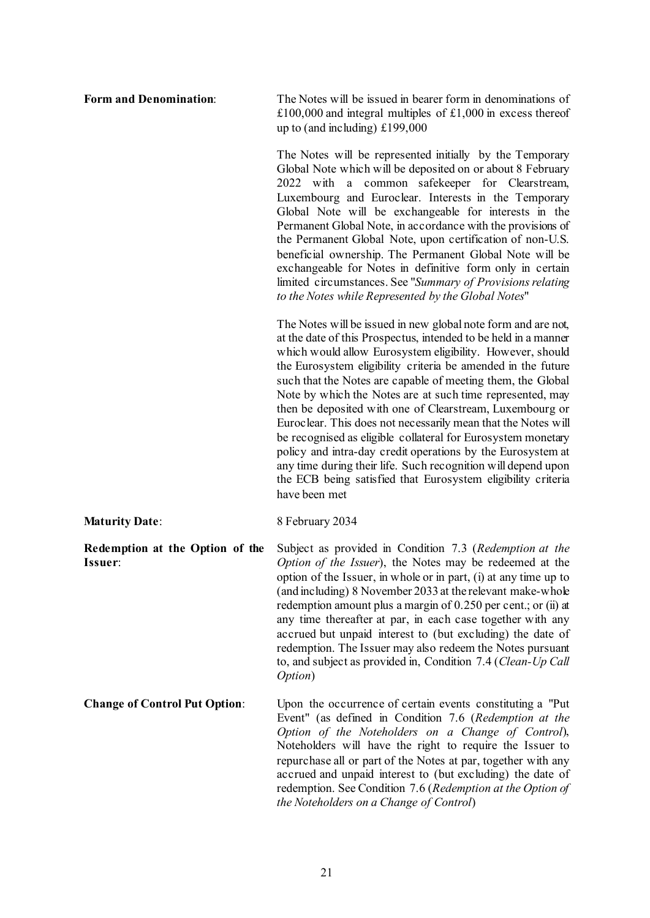| | |
|---|---|
| **Form and Denomination**: | The Notes will be issued in bearer form in denominations of £100,000 and integral multiples of £1,000 in excess thereof up to (and including) £199,000<br><br>The Notes will be represented initially by the Temporary Global Note which will be deposited on or about 8 February 2022 with a common safekeeper for Clearstream, Luxembourg and Euroclear. Interests in the Temporary Global Note will be exchangeable for interests in the Permanent Global Note, in accordance with the provisions of the Permanent Global Note, upon certification of non-U.S. beneficial ownership. The Permanent Global Note will be exchangeable for Notes in definitive form only in certain limited circumstances. See "*Summary of Provisions relating to the Notes while Represented by the Global Notes*"<br><br>The Notes will be issued in new global note form and are not, at the date of this Prospectus, intended to be held in a manner which would allow Eurosystem eligibility. However, should the Eurosystem eligibility criteria be amended in the future such that the Notes are capable of meeting them, the Global Note by which the Notes are at such time represented, may then be deposited with one of Clearstream, Luxembourg or Euroclear. This does not necessarily mean that the Notes will be recognised as eligible collateral for Eurosystem monetary policy and intra-day credit operations by the Eurosystem at any time during their life. Such recognition will depend upon the ECB being satisfied that Eurosystem eligibility criteria have been met |
| **Maturity Date**: | 8 February 2034 |
| **Redemption at the Option of the Issuer**: | Subject as provided in Condition 7.3 (*Redemption at the Option of the Issuer*), the Notes may be redeemed at the option of the Issuer, in whole or in part, (i) at any time up to (and including) 8 November 2033 at the relevant make-whole redemption amount plus a margin of 0.250 per cent.; or (ii) at any time thereafter at par, in each case together with any accrued but unpaid interest to (but excluding) the date of redemption. The Issuer may also redeem the Notes pursuant to, and subject as provided in, Condition 7.4 (*Clean-Up Call Option*) |
| **Change of Control Put Option**: | Upon the occurrence of certain events constituting a "Put Event" (as defined in Condition 7.6 (*Redemption at the Option of the Noteholders on a Change of Control*), Noteholders will have the right to require the Issuer to repurchase all or part of the Notes at par, together with any accrued and unpaid interest to (but excluding) the date of redemption. See Condition 7.6 (*Redemption at the Option of the Noteholders on a Change of Control*) |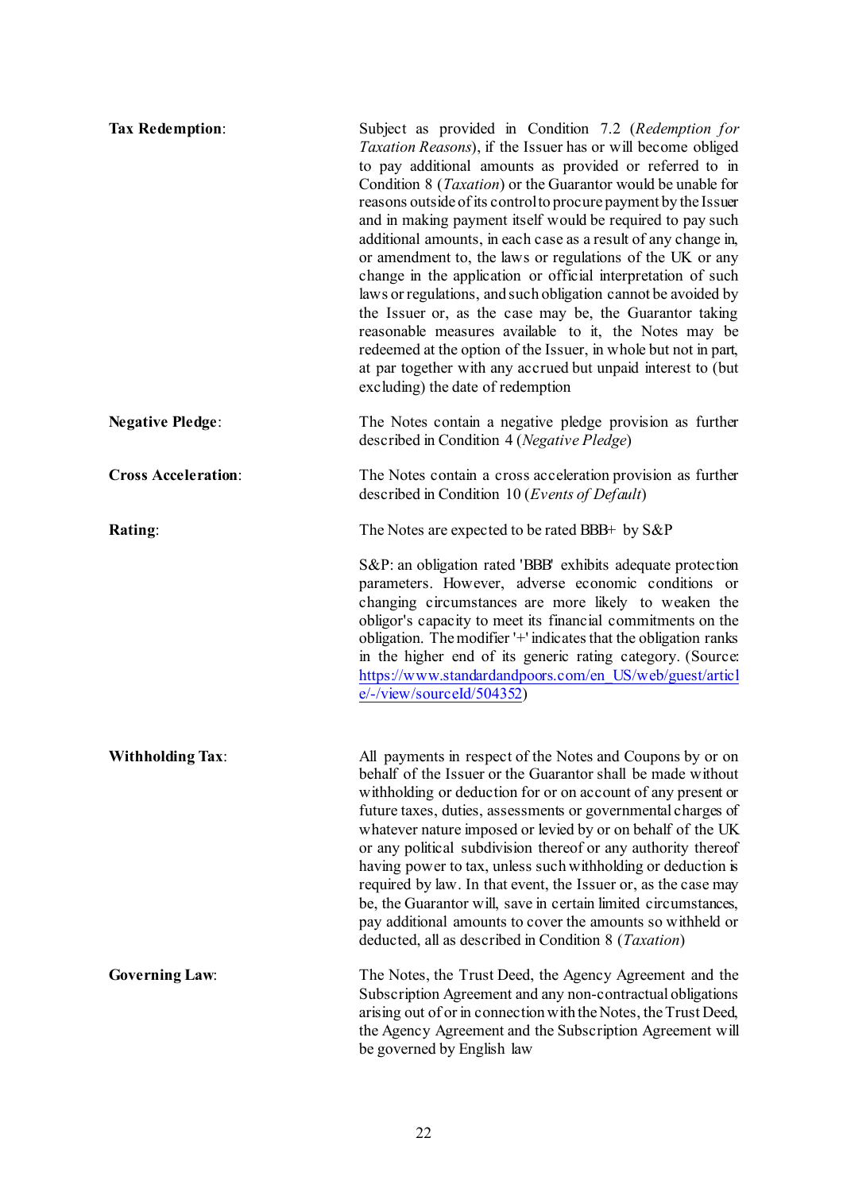| | |
|---|---|
| **Tax Redemption**: | Subject as provided in Condition 7.2 (*Redemption for Taxation Reasons*), if the Issuer has or will become obliged to pay additional amounts as provided or referred to in Condition 8 (*Taxation*) or the Guarantor would be unable for reasons outside of its control to procure payment by the Issuer and in making payment itself would be required to pay such additional amounts, in each case as a result of any change in, or amendment to, the laws or regulations of the UK or any change in the application or official interpretation of such laws or regulations, and such obligation cannot be avoided by the Issuer or, as the case may be, the Guarantor taking reasonable measures available to it, the Notes may be redeemed at the option of the Issuer, in whole but not in part, at par together with any accrued but unpaid interest to (but excluding) the date of redemption |
| **Negative Pledge**: | The Notes contain a negative pledge provision as further described in Condition 4 (*Negative Pledge*) |
| **Cross Acceleration**: | The Notes contain a cross acceleration provision as further described in Condition 10 (*Events of Default*) |
| **Rating**: | The Notes are expected to be rated BBB+ by S&P |
| | S&P: an obligation rated 'BBB' exhibits adequate protection parameters. However, adverse economic conditions or changing circumstances are more likely to weaken the obligor's capacity to meet its financial commitments on the obligation. The modifier '+' indicates that the obligation ranks in the higher end of its generic rating category. (Source: https://www.standardandpoors.com/en_US/web/guest/article/-/view/sourceId/504352) |
| **Withholding Tax**: | All payments in respect of the Notes and Coupons by or on behalf of the Issuer or the Guarantor shall be made without withholding or deduction for or on account of any present or future taxes, duties, assessments or governmental charges of whatever nature imposed or levied by or on behalf of the UK or any political subdivision thereof or any authority thereof having power to tax, unless such withholding or deduction is required by law. In that event, the Issuer or, as the case may be, the Guarantor will, save in certain limited circumstances, pay additional amounts to cover the amounts so withheld or deducted, all as described in Condition 8 (*Taxation*) |
| **Governing Law**: | The Notes, the Trust Deed, the Agency Agreement and the Subscription Agreement and any non-contractual obligations arising out of or in connection with the Notes, the Trust Deed, the Agency Agreement and the Subscription Agreement will be governed by English law |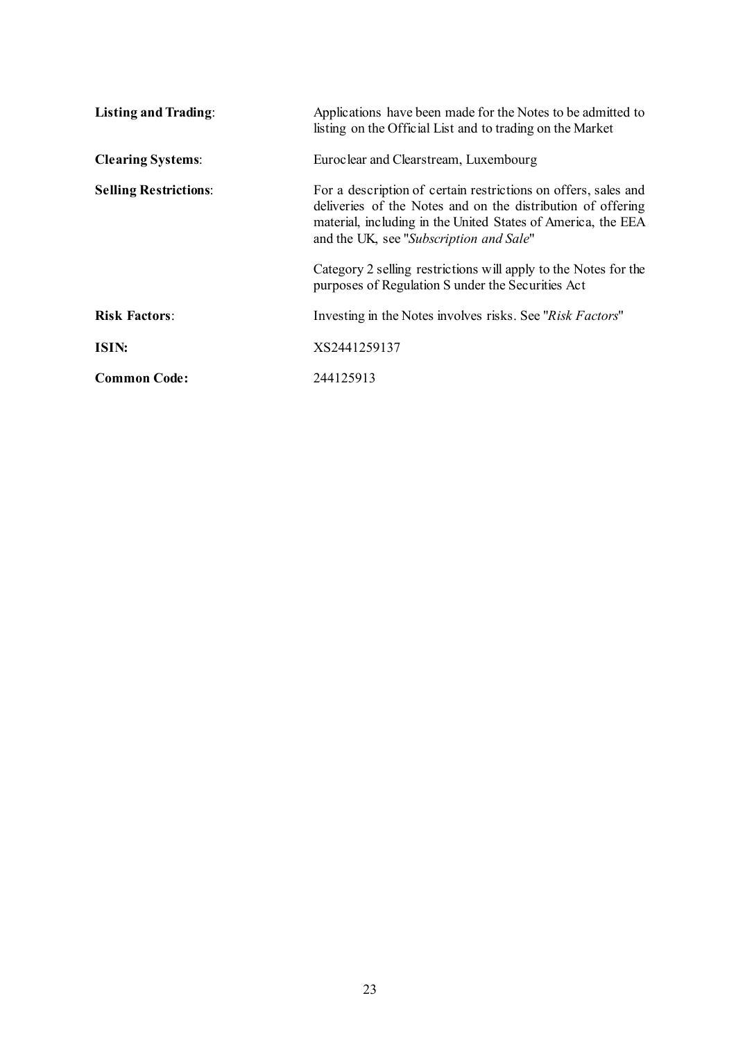| | |
|---|---|
| **Listing and Trading**: | Applications have been made for the Notes to be admitted to listing on the Official List and to trading on the Market |
| **Clearing Systems**: | Euroclear and Clearstream, Luxembourg |
| **Selling Restrictions**: | For a description of certain restrictions on offers, sales and deliveries of the Notes and on the distribution of offering material, including in the United States of America, the EEA and the UK, see "*Subscription and Sale*"<br><br>Category 2 selling restrictions will apply to the Notes for the purposes of Regulation S under the Securities Act |
| **Risk Factors**: | Investing in the Notes involves risks. See "*Risk Factors*" |
| **ISIN:** | XS2441259137 |
| **Common Code:** | 244125913 |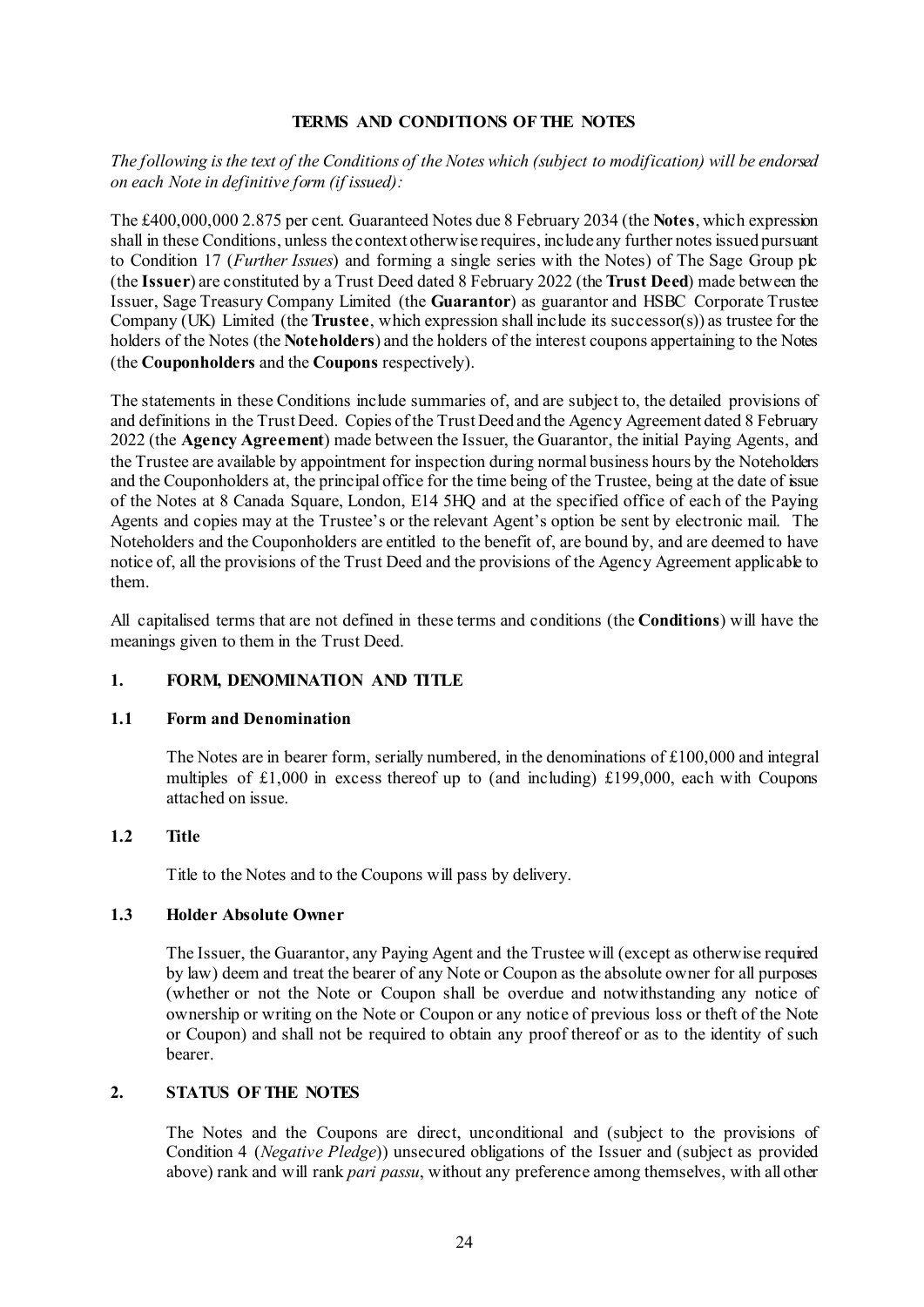# TERMS AND CONDITIONS OF THE NOTES

*The following is the text of the Conditions of the Notes which (subject to modification) will be endorsed on each Note in definitive form (if issued):*

The £400,000,000 2.875 per cent. Guaranteed Notes due 8 February 2034 (the **Notes**, which expression shall in these Conditions, unless the context otherwise requires, include any further notes issued pursuant to Condition 17 (*Further Issues*) and forming a single series with the Notes) of The Sage Group plc (the **Issuer**) are constituted by a Trust Deed dated 8 February 2022 (the **Trust Deed**) made between the Issuer, Sage Treasury Company Limited (the **Guarantor**) as guarantor and HSBC Corporate Trustee Company (UK) Limited (the **Trustee**, which expression shall include its successor(s)) as trustee for the holders of the Notes (the **Noteholders**) and the holders of the interest coupons appertaining to the Notes (the **Couponholders** and the **Coupons** respectively).

The statements in these Conditions include summaries of, and are subject to, the detailed provisions of and definitions in the Trust Deed. Copies of the Trust Deed and the Agency Agreement dated 8 February 2022 (the **Agency Agreement**) made between the Issuer, the Guarantor, the initial Paying Agents, and the Trustee are available by appointment for inspection during normal business hours by the Noteholders and the Couponholders at, the principal office for the time being of the Trustee, being at the date of issue of the Notes at 8 Canada Square, London, E14 5HQ and at the specified office of each of the Paying Agents and copies may at the Trustee's or the relevant Agent's option be sent by electronic mail. The Noteholders and the Couponholders are entitled to the benefit of, are bound by, and are deemed to have notice of, all the provisions of the Trust Deed and the provisions of the Agency Agreement applicable to them.

All capitalised terms that are not defined in these terms and conditions (the **Conditions**) will have the meanings given to them in the Trust Deed.

## 1. FORM, DENOMINATION AND TITLE

### 1.1 Form and Denomination

The Notes are in bearer form, serially numbered, in the denominations of £100,000 and integral multiples of £1,000 in excess thereof up to (and including) £199,000, each with Coupons attached on issue.

### 1.2 Title

Title to the Notes and to the Coupons will pass by delivery.

### 1.3 Holder Absolute Owner

The Issuer, the Guarantor, any Paying Agent and the Trustee will (except as otherwise required by law) deem and treat the bearer of any Note or Coupon as the absolute owner for all purposes (whether or not the Note or Coupon shall be overdue and notwithstanding any notice of ownership or writing on the Note or Coupon or any notice of previous loss or theft of the Note or Coupon) and shall not be required to obtain any proof thereof or as to the identity of such bearer.

## 2. STATUS OF THE NOTES

The Notes and the Coupons are direct, unconditional and (subject to the provisions of Condition 4 (*Negative Pledge*)) unsecured obligations of the Issuer and (subject as provided above) rank and will rank *pari passu*, without any preference among themselves, with all other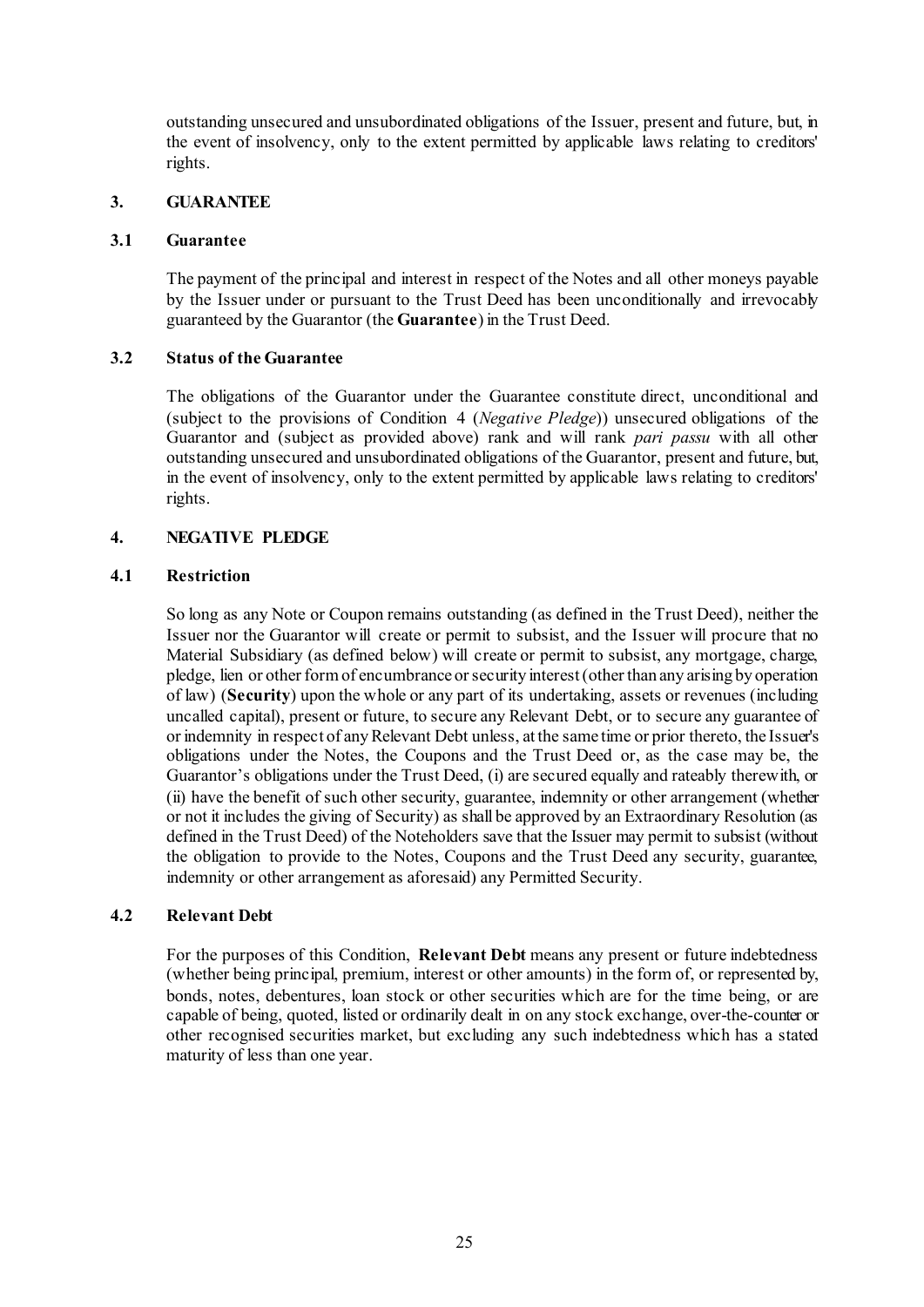outstanding unsecured and unsubordinated obligations of the Issuer, present and future, but, in the event of insolvency, only to the extent permitted by applicable laws relating to creditors' rights.

## 3. GUARANTEE

### 3.1 Guarantee

The payment of the principal and interest in respect of the Notes and all other moneys payable by the Issuer under or pursuant to the Trust Deed has been unconditionally and irrevocably guaranteed by the Guarantor (the **Guarantee**) in the Trust Deed.

### 3.2 Status of the Guarantee

The obligations of the Guarantor under the Guarantee constitute direct, unconditional and (subject to the provisions of Condition 4 (*Negative Pledge*)) unsecured obligations of the Guarantor and (subject as provided above) rank and will rank *pari passu* with all other outstanding unsecured and unsubordinated obligations of the Guarantor, present and future, but, in the event of insolvency, only to the extent permitted by applicable laws relating to creditors' rights.

## 4. NEGATIVE PLEDGE

### 4.1 Restriction

So long as any Note or Coupon remains outstanding (as defined in the Trust Deed), neither the Issuer nor the Guarantor will create or permit to subsist, and the Issuer will procure that no Material Subsidiary (as defined below) will create or permit to subsist, any mortgage, charge, pledge, lien or other form of encumbrance or security interest (other than any arising by operation of law) (**Security**) upon the whole or any part of its undertaking, assets or revenues (including uncalled capital), present or future, to secure any Relevant Debt, or to secure any guarantee of or indemnity in respect of any Relevant Debt unless, at the same time or prior thereto, the Issuer's obligations under the Notes, the Coupons and the Trust Deed or, as the case may be, the Guarantor's obligations under the Trust Deed, (i) are secured equally and rateably therewith, or (ii) have the benefit of such other security, guarantee, indemnity or other arrangement (whether or not it includes the giving of Security) as shall be approved by an Extraordinary Resolution (as defined in the Trust Deed) of the Noteholders save that the Issuer may permit to subsist (without the obligation to provide to the Notes, Coupons and the Trust Deed any security, guarantee, indemnity or other arrangement as aforesaid) any Permitted Security.

### 4.2 Relevant Debt

For the purposes of this Condition, **Relevant Debt** means any present or future indebtedness (whether being principal, premium, interest or other amounts) in the form of, or represented by, bonds, notes, debentures, loan stock or other securities which are for the time being, or are capable of being, quoted, listed or ordinarily dealt in on any stock exchange, over-the-counter or other recognised securities market, but excluding any such indebtedness which has a stated maturity of less than one year.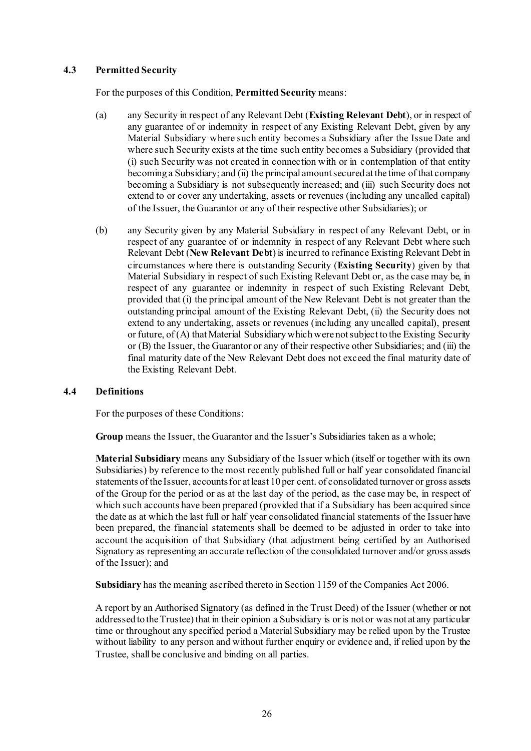### 4.3 Permitted Security

For the purposes of this Condition, **Permitted Security** means:

(a) any Security in respect of any Relevant Debt (**Existing Relevant Debt**), or in respect of any guarantee of or indemnity in respect of any Existing Relevant Debt, given by any Material Subsidiary where such entity becomes a Subsidiary after the Issue Date and where such Security exists at the time such entity becomes a Subsidiary (provided that (i) such Security was not created in connection with or in contemplation of that entity becoming a Subsidiary; and (ii) the principal amount secured at the time of that company becoming a Subsidiary is not subsequently increased; and (iii) such Security does not extend to or cover any undertaking, assets or revenues (including any uncalled capital) of the Issuer, the Guarantor or any of their respective other Subsidiaries); or

(b) any Security given by any Material Subsidiary in respect of any Relevant Debt, or in respect of any guarantee of or indemnity in respect of any Relevant Debt where such Relevant Debt (**New Relevant Debt**) is incurred to refinance Existing Relevant Debt in circumstances where there is outstanding Security (**Existing Security**) given by that Material Subsidiary in respect of such Existing Relevant Debt or, as the case may be, in respect of any guarantee or indemnity in respect of such Existing Relevant Debt, provided that (i) the principal amount of the New Relevant Debt is not greater than the outstanding principal amount of the Existing Relevant Debt, (ii) the Security does not extend to any undertaking, assets or revenues (including any uncalled capital), present or future, of (A) that Material Subsidiary which were not subject to the Existing Security or (B) the Issuer, the Guarantor or any of their respective other Subsidiaries; and (iii) the final maturity date of the New Relevant Debt does not exceed the final maturity date of the Existing Relevant Debt.

### 4.4 Definitions

For the purposes of these Conditions:

**Group** means the Issuer, the Guarantor and the Issuer's Subsidiaries taken as a whole;

**Material Subsidiary** means any Subsidiary of the Issuer which (itself or together with its own Subsidiaries) by reference to the most recently published full or half year consolidated financial statements of the Issuer, accounts for at least 10 per cent. of consolidated turnover or gross assets of the Group for the period or as at the last day of the period, as the case may be, in respect of which such accounts have been prepared (provided that if a Subsidiary has been acquired since the date as at which the last full or half year consolidated financial statements of the Issuer have been prepared, the financial statements shall be deemed to be adjusted in order to take into account the acquisition of that Subsidiary (that adjustment being certified by an Authorised Signatory as representing an accurate reflection of the consolidated turnover and/or gross assets of the Issuer); and

**Subsidiary** has the meaning ascribed thereto in Section 1159 of the Companies Act 2006.

A report by an Authorised Signatory (as defined in the Trust Deed) of the Issuer (whether or not addressed to the Trustee) that in their opinion a Subsidiary is or is not or was not at any particular time or throughout any specified period a Material Subsidiary may be relied upon by the Trustee without liability to any person and without further enquiry or evidence and, if relied upon by the Trustee, shall be conclusive and binding on all parties.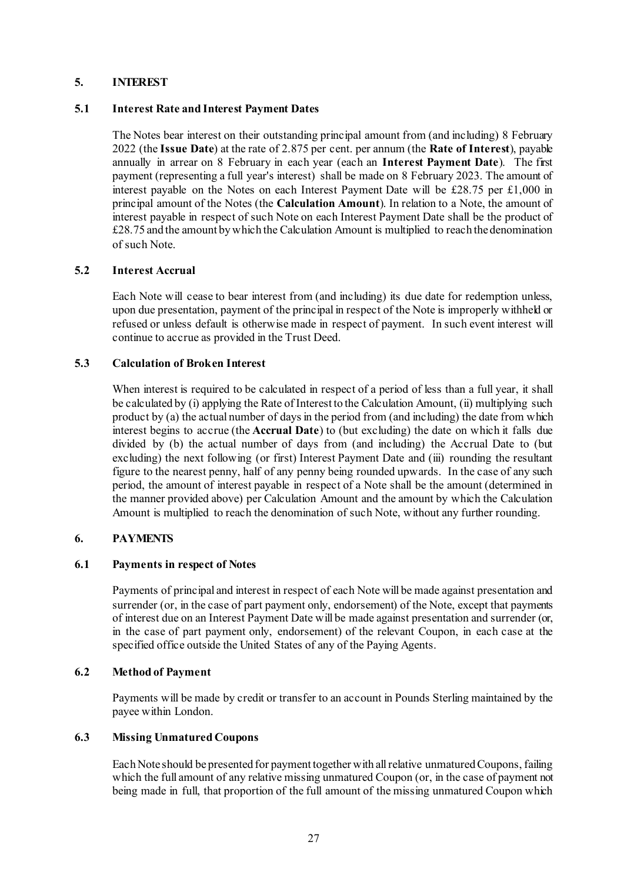## 5. INTEREST

### 5.1 Interest Rate and Interest Payment Dates

The Notes bear interest on their outstanding principal amount from (and including) 8 February 2022 (the **Issue Date**) at the rate of 2.875 per cent. per annum (the **Rate of Interest**), payable annually in arrear on 8 February in each year (each an **Interest Payment Date**). The first payment (representing a full year's interest) shall be made on 8 February 2023. The amount of interest payable on the Notes on each Interest Payment Date will be £28.75 per £1,000 in principal amount of the Notes (the **Calculation Amount**). In relation to a Note, the amount of interest payable in respect of such Note on each Interest Payment Date shall be the product of £28.75 and the amount by which the Calculation Amount is multiplied to reach the denomination of such Note.

### 5.2 Interest Accrual

Each Note will cease to bear interest from (and including) its due date for redemption unless, upon due presentation, payment of the principal in respect of the Note is improperly withheld or refused or unless default is otherwise made in respect of payment. In such event interest will continue to accrue as provided in the Trust Deed.

### 5.3 Calculation of Broken Interest

When interest is required to be calculated in respect of a period of less than a full year, it shall be calculated by (i) applying the Rate of Interest to the Calculation Amount, (ii) multiplying such product by (a) the actual number of days in the period from (and including) the date from which interest begins to accrue (the **Accrual Date**) to (but excluding) the date on which it falls due divided by (b) the actual number of days from (and including) the Accrual Date to (but excluding) the next following (or first) Interest Payment Date and (iii) rounding the resultant figure to the nearest penny, half of any penny being rounded upwards. In the case of any such period, the amount of interest payable in respect of a Note shall be the amount (determined in the manner provided above) per Calculation Amount and the amount by which the Calculation Amount is multiplied to reach the denomination of such Note, without any further rounding.

## 6. PAYMENTS

### 6.1 Payments in respect of Notes

Payments of principal and interest in respect of each Note will be made against presentation and surrender (or, in the case of part payment only, endorsement) of the Note, except that payments of interest due on an Interest Payment Date will be made against presentation and surrender (or, in the case of part payment only, endorsement) of the relevant Coupon, in each case at the specified office outside the United States of any of the Paying Agents.

### 6.2 Method of Payment

Payments will be made by credit or transfer to an account in Pounds Sterling maintained by the payee within London.

### 6.3 Missing Unmatured Coupons

Each Note should be presented for payment together with all relative unmatured Coupons, failing which the full amount of any relative missing unmatured Coupon (or, in the case of payment not being made in full, that proportion of the full amount of the missing unmatured Coupon which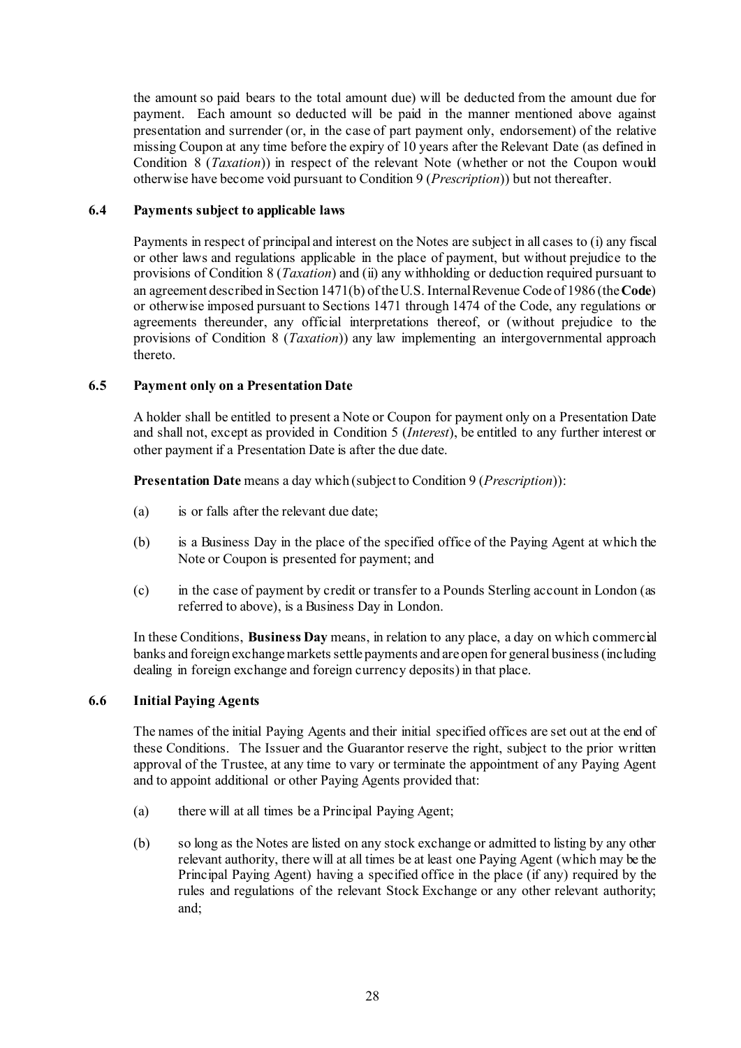the amount so paid bears to the total amount due) will be deducted from the amount due for payment. Each amount so deducted will be paid in the manner mentioned above against presentation and surrender (or, in the case of part payment only, endorsement) of the relative missing Coupon at any time before the expiry of 10 years after the Relevant Date (as defined in Condition 8 (*Taxation*)) in respect of the relevant Note (whether or not the Coupon would otherwise have become void pursuant to Condition 9 (*Prescription*)) but not thereafter.

### 6.4 Payments subject to applicable laws

Payments in respect of principal and interest on the Notes are subject in all cases to (i) any fiscal or other laws and regulations applicable in the place of payment, but without prejudice to the provisions of Condition 8 (*Taxation*) and (ii) any withholding or deduction required pursuant to an agreement described in Section 1471(b) of the U.S. Internal Revenue Code of 1986 (the **Code**) or otherwise imposed pursuant to Sections 1471 through 1474 of the Code, any regulations or agreements thereunder, any official interpretations thereof, or (without prejudice to the provisions of Condition 8 (*Taxation*)) any law implementing an intergovernmental approach thereto.

### 6.5 Payment only on a Presentation Date

A holder shall be entitled to present a Note or Coupon for payment only on a Presentation Date and shall not, except as provided in Condition 5 (*Interest*), be entitled to any further interest or other payment if a Presentation Date is after the due date.

**Presentation Date** means a day which (subject to Condition 9 (*Prescription*)):

(a) is or falls after the relevant due date;

(b) is a Business Day in the place of the specified office of the Paying Agent at which the Note or Coupon is presented for payment; and

(c) in the case of payment by credit or transfer to a Pounds Sterling account in London (as referred to above), is a Business Day in London.

In these Conditions, **Business Day** means, in relation to any place, a day on which commercial banks and foreign exchange markets settle payments and are open for general business (including dealing in foreign exchange and foreign currency deposits) in that place.

### 6.6 Initial Paying Agents

The names of the initial Paying Agents and their initial specified offices are set out at the end of these Conditions. The Issuer and the Guarantor reserve the right, subject to the prior written approval of the Trustee, at any time to vary or terminate the appointment of any Paying Agent and to appoint additional or other Paying Agents provided that:

(a) there will at all times be a Principal Paying Agent;

(b) so long as the Notes are listed on any stock exchange or admitted to listing by any other relevant authority, there will at all times be at least one Paying Agent (which may be the Principal Paying Agent) having a specified office in the place (if any) required by the rules and regulations of the relevant Stock Exchange or any other relevant authority; and;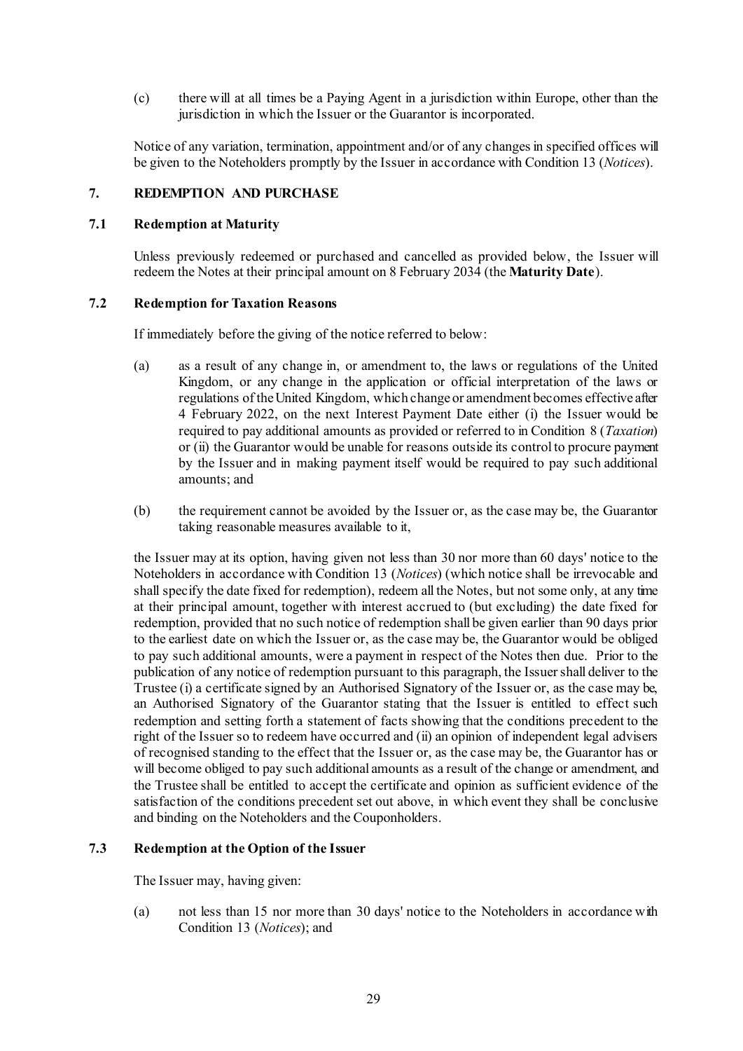(c) there will at all times be a Paying Agent in a jurisdiction within Europe, other than the jurisdiction in which the Issuer or the Guarantor is incorporated.

Notice of any variation, termination, appointment and/or of any changes in specified offices will be given to the Noteholders promptly by the Issuer in accordance with Condition 13 (*Notices*).

## 7. REDEMPTION AND PURCHASE

### 7.1 Redemption at Maturity

Unless previously redeemed or purchased and cancelled as provided below, the Issuer will redeem the Notes at their principal amount on 8 February 2034 (the **Maturity Date**).

### 7.2 Redemption for Taxation Reasons

If immediately before the giving of the notice referred to below:

(a) as a result of any change in, or amendment to, the laws or regulations of the United Kingdom, or any change in the application or official interpretation of the laws or regulations of the United Kingdom, which change or amendment becomes effective after 4 February 2022, on the next Interest Payment Date either (i) the Issuer would be required to pay additional amounts as provided or referred to in Condition 8 (*Taxation*) or (ii) the Guarantor would be unable for reasons outside its control to procure payment by the Issuer and in making payment itself would be required to pay such additional amounts; and

(b) the requirement cannot be avoided by the Issuer or, as the case may be, the Guarantor taking reasonable measures available to it,

the Issuer may at its option, having given not less than 30 nor more than 60 days' notice to the Noteholders in accordance with Condition 13 (*Notices*) (which notice shall be irrevocable and shall specify the date fixed for redemption), redeem all the Notes, but not some only, at any time at their principal amount, together with interest accrued to (but excluding) the date fixed for redemption, provided that no such notice of redemption shall be given earlier than 90 days prior to the earliest date on which the Issuer or, as the case may be, the Guarantor would be obliged to pay such additional amounts, were a payment in respect of the Notes then due. Prior to the publication of any notice of redemption pursuant to this paragraph, the Issuer shall deliver to the Trustee (i) a certificate signed by an Authorised Signatory of the Issuer or, as the case may be, an Authorised Signatory of the Guarantor stating that the Issuer is entitled to effect such redemption and setting forth a statement of facts showing that the conditions precedent to the right of the Issuer so to redeem have occurred and (ii) an opinion of independent legal advisers of recognised standing to the effect that the Issuer or, as the case may be, the Guarantor has or will become obliged to pay such additional amounts as a result of the change or amendment, and the Trustee shall be entitled to accept the certificate and opinion as sufficient evidence of the satisfaction of the conditions precedent set out above, in which event they shall be conclusive and binding on the Noteholders and the Couponholders.

### 7.3 Redemption at the Option of the Issuer

The Issuer may, having given:

(a) not less than 15 nor more than 30 days' notice to the Noteholders in accordance with Condition 13 (*Notices*); and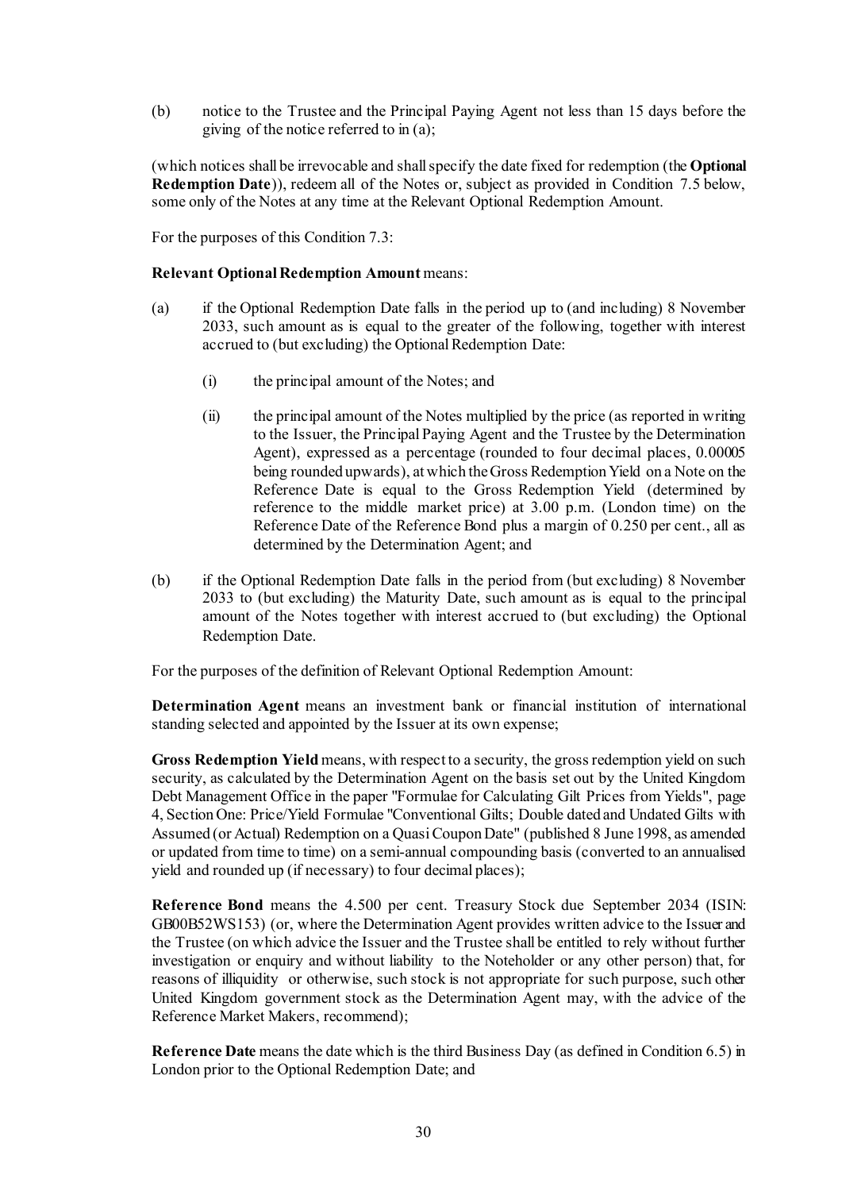(b) notice to the Trustee and the Principal Paying Agent not less than 15 days before the giving of the notice referred to in (a);

(which notices shall be irrevocable and shall specify the date fixed for redemption (the **Optional Redemption Date**)), redeem all of the Notes or, subject as provided in Condition 7.5 below, some only of the Notes at any time at the Relevant Optional Redemption Amount.

For the purposes of this Condition 7.3:

**Relevant Optional Redemption Amount** means:

(a) if the Optional Redemption Date falls in the period up to (and including) 8 November 2033, such amount as is equal to the greater of the following, together with interest accrued to (but excluding) the Optional Redemption Date:

  (i) the principal amount of the Notes; and

  (ii) the principal amount of the Notes multiplied by the price (as reported in writing to the Issuer, the Principal Paying Agent and the Trustee by the Determination Agent), expressed as a percentage (rounded to four decimal places, 0.00005 being rounded upwards), at which the Gross Redemption Yield on a Note on the Reference Date is equal to the Gross Redemption Yield (determined by reference to the middle market price) at 3.00 p.m. (London time) on the Reference Date of the Reference Bond plus a margin of 0.250 per cent., all as determined by the Determination Agent; and

(b) if the Optional Redemption Date falls in the period from (but excluding) 8 November 2033 to (but excluding) the Maturity Date, such amount as is equal to the principal amount of the Notes together with interest accrued to (but excluding) the Optional Redemption Date.

For the purposes of the definition of Relevant Optional Redemption Amount:

**Determination Agent** means an investment bank or financial institution of international standing selected and appointed by the Issuer at its own expense;

**Gross Redemption Yield** means, with respect to a security, the gross redemption yield on such security, as calculated by the Determination Agent on the basis set out by the United Kingdom Debt Management Office in the paper "Formulae for Calculating Gilt Prices from Yields", page 4, Section One: Price/Yield Formulae "Conventional Gilts; Double dated and Undated Gilts with Assumed (or Actual) Redemption on a Quasi Coupon Date" (published 8 June 1998, as amended or updated from time to time) on a semi-annual compounding basis (converted to an annualised yield and rounded up (if necessary) to four decimal places);

**Reference Bond** means the 4.500 per cent. Treasury Stock due September 2034 (ISIN: GB00B52WS153) (or, where the Determination Agent provides written advice to the Issuer and the Trustee (on which advice the Issuer and the Trustee shall be entitled to rely without further investigation or enquiry and without liability to the Noteholder or any other person) that, for reasons of illiquidity or otherwise, such stock is not appropriate for such purpose, such other United Kingdom government stock as the Determination Agent may, with the advice of the Reference Market Makers, recommend);

**Reference Date** means the date which is the third Business Day (as defined in Condition 6.5) in London prior to the Optional Redemption Date; and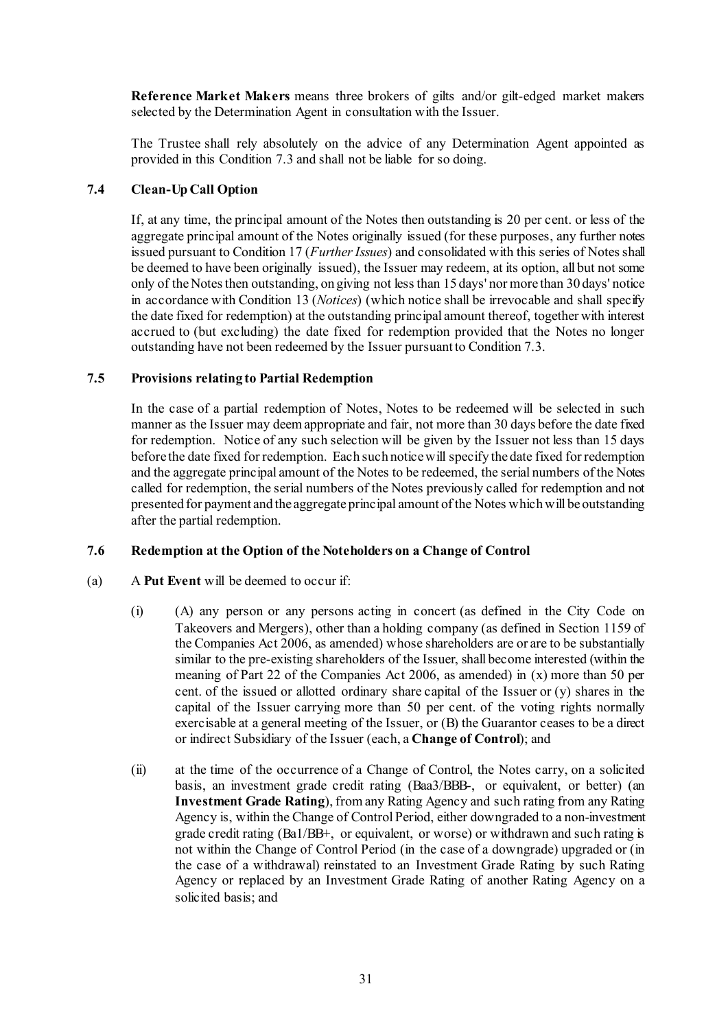**Reference Market Makers** means three brokers of gilts and/or gilt-edged market makers selected by the Determination Agent in consultation with the Issuer.

The Trustee shall rely absolutely on the advice of any Determination Agent appointed as provided in this Condition 7.3 and shall not be liable for so doing.

### 7.4 Clean-Up Call Option

If, at any time, the principal amount of the Notes then outstanding is 20 per cent. or less of the aggregate principal amount of the Notes originally issued (for these purposes, any further notes issued pursuant to Condition 17 (*Further Issues*) and consolidated with this series of Notes shall be deemed to have been originally issued), the Issuer may redeem, at its option, all but not some only of the Notes then outstanding, on giving not less than 15 days' nor more than 30 days' notice in accordance with Condition 13 (*Notices*) (which notice shall be irrevocable and shall specify the date fixed for redemption) at the outstanding principal amount thereof, together with interest accrued to (but excluding) the date fixed for redemption provided that the Notes no longer outstanding have not been redeemed by the Issuer pursuant to Condition 7.3.

### 7.5 Provisions relating to Partial Redemption

In the case of a partial redemption of Notes, Notes to be redeemed will be selected in such manner as the Issuer may deem appropriate and fair, not more than 30 days before the date fixed for redemption. Notice of any such selection will be given by the Issuer not less than 15 days before the date fixed for redemption. Each such notice will specify the date fixed for redemption and the aggregate principal amount of the Notes to be redeemed, the serial numbers of the Notes called for redemption, the serial numbers of the Notes previously called for redemption and not presented for payment and the aggregate principal amount of the Notes which will be outstanding after the partial redemption.

### 7.6 Redemption at the Option of the Noteholders on a Change of Control

(a) A **Put Event** will be deemed to occur if:

(i) (A) any person or any persons acting in concert (as defined in the City Code on Takeovers and Mergers), other than a holding company (as defined in Section 1159 of the Companies Act 2006, as amended) whose shareholders are or are to be substantially similar to the pre-existing shareholders of the Issuer, shall become interested (within the meaning of Part 22 of the Companies Act 2006, as amended) in (x) more than 50 per cent. of the issued or allotted ordinary share capital of the Issuer or (y) shares in the capital of the Issuer carrying more than 50 per cent. of the voting rights normally exercisable at a general meeting of the Issuer, or (B) the Guarantor ceases to be a direct or indirect Subsidiary of the Issuer (each, a **Change of Control**); and

(ii) at the time of the occurrence of a Change of Control, the Notes carry, on a solicited basis, an investment grade credit rating (Baa3/BBB-, or equivalent, or better) (an **Investment Grade Rating**), from any Rating Agency and such rating from any Rating Agency is, within the Change of Control Period, either downgraded to a non-investment grade credit rating (Ba1/BB+, or equivalent, or worse) or withdrawn and such rating is not within the Change of Control Period (in the case of a downgrade) upgraded or (in the case of a withdrawal) reinstated to an Investment Grade Rating by such Rating Agency or replaced by an Investment Grade Rating of another Rating Agency on a solicited basis; and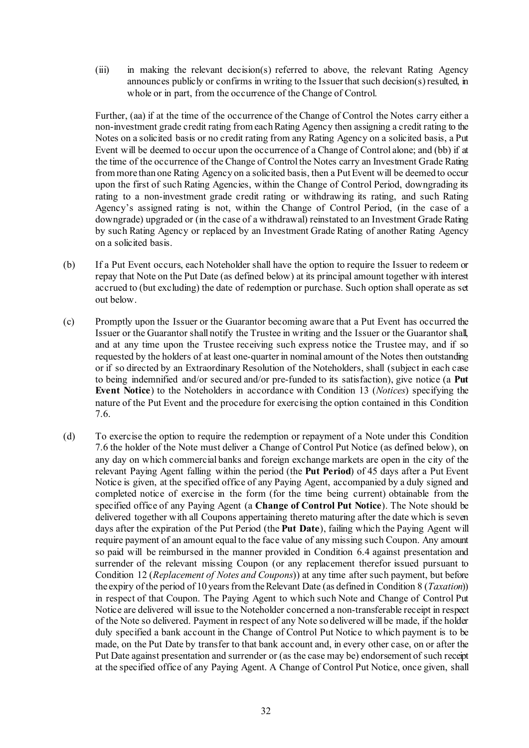(iii) in making the relevant decision(s) referred to above, the relevant Rating Agency announces publicly or confirms in writing to the Issuer that such decision(s) resulted, in whole or in part, from the occurrence of the Change of Control.

Further, (aa) if at the time of the occurrence of the Change of Control the Notes carry either a non-investment grade credit rating from each Rating Agency then assigning a credit rating to the Notes on a solicited basis or no credit rating from any Rating Agency on a solicited basis, a Put Event will be deemed to occur upon the occurrence of a Change of Control alone; and (bb) if at the time of the occurrence of the Change of Control the Notes carry an Investment Grade Rating from more than one Rating Agency on a solicited basis, then a Put Event will be deemed to occur upon the first of such Rating Agencies, within the Change of Control Period, downgrading its rating to a non-investment grade credit rating or withdrawing its rating, and such Rating Agency's assigned rating is not, within the Change of Control Period, (in the case of a downgrade) upgraded or (in the case of a withdrawal) reinstated to an Investment Grade Rating by such Rating Agency or replaced by an Investment Grade Rating of another Rating Agency on a solicited basis.

(b) If a Put Event occurs, each Noteholder shall have the option to require the Issuer to redeem or repay that Note on the Put Date (as defined below) at its principal amount together with interest accrued to (but excluding) the date of redemption or purchase. Such option shall operate as set out below.

(c) Promptly upon the Issuer or the Guarantor becoming aware that a Put Event has occurred the Issuer or the Guarantor shall notify the Trustee in writing and the Issuer or the Guarantor shall, and at any time upon the Trustee receiving such express notice the Trustee may, and if so requested by the holders of at least one-quarter in nominal amount of the Notes then outstanding or if so directed by an Extraordinary Resolution of the Noteholders, shall (subject in each case to being indemnified and/or secured and/or pre-funded to its satisfaction), give notice (a **Put Event Notice**) to the Noteholders in accordance with Condition 13 (*Notices*) specifying the nature of the Put Event and the procedure for exercising the option contained in this Condition 7.6.

(d) To exercise the option to require the redemption or repayment of a Note under this Condition 7.6 the holder of the Note must deliver a Change of Control Put Notice (as defined below), on any day on which commercial banks and foreign exchange markets are open in the city of the relevant Paying Agent falling within the period (the **Put Period**) of 45 days after a Put Event Notice is given, at the specified office of any Paying Agent, accompanied by a duly signed and completed notice of exercise in the form (for the time being current) obtainable from the specified office of any Paying Agent (a **Change of Control Put Notice**). The Note should be delivered together with all Coupons appertaining thereto maturing after the date which is seven days after the expiration of the Put Period (the **Put Date**), failing which the Paying Agent will require payment of an amount equal to the face value of any missing such Coupon. Any amount so paid will be reimbursed in the manner provided in Condition 6.4 against presentation and surrender of the relevant missing Coupon (or any replacement therefor issued pursuant to Condition 12 (*Replacement of Notes and Coupons*)) at any time after such payment, but before the expiry of the period of 10 years from the Relevant Date (as defined in Condition 8 (*Taxation*)) in respect of that Coupon. The Paying Agent to which such Note and Change of Control Put Notice are delivered will issue to the Noteholder concerned a non-transferable receipt in respect of the Note so delivered. Payment in respect of any Note so delivered will be made, if the holder duly specified a bank account in the Change of Control Put Notice to which payment is to be made, on the Put Date by transfer to that bank account and, in every other case, on or after the Put Date against presentation and surrender or (as the case may be) endorsement of such receipt at the specified office of any Paying Agent. A Change of Control Put Notice, once given, shall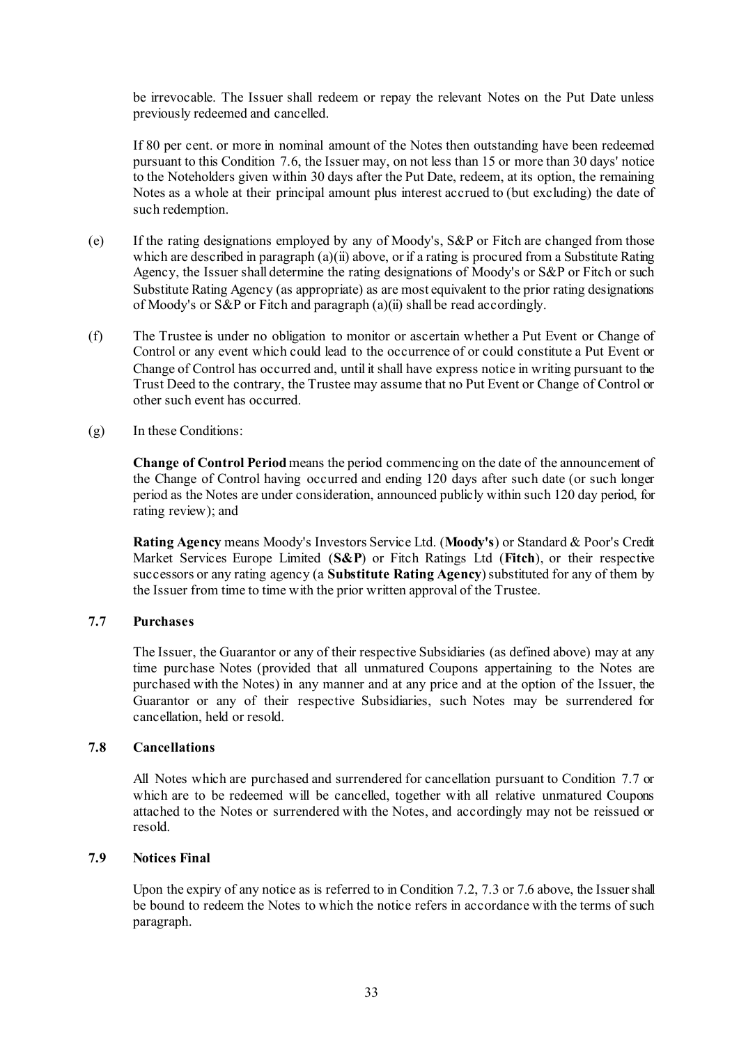be irrevocable. The Issuer shall redeem or repay the relevant Notes on the Put Date unless previously redeemed and cancelled.

If 80 per cent. or more in nominal amount of the Notes then outstanding have been redeemed pursuant to this Condition 7.6, the Issuer may, on not less than 15 or more than 30 days' notice to the Noteholders given within 30 days after the Put Date, redeem, at its option, the remaining Notes as a whole at their principal amount plus interest accrued to (but excluding) the date of such redemption.

(e) If the rating designations employed by any of Moody's, S&P or Fitch are changed from those which are described in paragraph (a)(ii) above, or if a rating is procured from a Substitute Rating Agency, the Issuer shall determine the rating designations of Moody's or S&P or Fitch or such Substitute Rating Agency (as appropriate) as are most equivalent to the prior rating designations of Moody's or S&P or Fitch and paragraph (a)(ii) shall be read accordingly.

(f) The Trustee is under no obligation to monitor or ascertain whether a Put Event or Change of Control or any event which could lead to the occurrence of or could constitute a Put Event or Change of Control has occurred and, until it shall have express notice in writing pursuant to the Trust Deed to the contrary, the Trustee may assume that no Put Event or Change of Control or other such event has occurred.

(g) In these Conditions:

**Change of Control Period** means the period commencing on the date of the announcement of the Change of Control having occurred and ending 120 days after such date (or such longer period as the Notes are under consideration, announced publicly within such 120 day period, for rating review); and

**Rating Agency** means Moody's Investors Service Ltd. (**Moody's**) or Standard & Poor's Credit Market Services Europe Limited (**S&P**) or Fitch Ratings Ltd (**Fitch**), or their respective successors or any rating agency (a **Substitute Rating Agency**) substituted for any of them by the Issuer from time to time with the prior written approval of the Trustee.

### 7.7 Purchases

The Issuer, the Guarantor or any of their respective Subsidiaries (as defined above) may at any time purchase Notes (provided that all unmatured Coupons appertaining to the Notes are purchased with the Notes) in any manner and at any price and at the option of the Issuer, the Guarantor or any of their respective Subsidiaries, such Notes may be surrendered for cancellation, held or resold.

### 7.8 Cancellations

All Notes which are purchased and surrendered for cancellation pursuant to Condition 7.7 or which are to be redeemed will be cancelled, together with all relative unmatured Coupons attached to the Notes or surrendered with the Notes, and accordingly may not be reissued or resold.

### 7.9 Notices Final

Upon the expiry of any notice as is referred to in Condition 7.2, 7.3 or 7.6 above, the Issuer shall be bound to redeem the Notes to which the notice refers in accordance with the terms of such paragraph.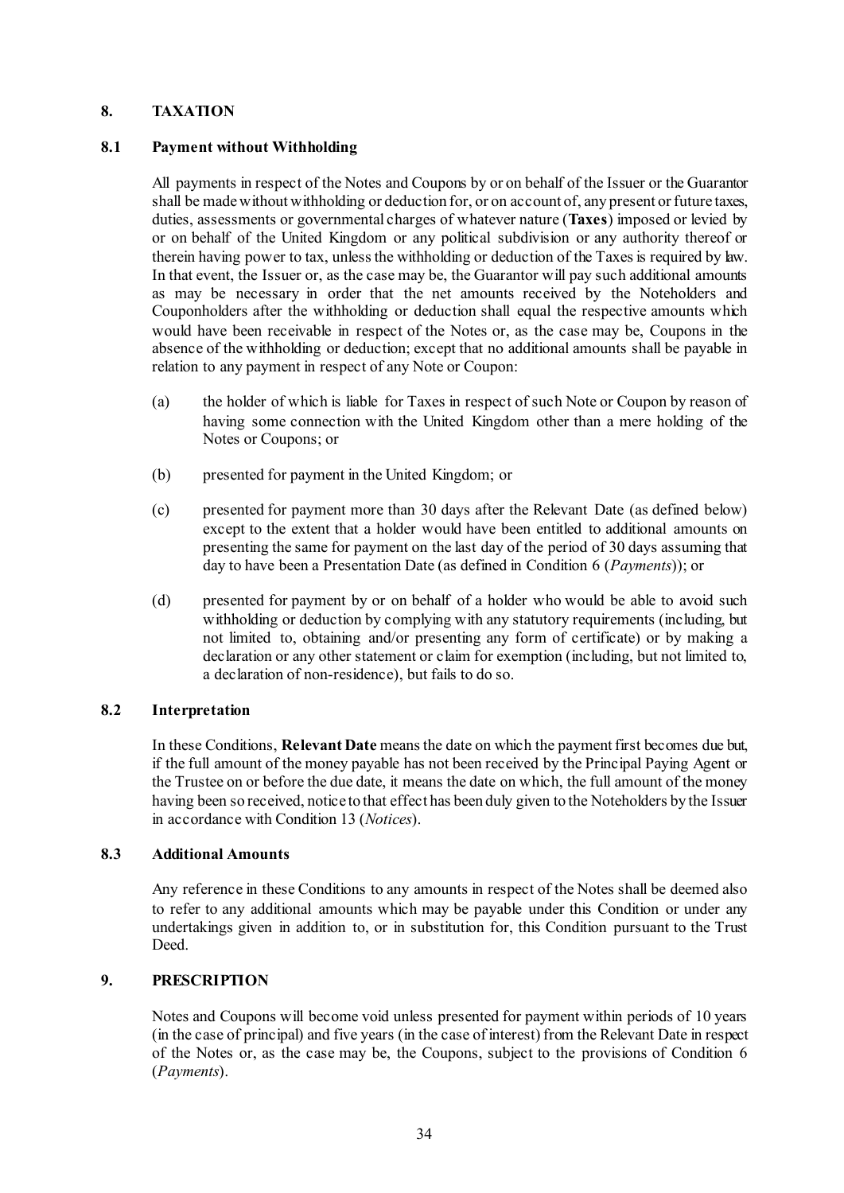## 8. TAXATION

### 8.1 Payment without Withholding

All payments in respect of the Notes and Coupons by or on behalf of the Issuer or the Guarantor shall be made without withholding or deduction for, or on account of, any present or future taxes, duties, assessments or governmental charges of whatever nature (**Taxes**) imposed or levied by or on behalf of the United Kingdom or any political subdivision or any authority thereof or therein having power to tax, unless the withholding or deduction of the Taxes is required by law. In that event, the Issuer or, as the case may be, the Guarantor will pay such additional amounts as may be necessary in order that the net amounts received by the Noteholders and Couponholders after the withholding or deduction shall equal the respective amounts which would have been receivable in respect of the Notes or, as the case may be, Coupons in the absence of the withholding or deduction; except that no additional amounts shall be payable in relation to any payment in respect of any Note or Coupon:

(a) the holder of which is liable for Taxes in respect of such Note or Coupon by reason of having some connection with the United Kingdom other than a mere holding of the Notes or Coupons; or

(b) presented for payment in the United Kingdom; or

(c) presented for payment more than 30 days after the Relevant Date (as defined below) except to the extent that a holder would have been entitled to additional amounts on presenting the same for payment on the last day of the period of 30 days assuming that day to have been a Presentation Date (as defined in Condition 6 (*Payments*)); or

(d) presented for payment by or on behalf of a holder who would be able to avoid such withholding or deduction by complying with any statutory requirements (including, but not limited to, obtaining and/or presenting any form of certificate) or by making a declaration or any other statement or claim for exemption (including, but not limited to, a declaration of non-residence), but fails to do so.

### 8.2 Interpretation

In these Conditions, **Relevant Date** means the date on which the payment first becomes due but, if the full amount of the money payable has not been received by the Principal Paying Agent or the Trustee on or before the due date, it means the date on which, the full amount of the money having been so received, notice to that effect has been duly given to the Noteholders by the Issuer in accordance with Condition 13 (*Notices*).

### 8.3 Additional Amounts

Any reference in these Conditions to any amounts in respect of the Notes shall be deemed also to refer to any additional amounts which may be payable under this Condition or under any undertakings given in addition to, or in substitution for, this Condition pursuant to the Trust Deed.

## 9. PRESCRIPTION

Notes and Coupons will become void unless presented for payment within periods of 10 years (in the case of principal) and five years (in the case of interest) from the Relevant Date in respect of the Notes or, as the case may be, the Coupons, subject to the provisions of Condition 6 (*Payments*).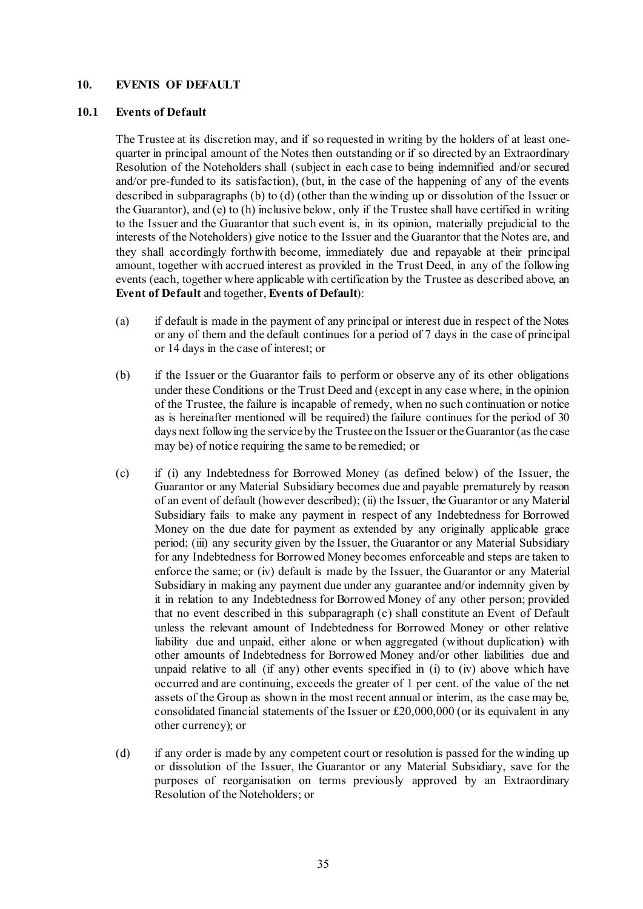## 10. EVENTS OF DEFAULT

### 10.1 Events of Default

The Trustee at its discretion may, and if so requested in writing by the holders of at least one-quarter in principal amount of the Notes then outstanding or if so directed by an Extraordinary Resolution of the Noteholders shall (subject in each case to being indemnified and/or secured and/or pre-funded to its satisfaction), (but, in the case of the happening of any of the events described in subparagraphs (b) to (d) (other than the winding up or dissolution of the Issuer or the Guarantor), and (e) to (h) inclusive below, only if the Trustee shall have certified in writing to the Issuer and the Guarantor that such event is, in its opinion, materially prejudicial to the interests of the Noteholders) give notice to the Issuer and the Guarantor that the Notes are, and they shall accordingly forthwith become, immediately due and repayable at their principal amount, together with accrued interest as provided in the Trust Deed, in any of the following events (each, together where applicable with certification by the Trustee as described above, an **Event of Default** and together, **Events of Default**):

(a) if default is made in the payment of any principal or interest due in respect of the Notes or any of them and the default continues for a period of 7 days in the case of principal or 14 days in the case of interest; or

(b) if the Issuer or the Guarantor fails to perform or observe any of its other obligations under these Conditions or the Trust Deed and (except in any case where, in the opinion of the Trustee, the failure is incapable of remedy, when no such continuation or notice as is hereinafter mentioned will be required) the failure continues for the period of 30 days next following the service by the Trustee on the Issuer or the Guarantor (as the case may be) of notice requiring the same to be remedied; or

(c) if (i) any Indebtedness for Borrowed Money (as defined below) of the Issuer, the Guarantor or any Material Subsidiary becomes due and payable prematurely by reason of an event of default (however described); (ii) the Issuer, the Guarantor or any Material Subsidiary fails to make any payment in respect of any Indebtedness for Borrowed Money on the due date for payment as extended by any originally applicable grace period; (iii) any security given by the Issuer, the Guarantor or any Material Subsidiary for any Indebtedness for Borrowed Money becomes enforceable and steps are taken to enforce the same; or (iv) default is made by the Issuer, the Guarantor or any Material Subsidiary in making any payment due under any guarantee and/or indemnity given by it in relation to any Indebtedness for Borrowed Money of any other person; provided that no event described in this subparagraph (c) shall constitute an Event of Default unless the relevant amount of Indebtedness for Borrowed Money or other relative liability due and unpaid, either alone or when aggregated (without duplication) with other amounts of Indebtedness for Borrowed Money and/or other liabilities due and unpaid relative to all (if any) other events specified in (i) to (iv) above which have occurred and are continuing, exceeds the greater of 1 per cent. of the value of the net assets of the Group as shown in the most recent annual or interim, as the case may be, consolidated financial statements of the Issuer or £20,000,000 (or its equivalent in any other currency); or

(d) if any order is made by any competent court or resolution is passed for the winding up or dissolution of the Issuer, the Guarantor or any Material Subsidiary, save for the purposes of reorganisation on terms previously approved by an Extraordinary Resolution of the Noteholders; or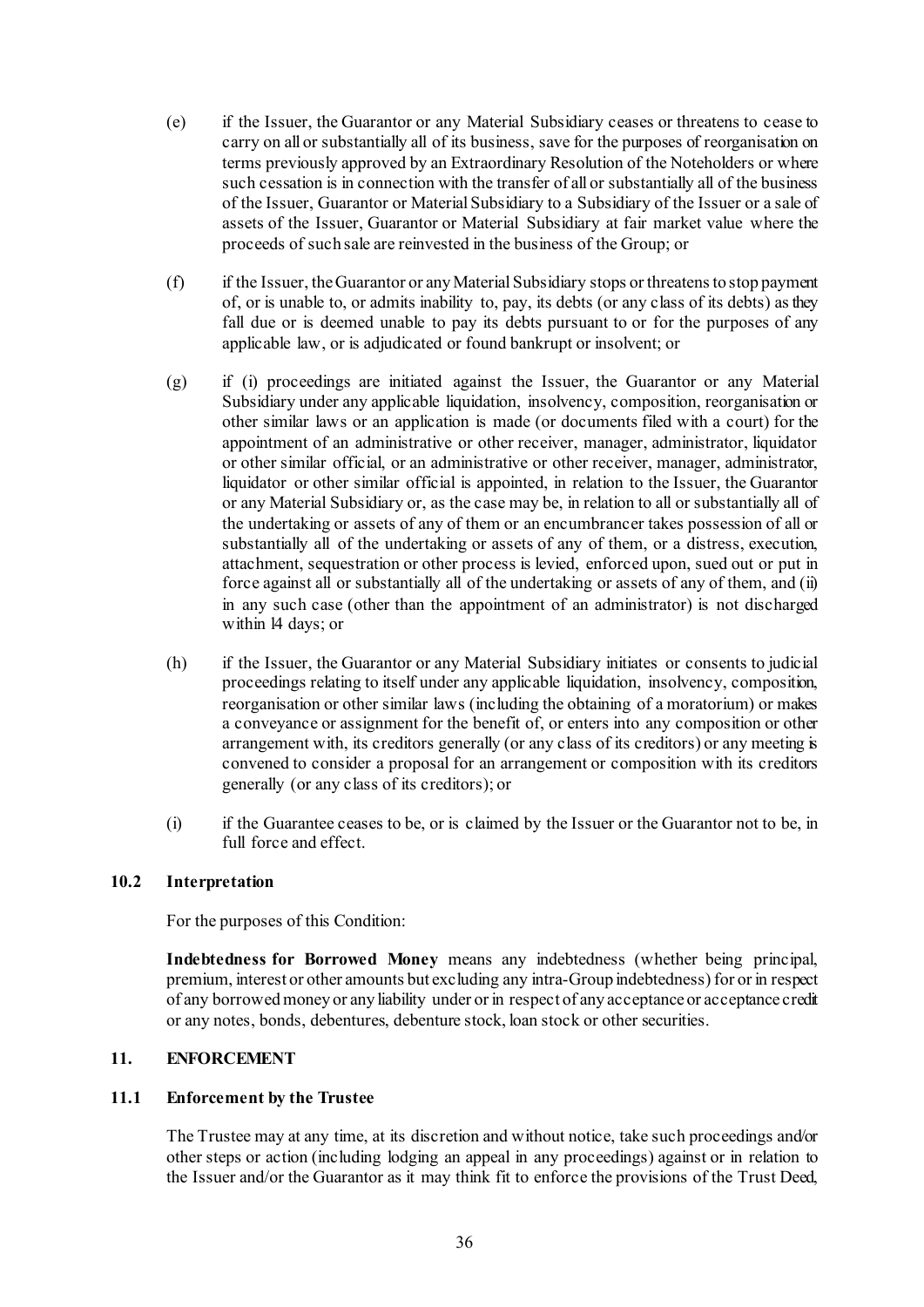(e) if the Issuer, the Guarantor or any Material Subsidiary ceases or threatens to cease to carry on all or substantially all of its business, save for the purposes of reorganisation on terms previously approved by an Extraordinary Resolution of the Noteholders or where such cessation is in connection with the transfer of all or substantially all of the business of the Issuer, Guarantor or Material Subsidiary to a Subsidiary of the Issuer or a sale of assets of the Issuer, Guarantor or Material Subsidiary at fair market value where the proceeds of such sale are reinvested in the business of the Group; or

(f) if the Issuer, the Guarantor or any Material Subsidiary stops or threatens to stop payment of, or is unable to, or admits inability to, pay, its debts (or any class of its debts) as they fall due or is deemed unable to pay its debts pursuant to or for the purposes of any applicable law, or is adjudicated or found bankrupt or insolvent; or

(g) if (i) proceedings are initiated against the Issuer, the Guarantor or any Material Subsidiary under any applicable liquidation, insolvency, composition, reorganisation or other similar laws or an application is made (or documents filed with a court) for the appointment of an administrative or other receiver, manager, administrator, liquidator or other similar official, or an administrative or other receiver, manager, administrator, liquidator or other similar official is appointed, in relation to the Issuer, the Guarantor or any Material Subsidiary or, as the case may be, in relation to all or substantially all of the undertaking or assets of any of them or an encumbrancer takes possession of all or substantially all of the undertaking or assets of any of them, or a distress, execution, attachment, sequestration or other process is levied, enforced upon, sued out or put in force against all or substantially all of the undertaking or assets of any of them, and (ii) in any such case (other than the appointment of an administrator) is not discharged within 14 days; or

(h) if the Issuer, the Guarantor or any Material Subsidiary initiates or consents to judicial proceedings relating to itself under any applicable liquidation, insolvency, composition, reorganisation or other similar laws (including the obtaining of a moratorium) or makes a conveyance or assignment for the benefit of, or enters into any composition or other arrangement with, its creditors generally (or any class of its creditors) or any meeting is convened to consider a proposal for an arrangement or composition with its creditors generally (or any class of its creditors); or

(i) if the Guarantee ceases to be, or is claimed by the Issuer or the Guarantor not to be, in full force and effect.

### 10.2 Interpretation

For the purposes of this Condition:

**Indebtedness for Borrowed Money** means any indebtedness (whether being principal, premium, interest or other amounts but excluding any intra-Group indebtedness) for or in respect of any borrowed money or any liability under or in respect of any acceptance or acceptance credit or any notes, bonds, debentures, debenture stock, loan stock or other securities.

## 11. ENFORCEMENT

### 11.1 Enforcement by the Trustee

The Trustee may at any time, at its discretion and without notice, take such proceedings and/or other steps or action (including lodging an appeal in any proceedings) against or in relation to the Issuer and/or the Guarantor as it may think fit to enforce the provisions of the Trust Deed,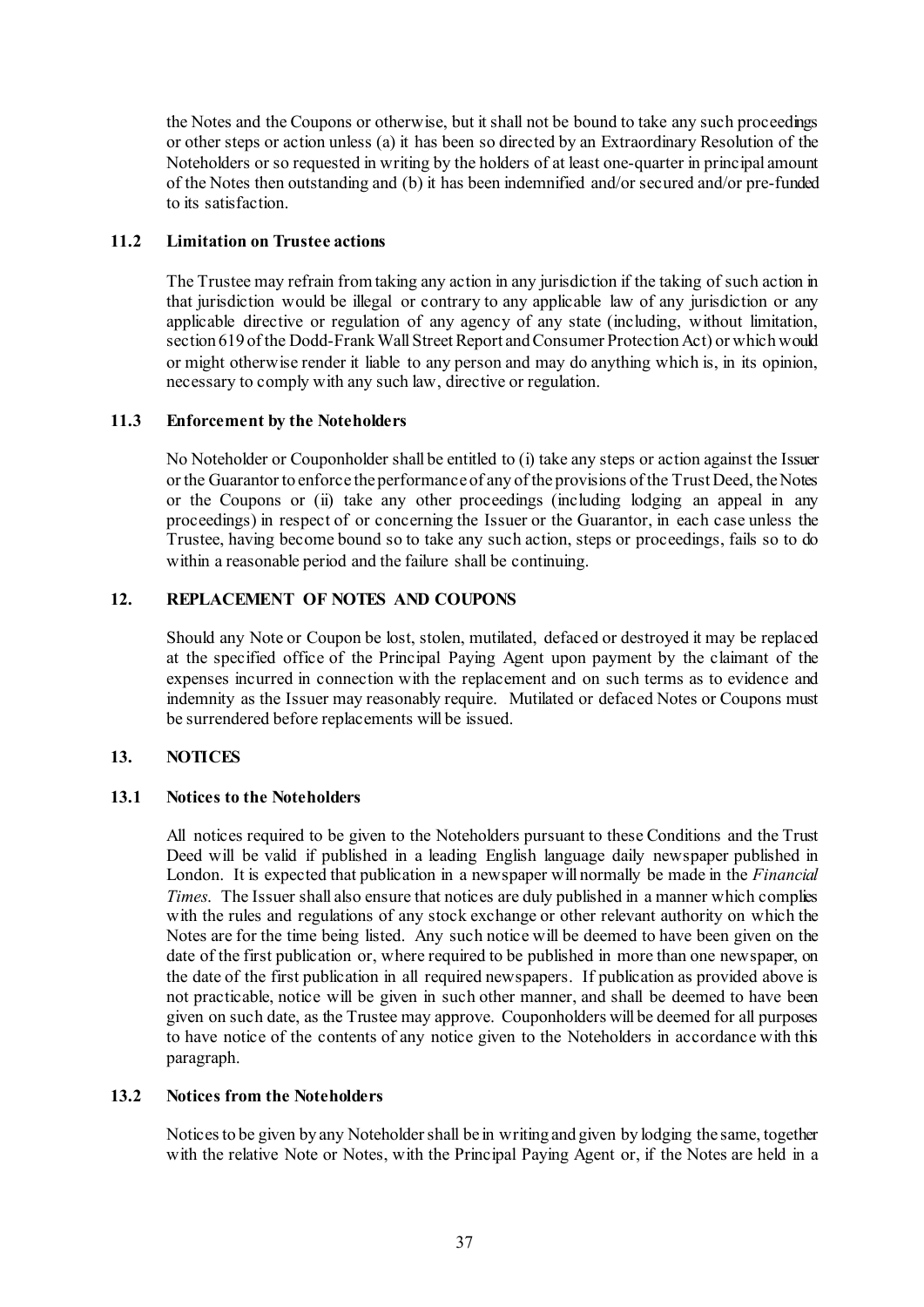the Notes and the Coupons or otherwise, but it shall not be bound to take any such proceedings or other steps or action unless (a) it has been so directed by an Extraordinary Resolution of the Noteholders or so requested in writing by the holders of at least one-quarter in principal amount of the Notes then outstanding and (b) it has been indemnified and/or secured and/or pre-funded to its satisfaction.

### 11.2 Limitation on Trustee actions

The Trustee may refrain from taking any action in any jurisdiction if the taking of such action in that jurisdiction would be illegal or contrary to any applicable law of any jurisdiction or any applicable directive or regulation of any agency of any state (including, without limitation, section 619 of the Dodd-Frank Wall Street Report and Consumer Protection Act) or which would or might otherwise render it liable to any person and may do anything which is, in its opinion, necessary to comply with any such law, directive or regulation.

### 11.3 Enforcement by the Noteholders

No Noteholder or Couponholder shall be entitled to (i) take any steps or action against the Issuer or the Guarantor to enforce the performance of any of the provisions of the Trust Deed, the Notes or the Coupons or (ii) take any other proceedings (including lodging an appeal in any proceedings) in respect of or concerning the Issuer or the Guarantor, in each case unless the Trustee, having become bound so to take any such action, steps or proceedings, fails so to do within a reasonable period and the failure shall be continuing.

## 12. REPLACEMENT OF NOTES AND COUPONS

Should any Note or Coupon be lost, stolen, mutilated, defaced or destroyed it may be replaced at the specified office of the Principal Paying Agent upon payment by the claimant of the expenses incurred in connection with the replacement and on such terms as to evidence and indemnity as the Issuer may reasonably require. Mutilated or defaced Notes or Coupons must be surrendered before replacements will be issued.

## 13. NOTICES

### 13.1 Notices to the Noteholders

All notices required to be given to the Noteholders pursuant to these Conditions and the Trust Deed will be valid if published in a leading English language daily newspaper published in London. It is expected that publication in a newspaper will normally be made in the *Financial Times*. The Issuer shall also ensure that notices are duly published in a manner which complies with the rules and regulations of any stock exchange or other relevant authority on which the Notes are for the time being listed. Any such notice will be deemed to have been given on the date of the first publication or, where required to be published in more than one newspaper, on the date of the first publication in all required newspapers. If publication as provided above is not practicable, notice will be given in such other manner, and shall be deemed to have been given on such date, as the Trustee may approve. Couponholders will be deemed for all purposes to have notice of the contents of any notice given to the Noteholders in accordance with this paragraph.

### 13.2 Notices from the Noteholders

Notices to be given by any Noteholder shall be in writing and given by lodging the same, together with the relative Note or Notes, with the Principal Paying Agent or, if the Notes are held in a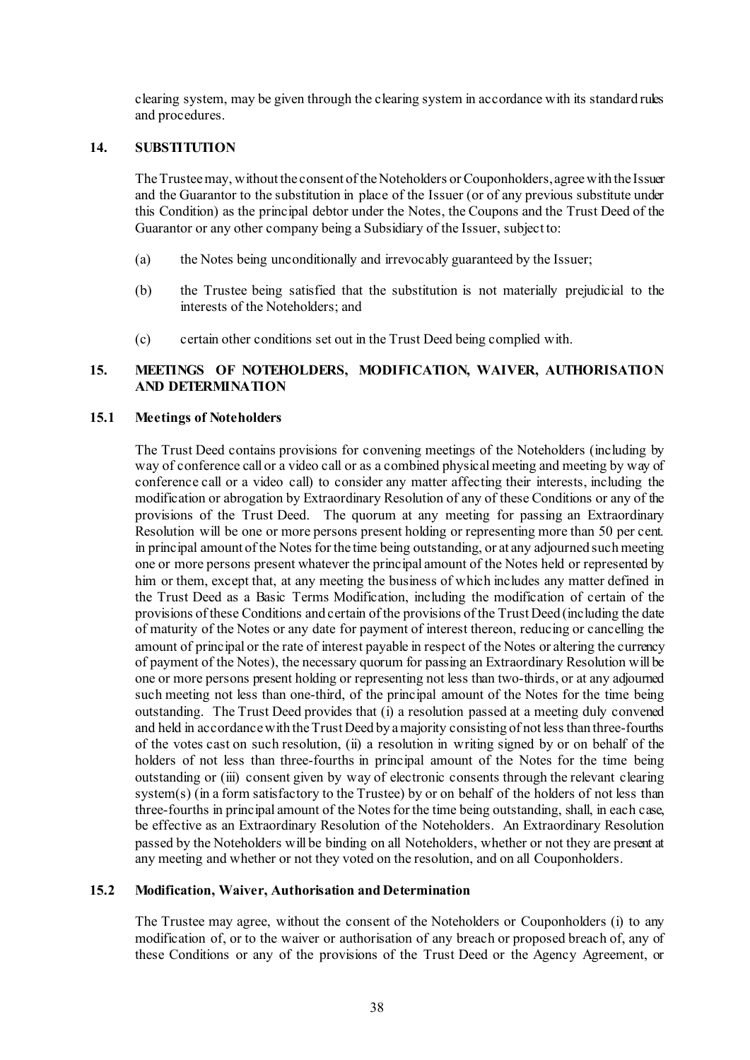clearing system, may be given through the clearing system in accordance with its standard rules and procedures.

## 14. SUBSTITUTION

The Trustee may, without the consent of the Noteholders or Couponholders, agree with the Issuer and the Guarantor to the substitution in place of the Issuer (or of any previous substitute under this Condition) as the principal debtor under the Notes, the Coupons and the Trust Deed of the Guarantor or any other company being a Subsidiary of the Issuer, subject to:

(a) the Notes being unconditionally and irrevocably guaranteed by the Issuer;

(b) the Trustee being satisfied that the substitution is not materially prejudicial to the interests of the Noteholders; and

(c) certain other conditions set out in the Trust Deed being complied with.

## 15. MEETINGS OF NOTEHOLDERS, MODIFICATION, WAIVER, AUTHORISATION AND DETERMINATION

### 15.1 Meetings of Noteholders

The Trust Deed contains provisions for convening meetings of the Noteholders (including by way of conference call or a video call or as a combined physical meeting and meeting by way of conference call or a video call) to consider any matter affecting their interests, including the modification or abrogation by Extraordinary Resolution of any of these Conditions or any of the provisions of the Trust Deed. The quorum at any meeting for passing an Extraordinary Resolution will be one or more persons present holding or representing more than 50 per cent. in principal amount of the Notes for the time being outstanding, or at any adjourned such meeting one or more persons present whatever the principal amount of the Notes held or represented by him or them, except that, at any meeting the business of which includes any matter defined in the Trust Deed as a Basic Terms Modification, including the modification of certain of the provisions of these Conditions and certain of the provisions of the Trust Deed (including the date of maturity of the Notes or any date for payment of interest thereon, reducing or cancelling the amount of principal or the rate of interest payable in respect of the Notes or altering the currency of payment of the Notes), the necessary quorum for passing an Extraordinary Resolution will be one or more persons present holding or representing not less than two-thirds, or at any adjourned such meeting not less than one-third, of the principal amount of the Notes for the time being outstanding. The Trust Deed provides that (i) a resolution passed at a meeting duly convened and held in accordance with the Trust Deed by a majority consisting of not less than three-fourths of the votes cast on such resolution, (ii) a resolution in writing signed by or on behalf of the holders of not less than three-fourths in principal amount of the Notes for the time being outstanding or (iii) consent given by way of electronic consents through the relevant clearing system(s) (in a form satisfactory to the Trustee) by or on behalf of the holders of not less than three-fourths in principal amount of the Notes for the time being outstanding, shall, in each case, be effective as an Extraordinary Resolution of the Noteholders. An Extraordinary Resolution passed by the Noteholders will be binding on all Noteholders, whether or not they are present at any meeting and whether or not they voted on the resolution, and on all Couponholders.

### 15.2 Modification, Waiver, Authorisation and Determination

The Trustee may agree, without the consent of the Noteholders or Couponholders (i) to any modification of, or to the waiver or authorisation of any breach or proposed breach of, any of these Conditions or any of the provisions of the Trust Deed or the Agency Agreement, or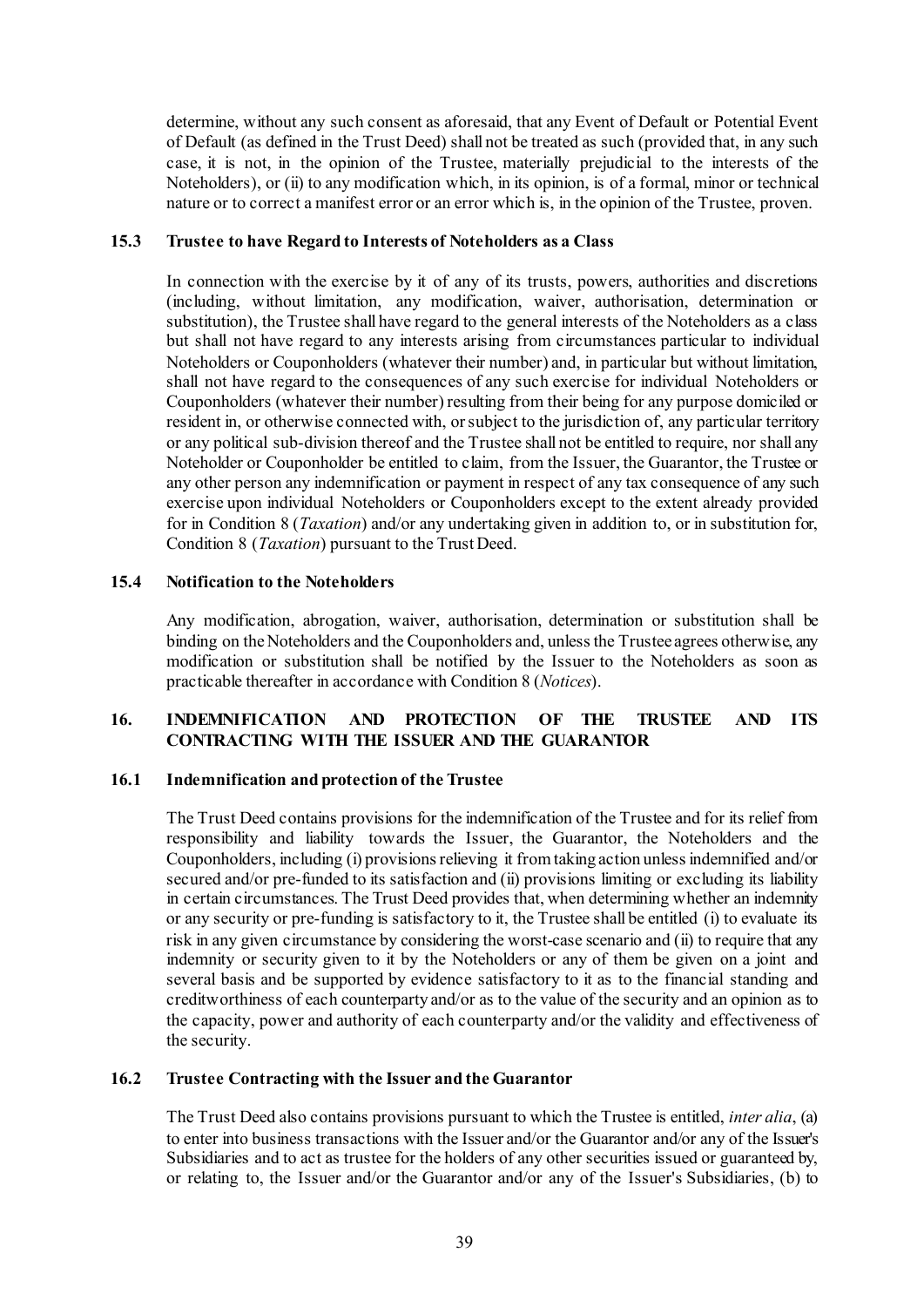determine, without any such consent as aforesaid, that any Event of Default or Potential Event of Default (as defined in the Trust Deed) shall not be treated as such (provided that, in any such case, it is not, in the opinion of the Trustee, materially prejudicial to the interests of the Noteholders), or (ii) to any modification which, in its opinion, is of a formal, minor or technical nature or to correct a manifest error or an error which is, in the opinion of the Trustee, proven.

### 15.3 Trustee to have Regard to Interests of Noteholders as a Class

In connection with the exercise by it of any of its trusts, powers, authorities and discretions (including, without limitation, any modification, waiver, authorisation, determination or substitution), the Trustee shall have regard to the general interests of the Noteholders as a class but shall not have regard to any interests arising from circumstances particular to individual Noteholders or Couponholders (whatever their number) and, in particular but without limitation, shall not have regard to the consequences of any such exercise for individual Noteholders or Couponholders (whatever their number) resulting from their being for any purpose domiciled or resident in, or otherwise connected with, or subject to the jurisdiction of, any particular territory or any political sub-division thereof and the Trustee shall not be entitled to require, nor shall any Noteholder or Couponholder be entitled to claim, from the Issuer, the Guarantor, the Trustee or any other person any indemnification or payment in respect of any tax consequence of any such exercise upon individual Noteholders or Couponholders except to the extent already provided for in Condition 8 (*Taxation*) and/or any undertaking given in addition to, or in substitution for, Condition 8 (*Taxation*) pursuant to the Trust Deed.

### 15.4 Notification to the Noteholders

Any modification, abrogation, waiver, authorisation, determination or substitution shall be binding on the Noteholders and the Couponholders and, unless the Trustee agrees otherwise, any modification or substitution shall be notified by the Issuer to the Noteholders as soon as practicable thereafter in accordance with Condition 8 (*Notices*).

## 16. INDEMNIFICATION AND PROTECTION OF THE TRUSTEE AND ITS CONTRACTING WITH THE ISSUER AND THE GUARANTOR

### 16.1 Indemnification and protection of the Trustee

The Trust Deed contains provisions for the indemnification of the Trustee and for its relief from responsibility and liability towards the Issuer, the Guarantor, the Noteholders and the Couponholders, including (i) provisions relieving it from taking action unless indemnified and/or secured and/or pre-funded to its satisfaction and (ii) provisions limiting or excluding its liability in certain circumstances. The Trust Deed provides that, when determining whether an indemnity or any security or pre-funding is satisfactory to it, the Trustee shall be entitled (i) to evaluate its risk in any given circumstance by considering the worst-case scenario and (ii) to require that any indemnity or security given to it by the Noteholders or any of them be given on a joint and several basis and be supported by evidence satisfactory to it as to the financial standing and creditworthiness of each counterparty and/or as to the value of the security and an opinion as to the capacity, power and authority of each counterparty and/or the validity and effectiveness of the security.

### 16.2 Trustee Contracting with the Issuer and the Guarantor

The Trust Deed also contains provisions pursuant to which the Trustee is entitled, *inter alia*, (a) to enter into business transactions with the Issuer and/or the Guarantor and/or any of the Issuer's Subsidiaries and to act as trustee for the holders of any other securities issued or guaranteed by, or relating to, the Issuer and/or the Guarantor and/or any of the Issuer's Subsidiaries, (b) to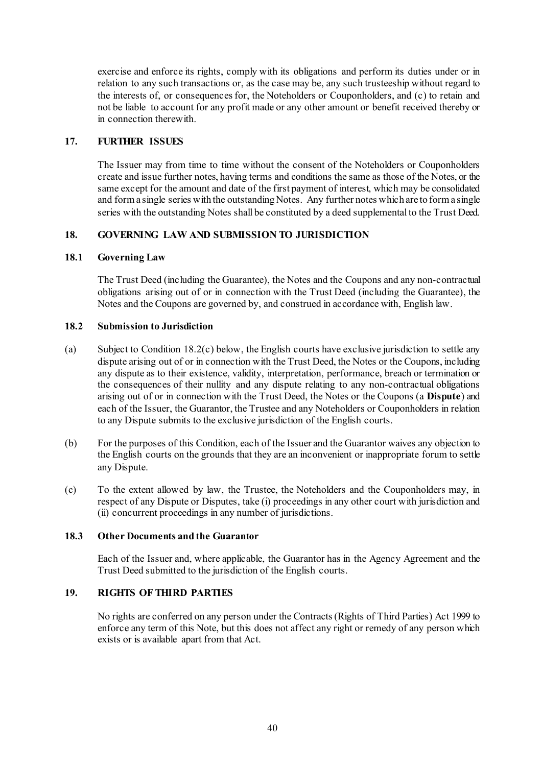exercise and enforce its rights, comply with its obligations and perform its duties under or in relation to any such transactions or, as the case may be, any such trusteeship without regard to the interests of, or consequences for, the Noteholders or Couponholders, and (c) to retain and not be liable to account for any profit made or any other amount or benefit received thereby or in connection therewith.

## 17. FURTHER ISSUES

The Issuer may from time to time without the consent of the Noteholders or Couponholders create and issue further notes, having terms and conditions the same as those of the Notes, or the same except for the amount and date of the first payment of interest, which may be consolidated and form a single series with the outstanding Notes. Any further notes which are to form a single series with the outstanding Notes shall be constituted by a deed supplemental to the Trust Deed.

## 18. GOVERNING LAW AND SUBMISSION TO JURISDICTION

### 18.1 Governing Law

The Trust Deed (including the Guarantee), the Notes and the Coupons and any non-contractual obligations arising out of or in connection with the Trust Deed (including the Guarantee), the Notes and the Coupons are governed by, and construed in accordance with, English law.

### 18.2 Submission to Jurisdiction

(a) Subject to Condition 18.2(c) below, the English courts have exclusive jurisdiction to settle any dispute arising out of or in connection with the Trust Deed, the Notes or the Coupons, including any dispute as to their existence, validity, interpretation, performance, breach or termination or the consequences of their nullity and any dispute relating to any non-contractual obligations arising out of or in connection with the Trust Deed, the Notes or the Coupons (a **Dispute**) and each of the Issuer, the Guarantor, the Trustee and any Noteholders or Couponholders in relation to any Dispute submits to the exclusive jurisdiction of the English courts.

(b) For the purposes of this Condition, each of the Issuer and the Guarantor waives any objection to the English courts on the grounds that they are an inconvenient or inappropriate forum to settle any Dispute.

(c) To the extent allowed by law, the Trustee, the Noteholders and the Couponholders may, in respect of any Dispute or Disputes, take (i) proceedings in any other court with jurisdiction and (ii) concurrent proceedings in any number of jurisdictions.

### 18.3 Other Documents and the Guarantor

Each of the Issuer and, where applicable, the Guarantor has in the Agency Agreement and the Trust Deed submitted to the jurisdiction of the English courts.

## 19. RIGHTS OF THIRD PARTIES

No rights are conferred on any person under the Contracts (Rights of Third Parties) Act 1999 to enforce any term of this Note, but this does not affect any right or remedy of any person which exists or is available apart from that Act.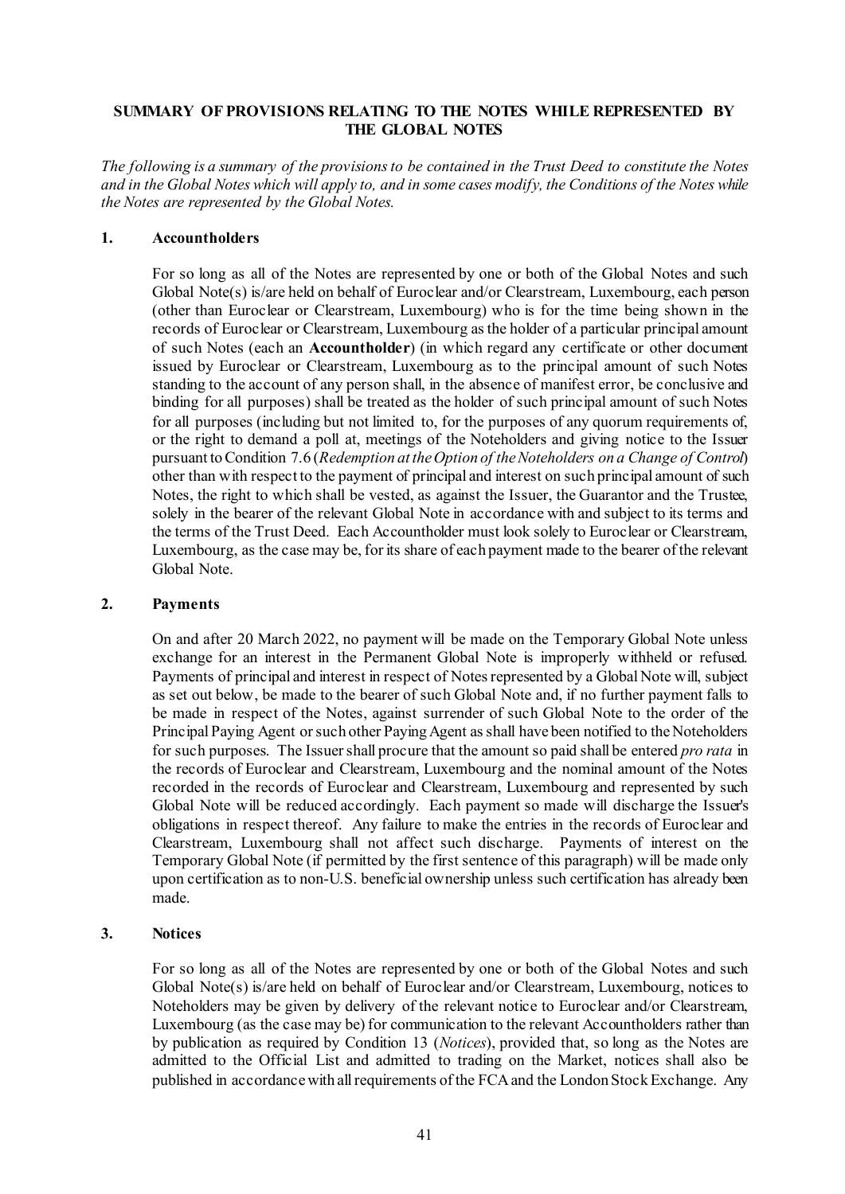## SUMMARY OF PROVISIONS RELATING TO THE NOTES WHILE REPRESENTED BY THE GLOBAL NOTES

*The following is a summary of the provisions to be contained in the Trust Deed to constitute the Notes and in the Global Notes which will apply to, and in some cases modify, the Conditions of the Notes while the Notes are represented by the Global Notes.*

### 1. Accountholders

For so long as all of the Notes are represented by one or both of the Global Notes and such Global Note(s) is/are held on behalf of Euroclear and/or Clearstream, Luxembourg, each person (other than Euroclear or Clearstream, Luxembourg) who is for the time being shown in the records of Euroclear or Clearstream, Luxembourg as the holder of a particular principal amount of such Notes (each an **Accountholder**) (in which regard any certificate or other document issued by Euroclear or Clearstream, Luxembourg as to the principal amount of such Notes standing to the account of any person shall, in the absence of manifest error, be conclusive and binding for all purposes) shall be treated as the holder of such principal amount of such Notes for all purposes (including but not limited to, for the purposes of any quorum requirements of, or the right to demand a poll at, meetings of the Noteholders and giving notice to the Issuer pursuant to Condition 7.6 (*Redemption at the Option of the Noteholders on a Change of Control*) other than with respect to the payment of principal and interest on such principal amount of such Notes, the right to which shall be vested, as against the Issuer, the Guarantor and the Trustee, solely in the bearer of the relevant Global Note in accordance with and subject to its terms and the terms of the Trust Deed. Each Accountholder must look solely to Euroclear or Clearstream, Luxembourg, as the case may be, for its share of each payment made to the bearer of the relevant Global Note.

### 2. Payments

On and after 20 March 2022, no payment will be made on the Temporary Global Note unless exchange for an interest in the Permanent Global Note is improperly withheld or refused. Payments of principal and interest in respect of Notes represented by a Global Note will, subject as set out below, be made to the bearer of such Global Note and, if no further payment falls to be made in respect of the Notes, against surrender of such Global Note to the order of the Principal Paying Agent or such other Paying Agent as shall have been notified to the Noteholders for such purposes. The Issuer shall procure that the amount so paid shall be entered *pro rata* in the records of Euroclear and Clearstream, Luxembourg and the nominal amount of the Notes recorded in the records of Euroclear and Clearstream, Luxembourg and represented by such Global Note will be reduced accordingly. Each payment so made will discharge the Issuer's obligations in respect thereof. Any failure to make the entries in the records of Euroclear and Clearstream, Luxembourg shall not affect such discharge. Payments of interest on the Temporary Global Note (if permitted by the first sentence of this paragraph) will be made only upon certification as to non-U.S. beneficial ownership unless such certification has already been made.

### 3. Notices

For so long as all of the Notes are represented by one or both of the Global Notes and such Global Note(s) is/are held on behalf of Euroclear and/or Clearstream, Luxembourg, notices to Noteholders may be given by delivery of the relevant notice to Euroclear and/or Clearstream, Luxembourg (as the case may be) for communication to the relevant Accountholders rather than by publication as required by Condition 13 (*Notices*), provided that, so long as the Notes are admitted to the Official List and admitted to trading on the Market, notices shall also be published in accordance with all requirements of the FCA and the London Stock Exchange. Any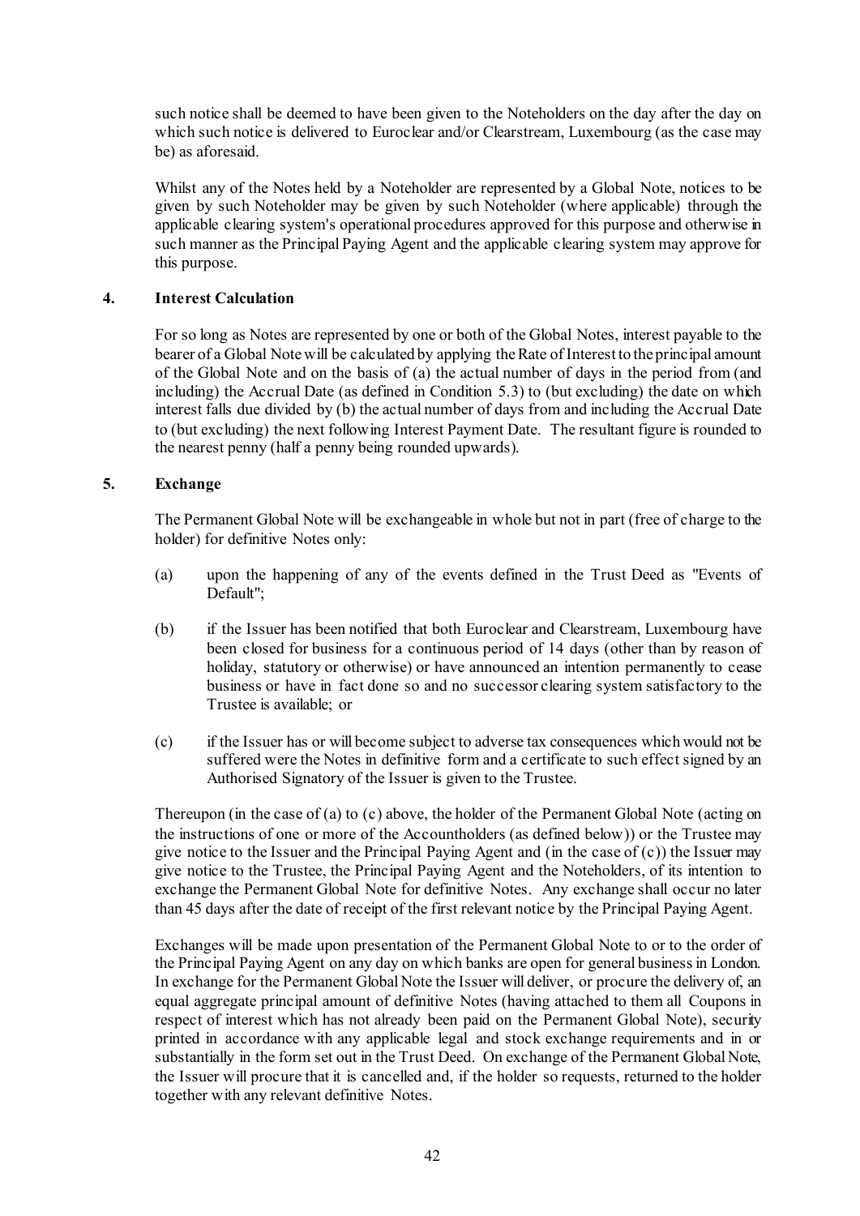such notice shall be deemed to have been given to the Noteholders on the day after the day on which such notice is delivered to Euroclear and/or Clearstream, Luxembourg (as the case may be) as aforesaid.

Whilst any of the Notes held by a Noteholder are represented by a Global Note, notices to be given by such Noteholder may be given by such Noteholder (where applicable) through the applicable clearing system's operational procedures approved for this purpose and otherwise in such manner as the Principal Paying Agent and the applicable clearing system may approve for this purpose.

## 4. Interest Calculation

For so long as Notes are represented by one or both of the Global Notes, interest payable to the bearer of a Global Note will be calculated by applying the Rate of Interest to the principal amount of the Global Note and on the basis of (a) the actual number of days in the period from (and including) the Accrual Date (as defined in Condition 5.3) to (but excluding) the date on which interest falls due divided by (b) the actual number of days from and including the Accrual Date to (but excluding) the next following Interest Payment Date. The resultant figure is rounded to the nearest penny (half a penny being rounded upwards).

## 5. Exchange

The Permanent Global Note will be exchangeable in whole but not in part (free of charge to the holder) for definitive Notes only:

(a) upon the happening of any of the events defined in the Trust Deed as "Events of Default";

(b) if the Issuer has been notified that both Euroclear and Clearstream, Luxembourg have been closed for business for a continuous period of 14 days (other than by reason of holiday, statutory or otherwise) or have announced an intention permanently to cease business or have in fact done so and no successor clearing system satisfactory to the Trustee is available; or

(c) if the Issuer has or will become subject to adverse tax consequences which would not be suffered were the Notes in definitive form and a certificate to such effect signed by an Authorised Signatory of the Issuer is given to the Trustee.

Thereupon (in the case of (a) to (c) above, the holder of the Permanent Global Note (acting on the instructions of one or more of the Accountholders (as defined below)) or the Trustee may give notice to the Issuer and the Principal Paying Agent and (in the case of (c)) the Issuer may give notice to the Trustee, the Principal Paying Agent and the Noteholders, of its intention to exchange the Permanent Global Note for definitive Notes. Any exchange shall occur no later than 45 days after the date of receipt of the first relevant notice by the Principal Paying Agent.

Exchanges will be made upon presentation of the Permanent Global Note to or to the order of the Principal Paying Agent on any day on which banks are open for general business in London. In exchange for the Permanent Global Note the Issuer will deliver, or procure the delivery of, an equal aggregate principal amount of definitive Notes (having attached to them all Coupons in respect of interest which has not already been paid on the Permanent Global Note), security printed in accordance with any applicable legal and stock exchange requirements and in or substantially in the form set out in the Trust Deed. On exchange of the Permanent Global Note, the Issuer will procure that it is cancelled and, if the holder so requests, returned to the holder together with any relevant definitive Notes.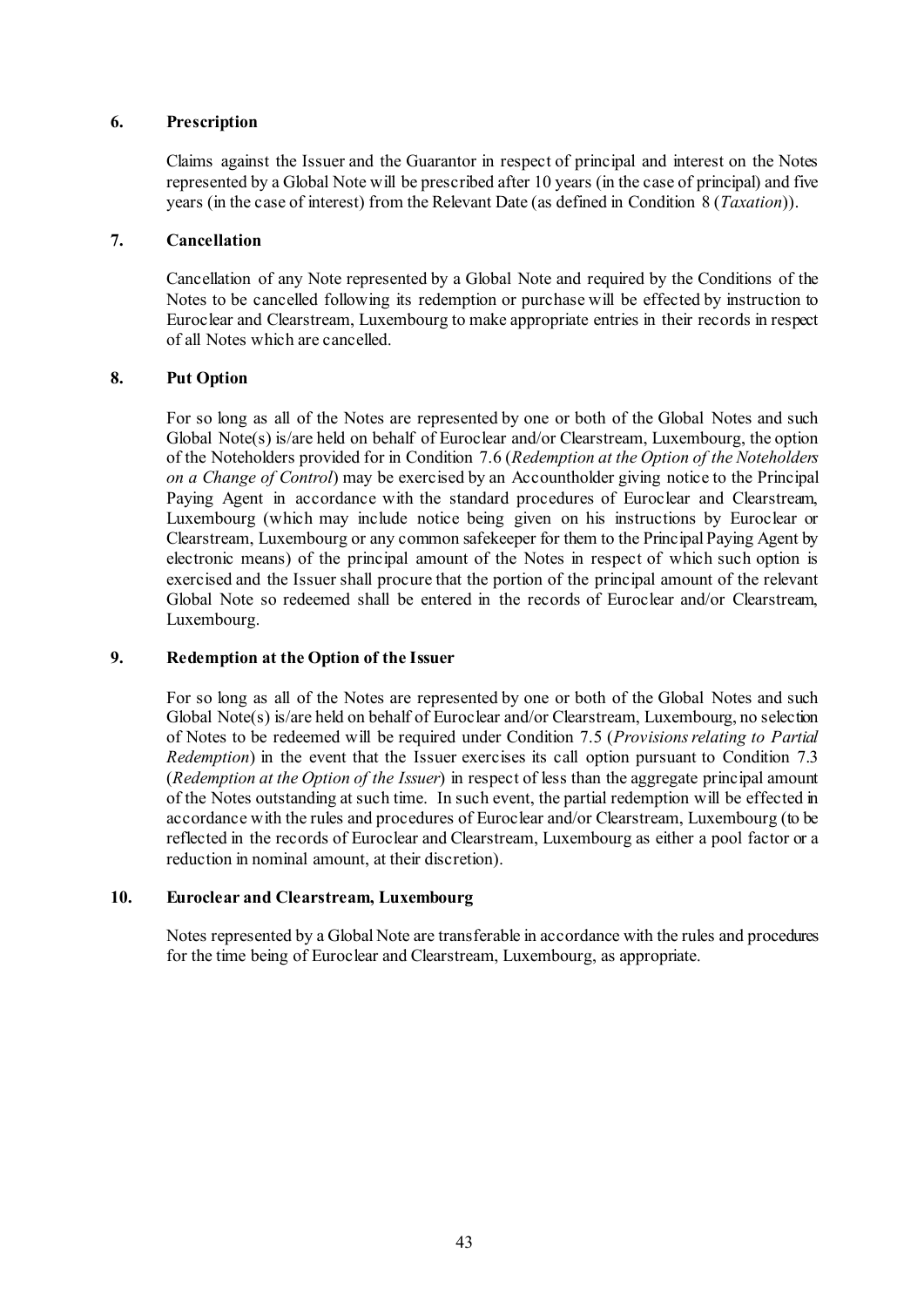### 6. Prescription

Claims against the Issuer and the Guarantor in respect of principal and interest on the Notes represented by a Global Note will be prescribed after 10 years (in the case of principal) and five years (in the case of interest) from the Relevant Date (as defined in Condition 8 (*Taxation*)).

### 7. Cancellation

Cancellation of any Note represented by a Global Note and required by the Conditions of the Notes to be cancelled following its redemption or purchase will be effected by instruction to Euroclear and Clearstream, Luxembourg to make appropriate entries in their records in respect of all Notes which are cancelled.

### 8. Put Option

For so long as all of the Notes are represented by one or both of the Global Notes and such Global Note(s) is/are held on behalf of Euroclear and/or Clearstream, Luxembourg, the option of the Noteholders provided for in Condition 7.6 (*Redemption at the Option of the Noteholders on a Change of Control*) may be exercised by an Accountholder giving notice to the Principal Paying Agent in accordance with the standard procedures of Euroclear and Clearstream, Luxembourg (which may include notice being given on his instructions by Euroclear or Clearstream, Luxembourg or any common safekeeper for them to the Principal Paying Agent by electronic means) of the principal amount of the Notes in respect of which such option is exercised and the Issuer shall procure that the portion of the principal amount of the relevant Global Note so redeemed shall be entered in the records of Euroclear and/or Clearstream, Luxembourg.

### 9. Redemption at the Option of the Issuer

For so long as all of the Notes are represented by one or both of the Global Notes and such Global Note(s) is/are held on behalf of Euroclear and/or Clearstream, Luxembourg, no selection of Notes to be redeemed will be required under Condition 7.5 (*Provisions relating to Partial Redemption*) in the event that the Issuer exercises its call option pursuant to Condition 7.3 (*Redemption at the Option of the Issuer*) in respect of less than the aggregate principal amount of the Notes outstanding at such time. In such event, the partial redemption will be effected in accordance with the rules and procedures of Euroclear and/or Clearstream, Luxembourg (to be reflected in the records of Euroclear and Clearstream, Luxembourg as either a pool factor or a reduction in nominal amount, at their discretion).

### 10. Euroclear and Clearstream, Luxembourg

Notes represented by a Global Note are transferable in accordance with the rules and procedures for the time being of Euroclear and Clearstream, Luxembourg, as appropriate.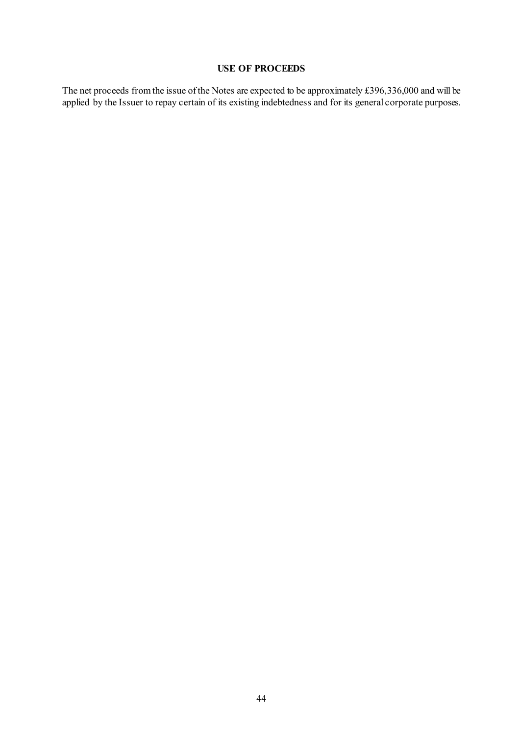## USE OF PROCEEDS

The net proceeds from the issue of the Notes are expected to be approximately £396,336,000 and will be applied by the Issuer to repay certain of its existing indebtedness and for its general corporate purposes.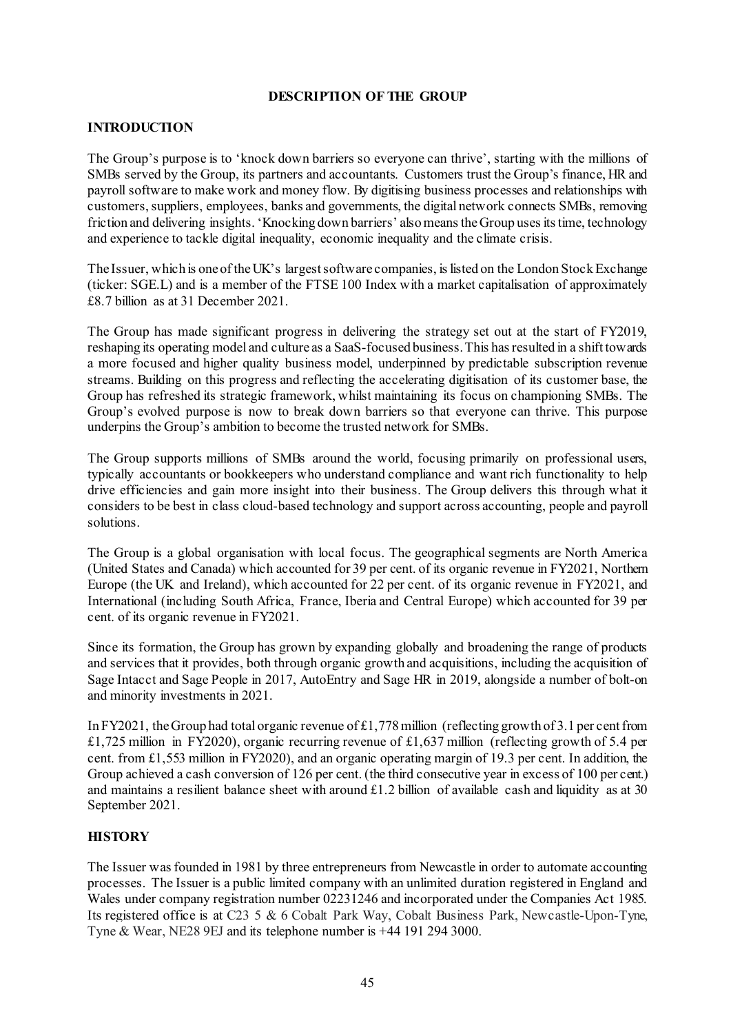# DESCRIPTION OF THE GROUP

## INTRODUCTION

The Group's purpose is to 'knock down barriers so everyone can thrive', starting with the millions of SMBs served by the Group, its partners and accountants. Customers trust the Group's finance, HR and payroll software to make work and money flow. By digitising business processes and relationships with customers, suppliers, employees, banks and governments, the digital network connects SMBs, removing friction and delivering insights. 'Knocking down barriers' also means the Group uses its time, technology and experience to tackle digital inequality, economic inequality and the climate crisis.

The Issuer, which is one of the UK's largest software companies, is listed on the London Stock Exchange (ticker: SGE.L) and is a member of the FTSE 100 Index with a market capitalisation of approximately £8.7 billion as at 31 December 2021.

The Group has made significant progress in delivering the strategy set out at the start of FY2019, reshaping its operating model and culture as a SaaS-focused business. This has resulted in a shift towards a more focused and higher quality business model, underpinned by predictable subscription revenue streams. Building on this progress and reflecting the accelerating digitisation of its customer base, the Group has refreshed its strategic framework, whilst maintaining its focus on championing SMBs. The Group's evolved purpose is now to break down barriers so that everyone can thrive. This purpose underpins the Group's ambition to become the trusted network for SMBs.

The Group supports millions of SMBs around the world, focusing primarily on professional users, typically accountants or bookkeepers who understand compliance and want rich functionality to help drive efficiencies and gain more insight into their business. The Group delivers this through what it considers to be best in class cloud-based technology and support across accounting, people and payroll solutions.

The Group is a global organisation with local focus. The geographical segments are North America (United States and Canada) which accounted for 39 per cent. of its organic revenue in FY2021, Northern Europe (the UK and Ireland), which accounted for 22 per cent. of its organic revenue in FY2021, and International (including South Africa, France, Iberia and Central Europe) which accounted for 39 per cent. of its organic revenue in FY2021.

Since its formation, the Group has grown by expanding globally and broadening the range of products and services that it provides, both through organic growth and acquisitions, including the acquisition of Sage Intacct and Sage People in 2017, AutoEntry and Sage HR in 2019, alongside a number of bolt-on and minority investments in 2021.

In FY2021, the Group had total organic revenue of £1,778 million (reflecting growth of 3.1 per cent from £1,725 million in FY2020), organic recurring revenue of £1,637 million (reflecting growth of 5.4 per cent. from £1,553 million in FY2020), and an organic operating margin of 19.3 per cent. In addition, the Group achieved a cash conversion of 126 per cent. (the third consecutive year in excess of 100 per cent.) and maintains a resilient balance sheet with around £1.2 billion of available cash and liquidity as at 30 September 2021.

## HISTORY

The Issuer was founded in 1981 by three entrepreneurs from Newcastle in order to automate accounting processes. The Issuer is a public limited company with an unlimited duration registered in England and Wales under company registration number 02231246 and incorporated under the Companies Act 1985. Its registered office is at C23 5 & 6 Cobalt Park Way, Cobalt Business Park, Newcastle-Upon-Tyne, Tyne & Wear, NE28 9EJ and its telephone number is +44 191 294 3000.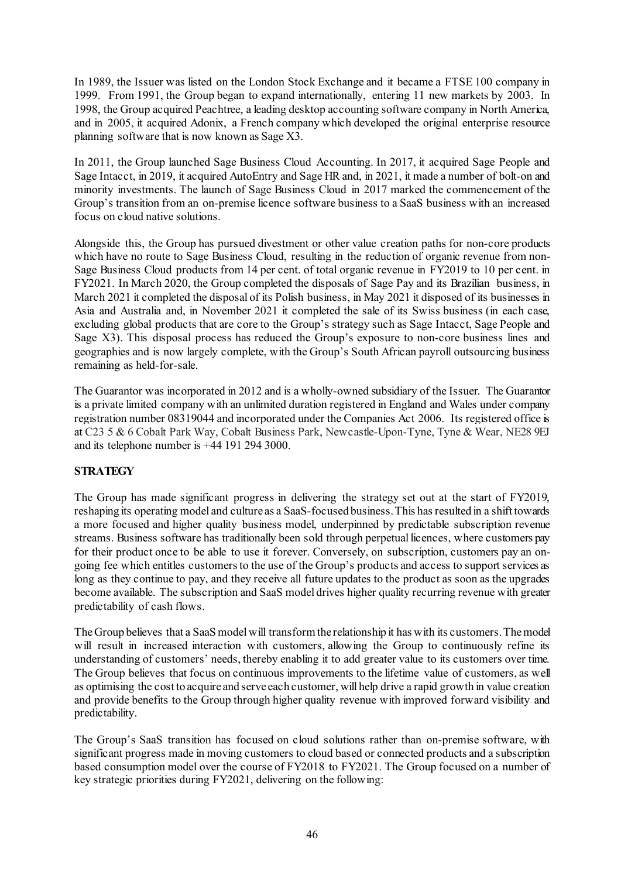In 1989, the Issuer was listed on the London Stock Exchange and it became a FTSE 100 company in 1999. From 1991, the Group began to expand internationally, entering 11 new markets by 2003. In 1998, the Group acquired Peachtree, a leading desktop accounting software company in North America, and in 2005, it acquired Adonix, a French company which developed the original enterprise resource planning software that is now known as Sage X3.

In 2011, the Group launched Sage Business Cloud Accounting. In 2017, it acquired Sage People and Sage Intacct, in 2019, it acquired AutoEntry and Sage HR and, in 2021, it made a number of bolt-on and minority investments. The launch of Sage Business Cloud in 2017 marked the commencement of the Group's transition from an on-premise licence software business to a SaaS business with an increased focus on cloud native solutions.

Alongside this, the Group has pursued divestment or other value creation paths for non-core products which have no route to Sage Business Cloud, resulting in the reduction of organic revenue from non-Sage Business Cloud products from 14 per cent. of total organic revenue in FY2019 to 10 per cent. in FY2021. In March 2020, the Group completed the disposals of Sage Pay and its Brazilian business, in March 2021 it completed the disposal of its Polish business, in May 2021 it disposed of its businesses in Asia and Australia and, in November 2021 it completed the sale of its Swiss business (in each case, excluding global products that are core to the Group's strategy such as Sage Intacct, Sage People and Sage X3). This disposal process has reduced the Group's exposure to non-core business lines and geographies and is now largely complete, with the Group's South African payroll outsourcing business remaining as held-for-sale.

The Guarantor was incorporated in 2012 and is a wholly-owned subsidiary of the Issuer. The Guarantor is a private limited company with an unlimited duration registered in England and Wales under company registration number 08319044 and incorporated under the Companies Act 2006. Its registered office is at C23 5 & 6 Cobalt Park Way, Cobalt Business Park, Newcastle-Upon-Tyne, Tyne & Wear, NE28 9EJ and its telephone number is +44 191 294 3000.

**STRATEGY**

The Group has made significant progress in delivering the strategy set out at the start of FY2019, reshaping its operating model and culture as a SaaS-focused business. This has resulted in a shift towards a more focused and higher quality business model, underpinned by predictable subscription revenue streams. Business software has traditionally been sold through perpetual licences, where customers pay for their product once to be able to use it forever. Conversely, on subscription, customers pay an on-going fee which entitles customers to the use of the Group's products and access to support services as long as they continue to pay, and they receive all future updates to the product as soon as the upgrades become available. The subscription and SaaS model drives higher quality recurring revenue with greater predictability of cash flows.

The Group believes that a SaaS model will transform the relationship it has with its customers. The model will result in increased interaction with customers, allowing the Group to continuously refine its understanding of customers' needs, thereby enabling it to add greater value to its customers over time. The Group believes that focus on continuous improvements to the lifetime value of customers, as well as optimising the cost to acquire and serve each customer, will help drive a rapid growth in value creation and provide benefits to the Group through higher quality revenue with improved forward visibility and predictability.

The Group's SaaS transition has focused on cloud solutions rather than on-premise software, with significant progress made in moving customers to cloud based or connected products and a subscription based consumption model over the course of FY2018 to FY2021. The Group focused on a number of key strategic priorities during FY2021, delivering on the following: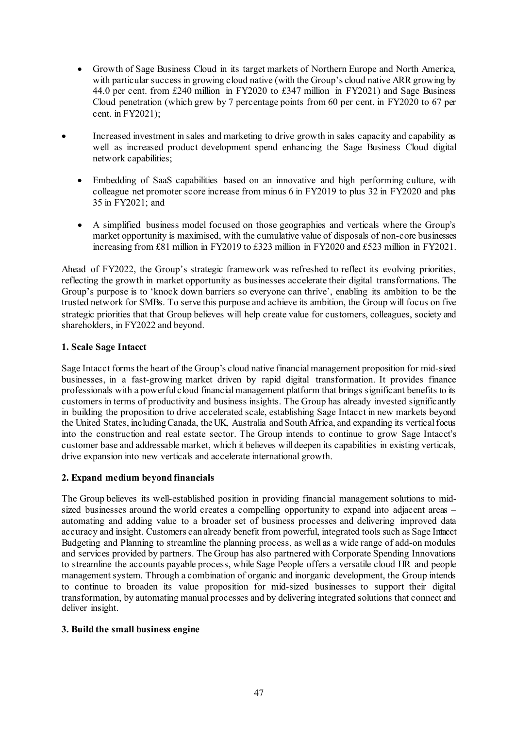- Growth of Sage Business Cloud in its target markets of Northern Europe and North America, with particular success in growing cloud native (with the Group's cloud native ARR growing by 44.0 per cent. from £240 million in FY2020 to £347 million in FY2021) and Sage Business Cloud penetration (which grew by 7 percentage points from 60 per cent. in FY2020 to 67 per cent. in FY2021);
- Increased investment in sales and marketing to drive growth in sales capacity and capability as well as increased product development spend enhancing the Sage Business Cloud digital network capabilities;
- Embedding of SaaS capabilities based on an innovative and high performing culture, with colleague net promoter score increase from minus 6 in FY2019 to plus 32 in FY2020 and plus 35 in FY2021; and
- A simplified business model focused on those geographies and verticals where the Group's market opportunity is maximised, with the cumulative value of disposals of non-core businesses increasing from £81 million in FY2019 to £323 million in FY2020 and £523 million in FY2021.

Ahead of FY2022, the Group's strategic framework was refreshed to reflect its evolving priorities, reflecting the growth in market opportunity as businesses accelerate their digital transformations. The Group's purpose is to 'knock down barriers so everyone can thrive', enabling its ambition to be the trusted network for SMBs. To serve this purpose and achieve its ambition, the Group will focus on five strategic priorities that that Group believes will help create value for customers, colleagues, society and shareholders, in FY2022 and beyond.

**1. Scale Sage Intacct**

Sage Intacct forms the heart of the Group's cloud native financial management proposition for mid-sized businesses, in a fast-growing market driven by rapid digital transformation. It provides finance professionals with a powerful cloud financial management platform that brings significant benefits to its customers in terms of productivity and business insights. The Group has already invested significantly in building the proposition to drive accelerated scale, establishing Sage Intacct in new markets beyond the United States, including Canada, the UK, Australia and South Africa, and expanding its vertical focus into the construction and real estate sector. The Group intends to continue to grow Sage Intacct's customer base and addressable market, which it believes will deepen its capabilities in existing verticals, drive expansion into new verticals and accelerate international growth.

**2. Expand medium beyond financials**

The Group believes its well-established position in providing financial management solutions to mid-sized businesses around the world creates a compelling opportunity to expand into adjacent areas – automating and adding value to a broader set of business processes and delivering improved data accuracy and insight. Customers can already benefit from powerful, integrated tools such as Sage Intacct Budgeting and Planning to streamline the planning process, as well as a wide range of add-on modules and services provided by partners. The Group has also partnered with Corporate Spending Innovations to streamline the accounts payable process, while Sage People offers a versatile cloud HR and people management system. Through a combination of organic and inorganic development, the Group intends to continue to broaden its value proposition for mid-sized businesses to support their digital transformation, by automating manual processes and by delivering integrated solutions that connect and deliver insight.

**3. Build the small business engine**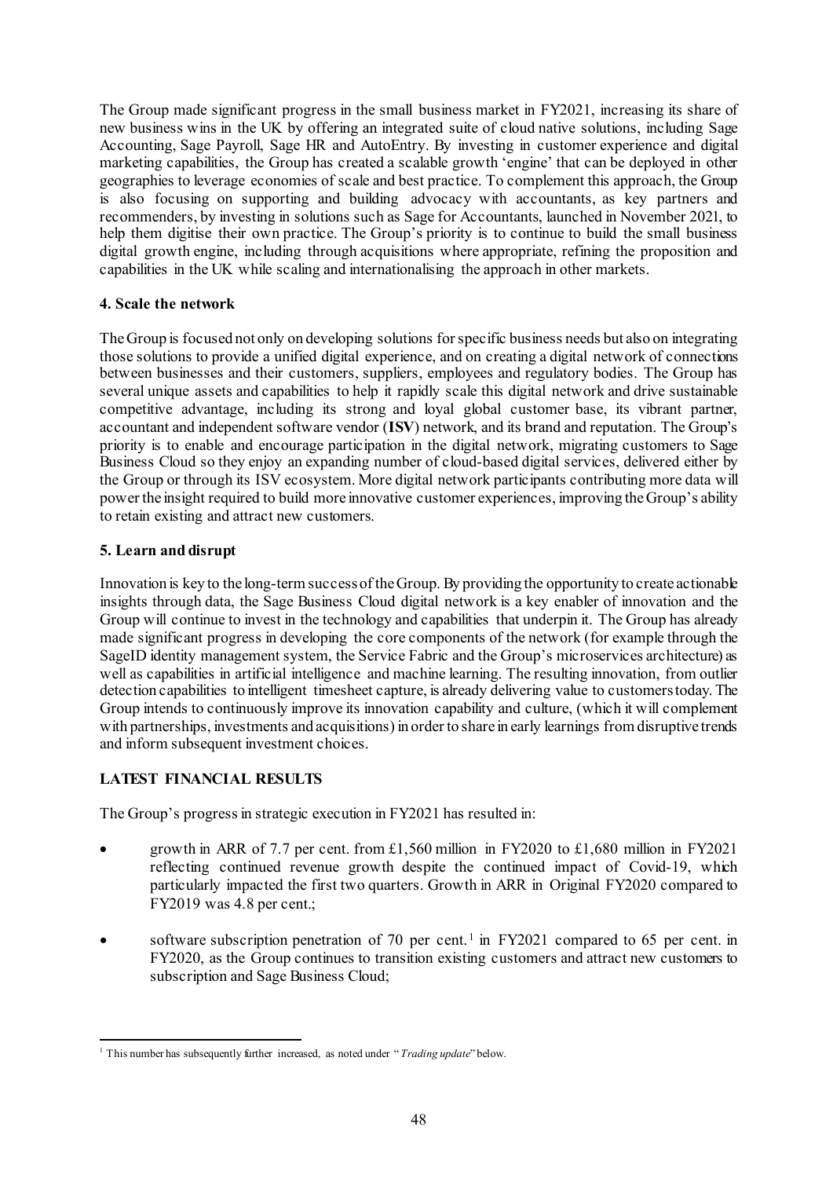The Group made significant progress in the small business market in FY2021, increasing its share of new business wins in the UK by offering an integrated suite of cloud native solutions, including Sage Accounting, Sage Payroll, Sage HR and AutoEntry. By investing in customer experience and digital marketing capabilities, the Group has created a scalable growth 'engine' that can be deployed in other geographies to leverage economies of scale and best practice. To complement this approach, the Group is also focusing on supporting and building advocacy with accountants, as key partners and recommenders, by investing in solutions such as Sage for Accountants, launched in November 2021, to help them digitise their own practice. The Group's priority is to continue to build the small business digital growth engine, including through acquisitions where appropriate, refining the proposition and capabilities in the UK while scaling and internationalising the approach in other markets.

**4. Scale the network**

The Group is focused not only on developing solutions for specific business needs but also on integrating those solutions to provide a unified digital experience, and on creating a digital network of connections between businesses and their customers, suppliers, employees and regulatory bodies. The Group has several unique assets and capabilities to help it rapidly scale this digital network and drive sustainable competitive advantage, including its strong and loyal global customer base, its vibrant partner, accountant and independent software vendor (**ISV**) network, and its brand and reputation. The Group's priority is to enable and encourage participation in the digital network, migrating customers to Sage Business Cloud so they enjoy an expanding number of cloud-based digital services, delivered either by the Group or through its ISV ecosystem. More digital network participants contributing more data will power the insight required to build more innovative customer experiences, improving the Group's ability to retain existing and attract new customers.

**5. Learn and disrupt**

Innovation is key to the long-term success of the Group. By providing the opportunity to create actionable insights through data, the Sage Business Cloud digital network is a key enabler of innovation and the Group will continue to invest in the technology and capabilities that underpin it. The Group has already made significant progress in developing the core components of the network (for example through the SageID identity management system, the Service Fabric and the Group's microservices architecture) as well as capabilities in artificial intelligence and machine learning. The resulting innovation, from outlier detection capabilities to intelligent timesheet capture, is already delivering value to customers today. The Group intends to continuously improve its innovation capability and culture, (which it will complement with partnerships, investments and acquisitions) in order to share in early learnings from disruptive trends and inform subsequent investment choices.

**LATEST FINANCIAL RESULTS**

The Group's progress in strategic execution in FY2021 has resulted in:

- growth in ARR of 7.7 per cent. from £1,560 million in FY2020 to £1,680 million in FY2021 reflecting continued revenue growth despite the continued impact of Covid-19, which particularly impacted the first two quarters. Growth in ARR in Original FY2020 compared to FY2019 was 4.8 per cent.;
- software subscription penetration of 70 per cent.[1] in FY2021 compared to 65 per cent. in FY2020, as the Group continues to transition existing customers and attract new customers to subscription and Sage Business Cloud;

[1] This number has subsequently further increased, as noted under "*Trading update*" below.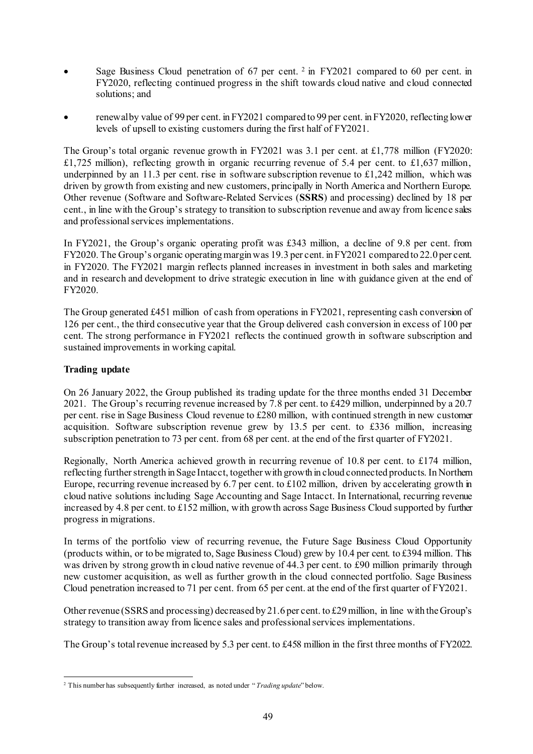- Sage Business Cloud penetration of 67 per cent. [2] in FY2021 compared to 60 per cent. in FY2020, reflecting continued progress in the shift towards cloud native and cloud connected solutions; and
- renewal by value of 99 per cent. in FY2021 compared to 99 per cent. in FY2020, reflecting lower levels of upsell to existing customers during the first half of FY2021.

The Group's total organic revenue growth in FY2021 was 3.1 per cent. at £1,778 million (FY2020: £1,725 million), reflecting growth in organic recurring revenue of 5.4 per cent. to £1,637 million, underpinned by an 11.3 per cent. rise in software subscription revenue to £1,242 million, which was driven by growth from existing and new customers, principally in North America and Northern Europe. Other revenue (Software and Software-Related Services (**SSRS**) and processing) declined by 18 per cent., in line with the Group's strategy to transition to subscription revenue and away from licence sales and professional services implementations.

In FY2021, the Group's organic operating profit was £343 million, a decline of 9.8 per cent. from FY2020. The Group's organic operating margin was 19.3 per cent. in FY2021 compared to 22.0 per cent. in FY2020. The FY2021 margin reflects planned increases in investment in both sales and marketing and in research and development to drive strategic execution in line with guidance given at the end of FY2020.

The Group generated £451 million of cash from operations in FY2021, representing cash conversion of 126 per cent., the third consecutive year that the Group delivered cash conversion in excess of 100 per cent. The strong performance in FY2021 reflects the continued growth in software subscription and sustained improvements in working capital.

**Trading update**

On 26 January 2022, the Group published its trading update for the three months ended 31 December 2021. The Group's recurring revenue increased by 7.8 per cent. to £429 million, underpinned by a 20.7 per cent. rise in Sage Business Cloud revenue to £280 million, with continued strength in new customer acquisition. Software subscription revenue grew by 13.5 per cent. to £336 million, increasing subscription penetration to 73 per cent. from 68 per cent. at the end of the first quarter of FY2021.

Regionally, North America achieved growth in recurring revenue of 10.8 per cent. to £174 million, reflecting further strength in Sage Intacct, together with growth in cloud connected products. In Northern Europe, recurring revenue increased by 6.7 per cent. to £102 million, driven by accelerating growth in cloud native solutions including Sage Accounting and Sage Intacct. In International, recurring revenue increased by 4.8 per cent. to £152 million, with growth across Sage Business Cloud supported by further progress in migrations.

In terms of the portfolio view of recurring revenue, the Future Sage Business Cloud Opportunity (products within, or to be migrated to, Sage Business Cloud) grew by 10.4 per cent. to £394 million. This was driven by strong growth in cloud native revenue of 44.3 per cent. to £90 million primarily through new customer acquisition, as well as further growth in the cloud connected portfolio. Sage Business Cloud penetration increased to 71 per cent. from 65 per cent. at the end of the first quarter of FY2021.

Other revenue (SSRS and processing) decreased by 21.6 per cent. to £29 million, in line with the Group's strategy to transition away from licence sales and professional services implementations.

The Group's total revenue increased by 5.3 per cent. to £458 million in the first three months of FY2022.

[2] This number has subsequently further increased, as noted under "*Trading update*" below.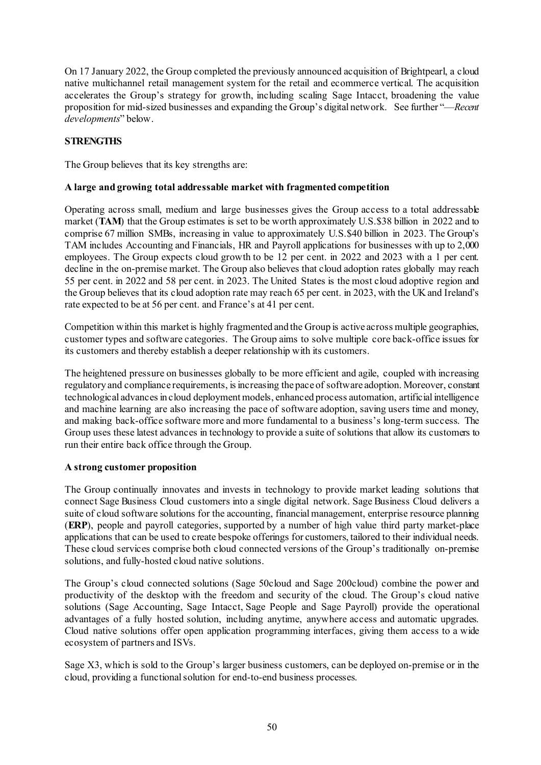On 17 January 2022, the Group completed the previously announced acquisition of Brightpearl, a cloud native multichannel retail management system for the retail and ecommerce vertical. The acquisition accelerates the Group's strategy for growth, including scaling Sage Intacct, broadening the value proposition for mid-sized businesses and expanding the Group's digital network. See further "—*Recent developments*" below.

## STRENGTHS

The Group believes that its key strengths are:

### A large and growing total addressable market with fragmented competition

Operating across small, medium and large businesses gives the Group access to a total addressable market (**TAM**) that the Group estimates is set to be worth approximately U.S.$38 billion in 2022 and to comprise 67 million SMBs, increasing in value to approximately U.S.$40 billion in 2023. The Group's TAM includes Accounting and Financials, HR and Payroll applications for businesses with up to 2,000 employees. The Group expects cloud growth to be 12 per cent. in 2022 and 2023 with a 1 per cent. decline in the on-premise market. The Group also believes that cloud adoption rates globally may reach 55 per cent. in 2022 and 58 per cent. in 2023. The United States is the most cloud adoptive region and the Group believes that its cloud adoption rate may reach 65 per cent. in 2023, with the UK and Ireland's rate expected to be at 56 per cent. and France's at 41 per cent.

Competition within this market is highly fragmented and the Group is active across multiple geographies, customer types and software categories. The Group aims to solve multiple core back-office issues for its customers and thereby establish a deeper relationship with its customers.

The heightened pressure on businesses globally to be more efficient and agile, coupled with increasing regulatory and compliance requirements, is increasing the pace of software adoption. Moreover, constant technological advances in cloud deployment models, enhanced process automation, artificial intelligence and machine learning are also increasing the pace of software adoption, saving users time and money, and making back-office software more and more fundamental to a business's long-term success. The Group uses these latest advances in technology to provide a suite of solutions that allow its customers to run their entire back office through the Group.

### A strong customer proposition

The Group continually innovates and invests in technology to provide market leading solutions that connect Sage Business Cloud customers into a single digital network. Sage Business Cloud delivers a suite of cloud software solutions for the accounting, financial management, enterprise resource planning (**ERP**), people and payroll categories, supported by a number of high value third party market-place applications that can be used to create bespoke offerings for customers, tailored to their individual needs. These cloud services comprise both cloud connected versions of the Group's traditionally on-premise solutions, and fully-hosted cloud native solutions.

The Group's cloud connected solutions (Sage 50cloud and Sage 200cloud) combine the power and productivity of the desktop with the freedom and security of the cloud. The Group's cloud native solutions (Sage Accounting, Sage Intacct, Sage People and Sage Payroll) provide the operational advantages of a fully hosted solution, including anytime, anywhere access and automatic upgrades. Cloud native solutions offer open application programming interfaces, giving them access to a wide ecosystem of partners and ISVs.

Sage X3, which is sold to the Group's larger business customers, can be deployed on-premise or in the cloud, providing a functional solution for end-to-end business processes.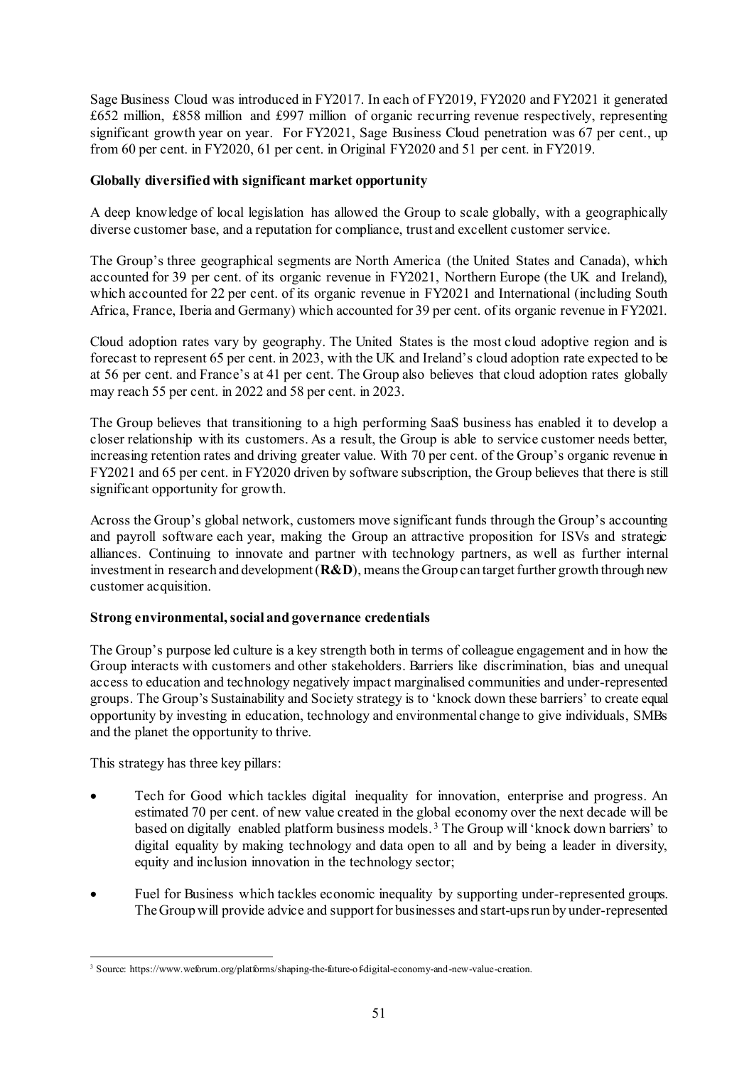Sage Business Cloud was introduced in FY2017. In each of FY2019, FY2020 and FY2021 it generated £652 million, £858 million and £997 million of organic recurring revenue respectively, representing significant growth year on year. For FY2021, Sage Business Cloud penetration was 67 per cent., up from 60 per cent. in FY2020, 61 per cent. in Original FY2020 and 51 per cent. in FY2019.

**Globally diversified with significant market opportunity**

A deep knowledge of local legislation has allowed the Group to scale globally, with a geographically diverse customer base, and a reputation for compliance, trust and excellent customer service.

The Group's three geographical segments are North America (the United States and Canada), which accounted for 39 per cent. of its organic revenue in FY2021, Northern Europe (the UK and Ireland), which accounted for 22 per cent. of its organic revenue in FY2021 and International (including South Africa, France, Iberia and Germany) which accounted for 39 per cent. of its organic revenue in FY2021.

Cloud adoption rates vary by geography. The United States is the most cloud adoptive region and is forecast to represent 65 per cent. in 2023, with the UK and Ireland's cloud adoption rate expected to be at 56 per cent. and France's at 41 per cent. The Group also believes that cloud adoption rates globally may reach 55 per cent. in 2022 and 58 per cent. in 2023.

The Group believes that transitioning to a high performing SaaS business has enabled it to develop a closer relationship with its customers. As a result, the Group is able to service customer needs better, increasing retention rates and driving greater value. With 70 per cent. of the Group's organic revenue in FY2021 and 65 per cent. in FY2020 driven by software subscription, the Group believes that there is still significant opportunity for growth.

Across the Group's global network, customers move significant funds through the Group's accounting and payroll software each year, making the Group an attractive proposition for ISVs and strategic alliances. Continuing to innovate and partner with technology partners, as well as further internal investment in research and development (**R&D**), means the Group can target further growth through new customer acquisition.

**Strong environmental, social and governance credentials**

The Group's purpose led culture is a key strength both in terms of colleague engagement and in how the Group interacts with customers and other stakeholders. Barriers like discrimination, bias and unequal access to education and technology negatively impact marginalised communities and under-represented groups. The Group's Sustainability and Society strategy is to 'knock down these barriers' to create equal opportunity by investing in education, technology and environmental change to give individuals, SMBs and the planet the opportunity to thrive.

This strategy has three key pillars:

- Tech for Good which tackles digital inequality for innovation, enterprise and progress. An estimated 70 per cent. of new value created in the global economy over the next decade will be based on digitally enabled platform business models.[3] The Group will 'knock down barriers' to digital equality by making technology and data open to all and by being a leader in diversity, equity and inclusion innovation in the technology sector;
- Fuel for Business which tackles economic inequality by supporting under-represented groups. The Group will provide advice and support for businesses and start-ups run by under-represented

[3] Source: https://www.weforum.org/platforms/shaping-the-future-of-digital-economy-and-new-value-creation.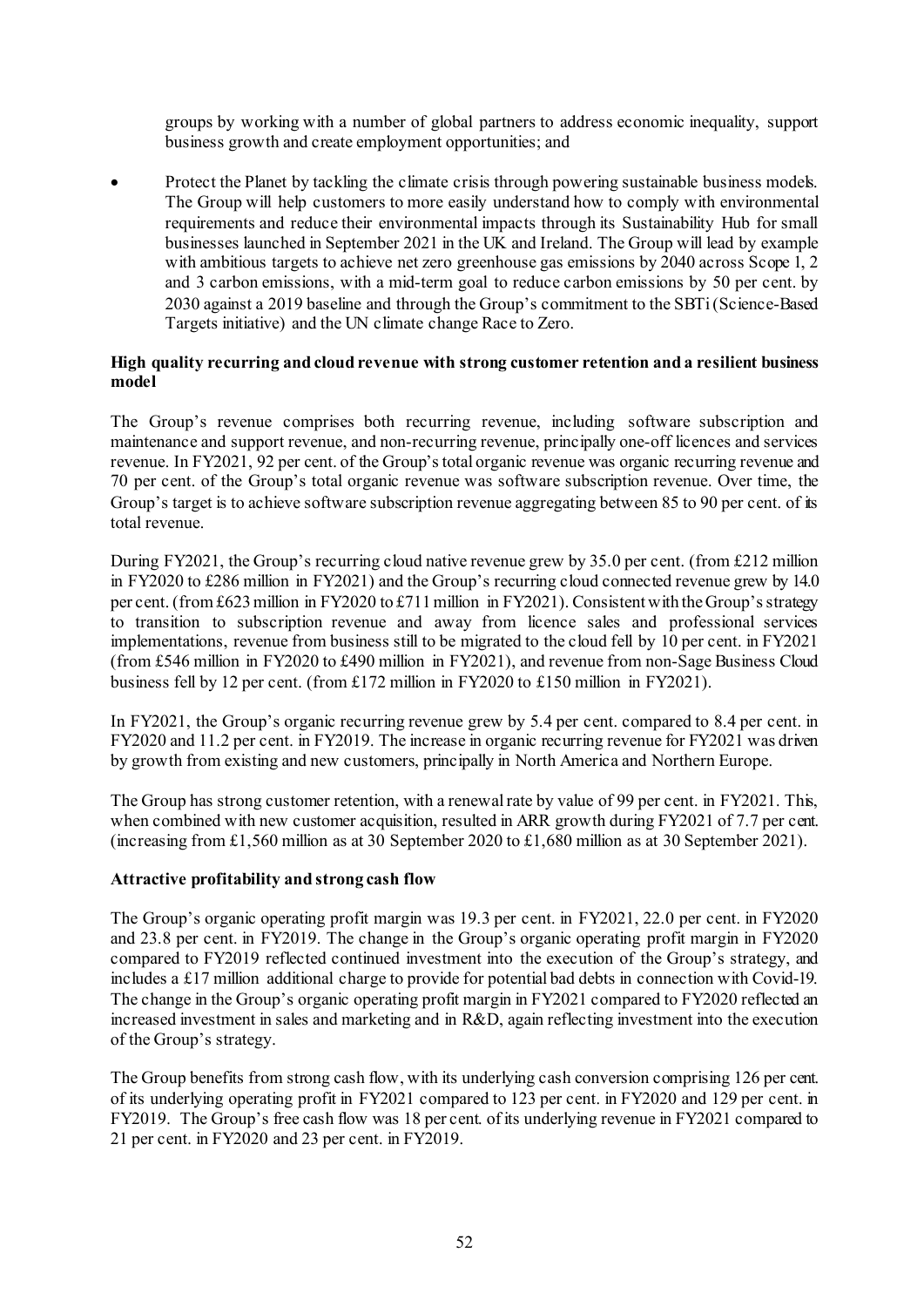groups by working with a number of global partners to address economic inequality, support business growth and create employment opportunities; and

- Protect the Planet by tackling the climate crisis through powering sustainable business models. The Group will help customers to more easily understand how to comply with environmental requirements and reduce their environmental impacts through its Sustainability Hub for small businesses launched in September 2021 in the UK and Ireland. The Group will lead by example with ambitious targets to achieve net zero greenhouse gas emissions by 2040 across Scope 1, 2 and 3 carbon emissions, with a mid-term goal to reduce carbon emissions by 50 per cent. by 2030 against a 2019 baseline and through the Group's commitment to the SBTi (Science-Based Targets initiative) and the UN climate change Race to Zero.

**High quality recurring and cloud revenue with strong customer retention and a resilient business model**

The Group's revenue comprises both recurring revenue, including software subscription and maintenance and support revenue, and non-recurring revenue, principally one-off licences and services revenue. In FY2021, 92 per cent. of the Group's total organic revenue was organic recurring revenue and 70 per cent. of the Group's total organic revenue was software subscription revenue. Over time, the Group's target is to achieve software subscription revenue aggregating between 85 to 90 per cent. of its total revenue.

During FY2021, the Group's recurring cloud native revenue grew by 35.0 per cent. (from £212 million in FY2020 to £286 million in FY2021) and the Group's recurring cloud connected revenue grew by 14.0 per cent. (from £623 million in FY2020 to £711 million in FY2021). Consistent with the Group's strategy to transition to subscription revenue and away from licence sales and professional services implementations, revenue from business still to be migrated to the cloud fell by 10 per cent. in FY2021 (from £546 million in FY2020 to £490 million in FY2021), and revenue from non-Sage Business Cloud business fell by 12 per cent. (from £172 million in FY2020 to £150 million in FY2021).

In FY2021, the Group's organic recurring revenue grew by 5.4 per cent. compared to 8.4 per cent. in FY2020 and 11.2 per cent. in FY2019. The increase in organic recurring revenue for FY2021 was driven by growth from existing and new customers, principally in North America and Northern Europe.

The Group has strong customer retention, with a renewal rate by value of 99 per cent. in FY2021. This, when combined with new customer acquisition, resulted in ARR growth during FY2021 of 7.7 per cent. (increasing from £1,560 million as at 30 September 2020 to £1,680 million as at 30 September 2021).

**Attractive profitability and strong cash flow**

The Group's organic operating profit margin was 19.3 per cent. in FY2021, 22.0 per cent. in FY2020 and 23.8 per cent. in FY2019. The change in the Group's organic operating profit margin in FY2020 compared to FY2019 reflected continued investment into the execution of the Group's strategy, and includes a £17 million additional charge to provide for potential bad debts in connection with Covid-19. The change in the Group's organic operating profit margin in FY2021 compared to FY2020 reflected an increased investment in sales and marketing and in R&D, again reflecting investment into the execution of the Group's strategy.

The Group benefits from strong cash flow, with its underlying cash conversion comprising 126 per cent. of its underlying operating profit in FY2021 compared to 123 per cent. in FY2020 and 129 per cent. in FY2019. The Group's free cash flow was 18 per cent. of its underlying revenue in FY2021 compared to 21 per cent. in FY2020 and 23 per cent. in FY2019.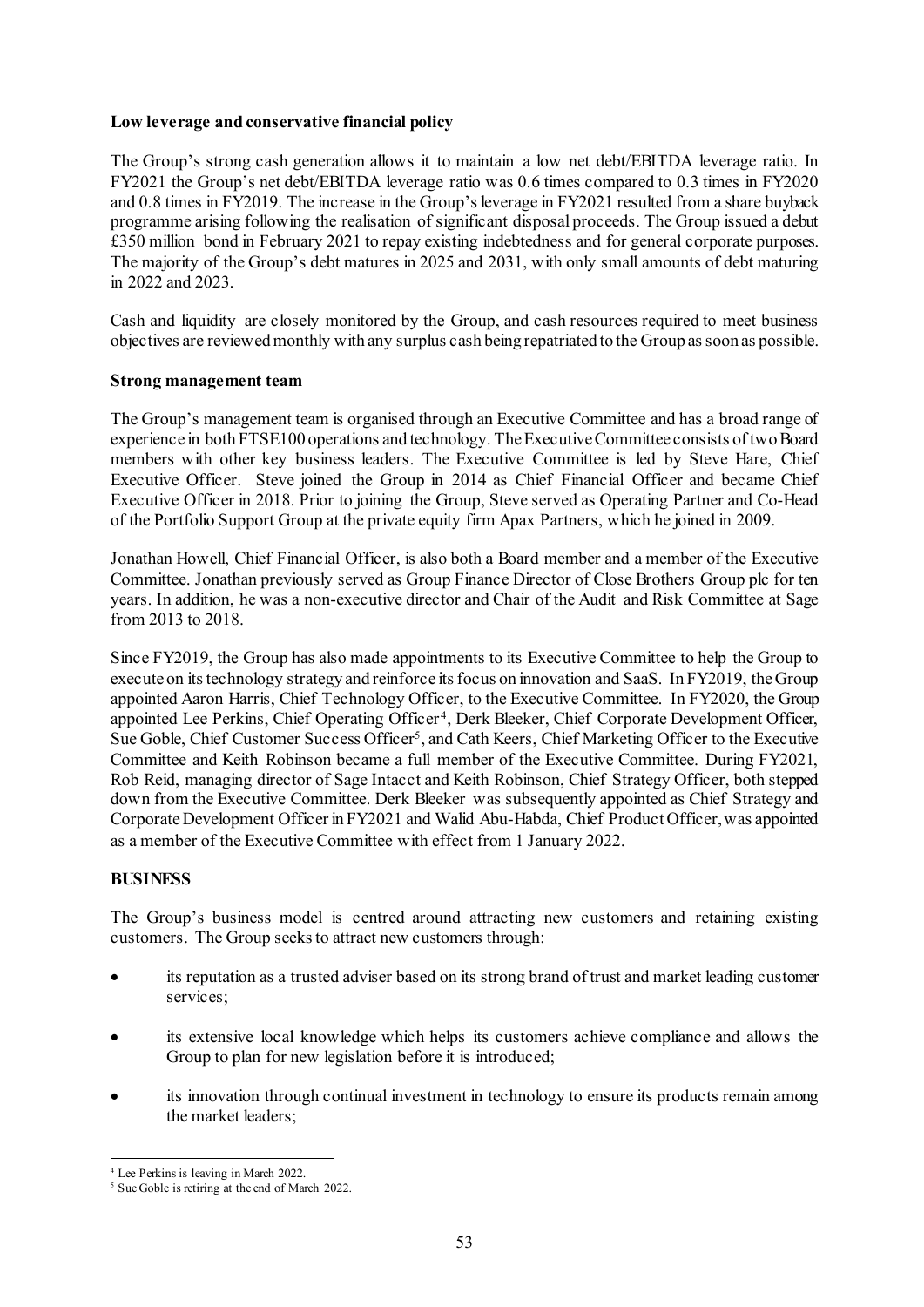**Low leverage and conservative financial policy**

The Group's strong cash generation allows it to maintain a low net debt/EBITDA leverage ratio. In FY2021 the Group's net debt/EBITDA leverage ratio was 0.6 times compared to 0.3 times in FY2020 and 0.8 times in FY2019. The increase in the Group's leverage in FY2021 resulted from a share buyback programme arising following the realisation of significant disposal proceeds. The Group issued a debut £350 million bond in February 2021 to repay existing indebtedness and for general corporate purposes. The majority of the Group's debt matures in 2025 and 2031, with only small amounts of debt maturing in 2022 and 2023.

Cash and liquidity are closely monitored by the Group, and cash resources required to meet business objectives are reviewed monthly with any surplus cash being repatriated to the Group as soon as possible.

**Strong management team**

The Group's management team is organised through an Executive Committee and has a broad range of experience in both FTSE100 operations and technology. The Executive Committee consists of two Board members with other key business leaders. The Executive Committee is led by Steve Hare, Chief Executive Officer. Steve joined the Group in 2014 as Chief Financial Officer and became Chief Executive Officer in 2018. Prior to joining the Group, Steve served as Operating Partner and Co-Head of the Portfolio Support Group at the private equity firm Apax Partners, which he joined in 2009.

Jonathan Howell, Chief Financial Officer, is also both a Board member and a member of the Executive Committee. Jonathan previously served as Group Finance Director of Close Brothers Group plc for ten years. In addition, he was a non-executive director and Chair of the Audit and Risk Committee at Sage from 2013 to 2018.

Since FY2019, the Group has also made appointments to its Executive Committee to help the Group to execute on its technology strategy and reinforce its focus on innovation and SaaS. In FY2019, the Group appointed Aaron Harris, Chief Technology Officer, to the Executive Committee. In FY2020, the Group appointed Lee Perkins, Chief Operating Officer[4], Derk Bleeker, Chief Corporate Development Officer, Sue Goble, Chief Customer Success Officer[5], and Cath Keers, Chief Marketing Officer to the Executive Committee and Keith Robinson became a full member of the Executive Committee. During FY2021, Rob Reid, managing director of Sage Intacct and Keith Robinson, Chief Strategy Officer, both stepped down from the Executive Committee. Derk Bleeker was subsequently appointed as Chief Strategy and Corporate Development Officer in FY2021 and Walid Abu-Habda, Chief Product Officer, was appointed as a member of the Executive Committee with effect from 1 January 2022.

**BUSINESS**

The Group's business model is centred around attracting new customers and retaining existing customers. The Group seeks to attract new customers through:

- its reputation as a trusted adviser based on its strong brand of trust and market leading customer services;
- its extensive local knowledge which helps its customers achieve compliance and allows the Group to plan for new legislation before it is introduced;
- its innovation through continual investment in technology to ensure its products remain among the market leaders;

[4] Lee Perkins is leaving in March 2022.

[5] Sue Goble is retiring at the end of March 2022.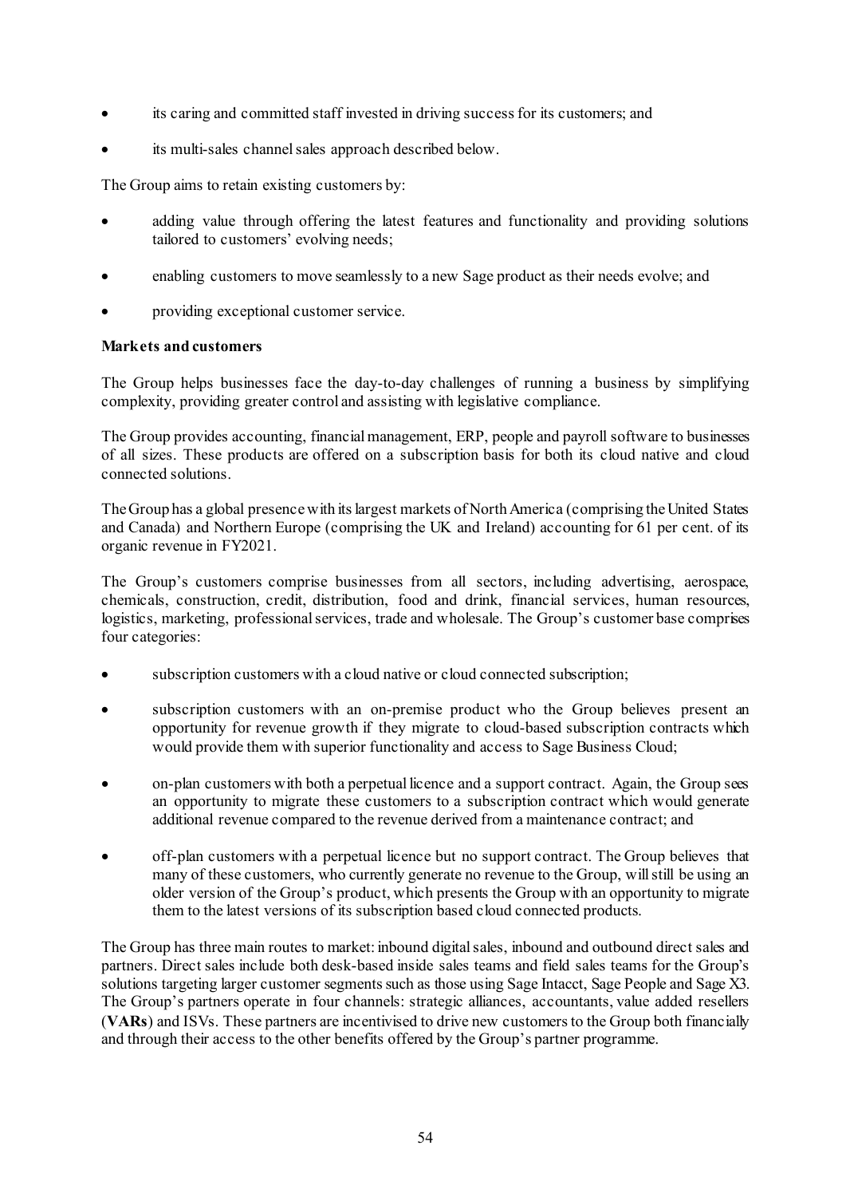- its caring and committed staff invested in driving success for its customers; and
- its multi-sales channel sales approach described below.

The Group aims to retain existing customers by:

- adding value through offering the latest features and functionality and providing solutions tailored to customers' evolving needs;
- enabling customers to move seamlessly to a new Sage product as their needs evolve; and
- providing exceptional customer service.

**Markets and customers**

The Group helps businesses face the day-to-day challenges of running a business by simplifying complexity, providing greater control and assisting with legislative compliance.

The Group provides accounting, financial management, ERP, people and payroll software to businesses of all sizes. These products are offered on a subscription basis for both its cloud native and cloud connected solutions.

The Group has a global presence with its largest markets of North America (comprising the United States and Canada) and Northern Europe (comprising the UK and Ireland) accounting for 61 per cent. of its organic revenue in FY2021.

The Group's customers comprise businesses from all sectors, including advertising, aerospace, chemicals, construction, credit, distribution, food and drink, financial services, human resources, logistics, marketing, professional services, trade and wholesale. The Group's customer base comprises four categories:

- subscription customers with a cloud native or cloud connected subscription;
- subscription customers with an on-premise product who the Group believes present an opportunity for revenue growth if they migrate to cloud-based subscription contracts which would provide them with superior functionality and access to Sage Business Cloud;
- on-plan customers with both a perpetual licence and a support contract. Again, the Group sees an opportunity to migrate these customers to a subscription contract which would generate additional revenue compared to the revenue derived from a maintenance contract; and
- off-plan customers with a perpetual licence but no support contract. The Group believes that many of these customers, who currently generate no revenue to the Group, will still be using an older version of the Group's product, which presents the Group with an opportunity to migrate them to the latest versions of its subscription based cloud connected products.

The Group has three main routes to market: inbound digital sales, inbound and outbound direct sales and partners. Direct sales include both desk-based inside sales teams and field sales teams for the Group's solutions targeting larger customer segments such as those using Sage Intacct, Sage People and Sage X3. The Group's partners operate in four channels: strategic alliances, accountants, value added resellers (**VARs**) and ISVs. These partners are incentivised to drive new customers to the Group both financially and through their access to the other benefits offered by the Group's partner programme.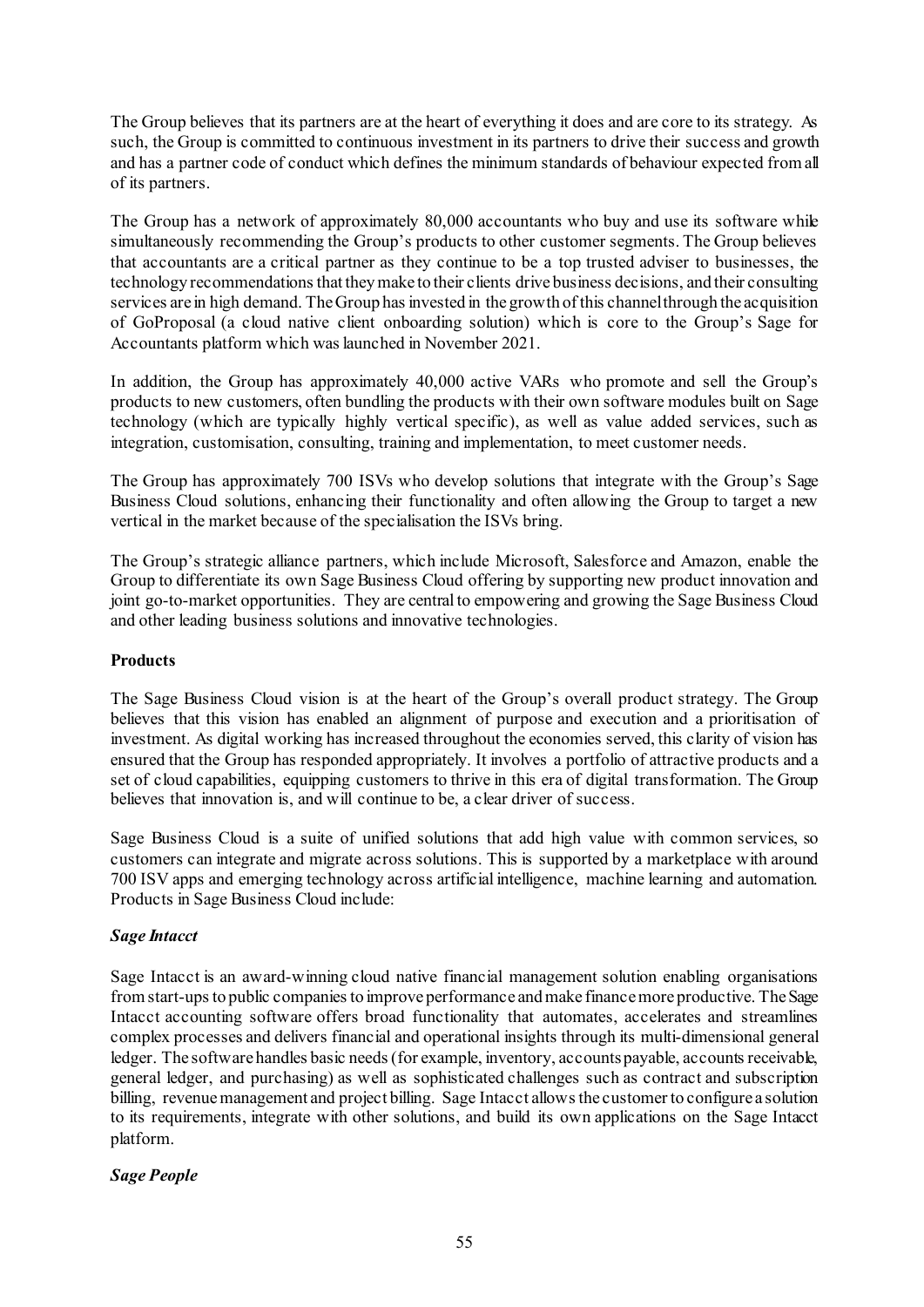The Group believes that its partners are at the heart of everything it does and are core to its strategy. As such, the Group is committed to continuous investment in its partners to drive their success and growth and has a partner code of conduct which defines the minimum standards of behaviour expected from all of its partners.

The Group has a network of approximately 80,000 accountants who buy and use its software while simultaneously recommending the Group's products to other customer segments. The Group believes that accountants are a critical partner as they continue to be a top trusted adviser to businesses, the technology recommendations that they make to their clients drive business decisions, and their consulting services are in high demand. The Group has invested in the growth of this channel through the acquisition of GoProposal (a cloud native client onboarding solution) which is core to the Group's Sage for Accountants platform which was launched in November 2021.

In addition, the Group has approximately 40,000 active VARs who promote and sell the Group's products to new customers, often bundling the products with their own software modules built on Sage technology (which are typically highly vertical specific), as well as value added services, such as integration, customisation, consulting, training and implementation, to meet customer needs.

The Group has approximately 700 ISVs who develop solutions that integrate with the Group's Sage Business Cloud solutions, enhancing their functionality and often allowing the Group to target a new vertical in the market because of the specialisation the ISVs bring.

The Group's strategic alliance partners, which include Microsoft, Salesforce and Amazon, enable the Group to differentiate its own Sage Business Cloud offering by supporting new product innovation and joint go-to-market opportunities. They are central to empowering and growing the Sage Business Cloud and other leading business solutions and innovative technologies.

**Products**

The Sage Business Cloud vision is at the heart of the Group's overall product strategy. The Group believes that this vision has enabled an alignment of purpose and execution and a prioritisation of investment. As digital working has increased throughout the economies served, this clarity of vision has ensured that the Group has responded appropriately. It involves a portfolio of attractive products and a set of cloud capabilities, equipping customers to thrive in this era of digital transformation. The Group believes that innovation is, and will continue to be, a clear driver of success.

Sage Business Cloud is a suite of unified solutions that add high value with common services, so customers can integrate and migrate across solutions. This is supported by a marketplace with around 700 ISV apps and emerging technology across artificial intelligence, machine learning and automation. Products in Sage Business Cloud include:

***Sage Intacct***

Sage Intacct is an award-winning cloud native financial management solution enabling organisations from start-ups to public companies to improve performance and make finance more productive. The Sage Intacct accounting software offers broad functionality that automates, accelerates and streamlines complex processes and delivers financial and operational insights through its multi-dimensional general ledger. The software handles basic needs (for example, inventory, accounts payable, accounts receivable, general ledger, and purchasing) as well as sophisticated challenges such as contract and subscription billing, revenue management and project billing. Sage Intacct allows the customer to configure a solution to its requirements, integrate with other solutions, and build its own applications on the Sage Intacct platform.

***Sage People***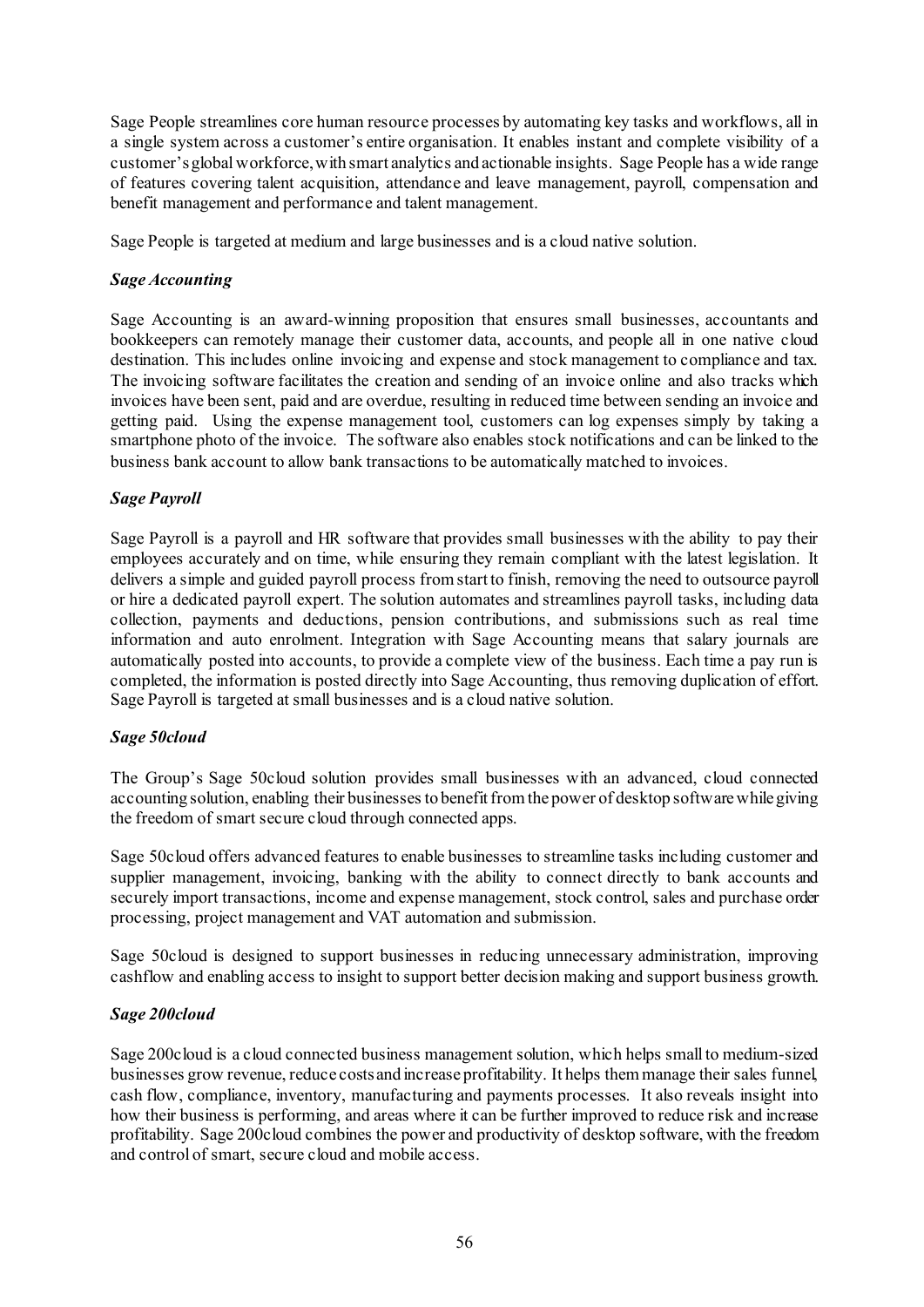Sage People streamlines core human resource processes by automating key tasks and workflows, all in a single system across a customer's entire organisation. It enables instant and complete visibility of a customer's global workforce, with smart analytics and actionable insights. Sage People has a wide range of features covering talent acquisition, attendance and leave management, payroll, compensation and benefit management and performance and talent management.

Sage People is targeted at medium and large businesses and is a cloud native solution.

***Sage Accounting***

Sage Accounting is an award-winning proposition that ensures small businesses, accountants and bookkeepers can remotely manage their customer data, accounts, and people all in one native cloud destination. This includes online invoicing and expense and stock management to compliance and tax. The invoicing software facilitates the creation and sending of an invoice online and also tracks which invoices have been sent, paid and are overdue, resulting in reduced time between sending an invoice and getting paid. Using the expense management tool, customers can log expenses simply by taking a smartphone photo of the invoice. The software also enables stock notifications and can be linked to the business bank account to allow bank transactions to be automatically matched to invoices.

***Sage Payroll***

Sage Payroll is a payroll and HR software that provides small businesses with the ability to pay their employees accurately and on time, while ensuring they remain compliant with the latest legislation. It delivers a simple and guided payroll process from start to finish, removing the need to outsource payroll or hire a dedicated payroll expert. The solution automates and streamlines payroll tasks, including data collection, payments and deductions, pension contributions, and submissions such as real time information and auto enrolment. Integration with Sage Accounting means that salary journals are automatically posted into accounts, to provide a complete view of the business. Each time a pay run is completed, the information is posted directly into Sage Accounting, thus removing duplication of effort. Sage Payroll is targeted at small businesses and is a cloud native solution.

***Sage 50cloud***

The Group's Sage 50cloud solution provides small businesses with an advanced, cloud connected accounting solution, enabling their businesses to benefit from the power of desktop software while giving the freedom of smart secure cloud through connected apps.

Sage 50cloud offers advanced features to enable businesses to streamline tasks including customer and supplier management, invoicing, banking with the ability to connect directly to bank accounts and securely import transactions, income and expense management, stock control, sales and purchase order processing, project management and VAT automation and submission.

Sage 50cloud is designed to support businesses in reducing unnecessary administration, improving cashflow and enabling access to insight to support better decision making and support business growth.

***Sage 200cloud***

Sage 200cloud is a cloud connected business management solution, which helps small to medium-sized businesses grow revenue, reduce costs and increase profitability. It helps them manage their sales funnel, cash flow, compliance, inventory, manufacturing and payments processes. It also reveals insight into how their business is performing, and areas where it can be further improved to reduce risk and increase profitability. Sage 200cloud combines the power and productivity of desktop software, with the freedom and control of smart, secure cloud and mobile access.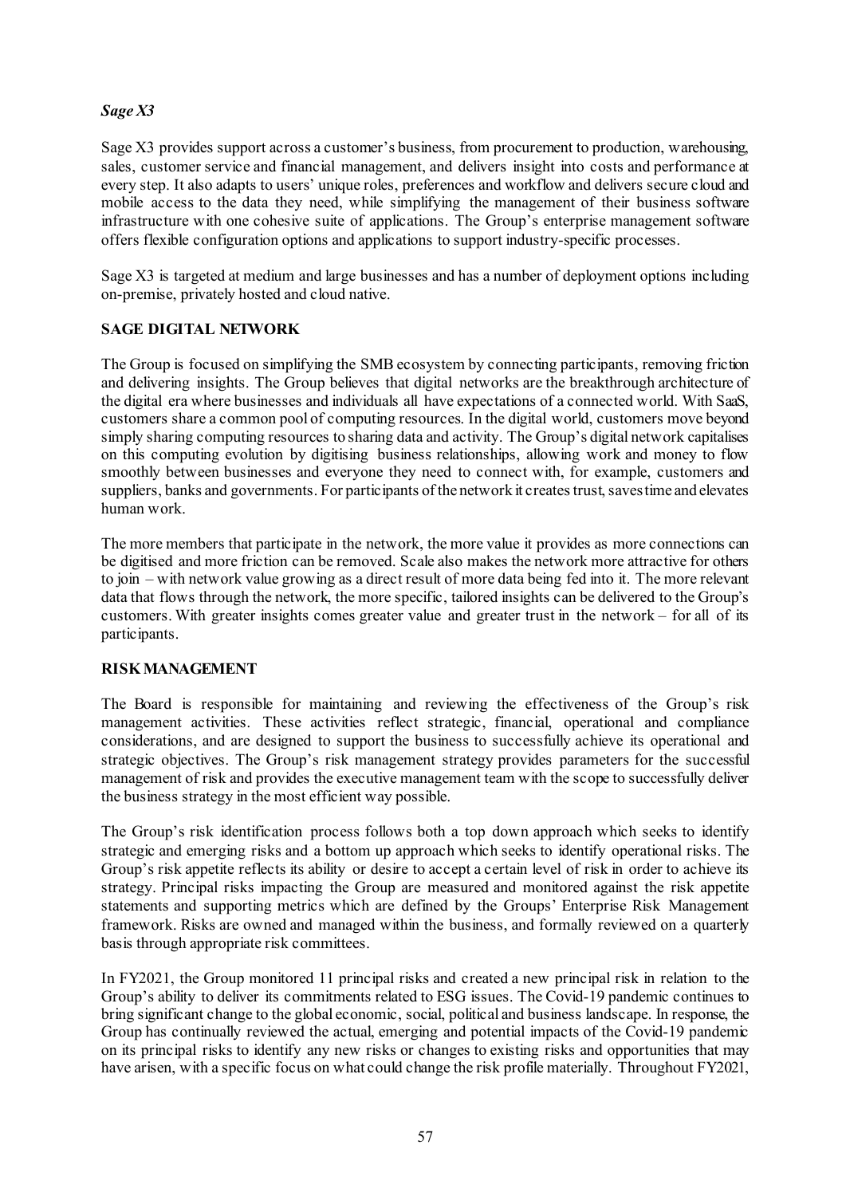### *Sage X3*

Sage X3 provides support across a customer's business, from procurement to production, warehousing, sales, customer service and financial management, and delivers insight into costs and performance at every step. It also adapts to users' unique roles, preferences and workflow and delivers secure cloud and mobile access to the data they need, while simplifying the management of their business software infrastructure with one cohesive suite of applications. The Group's enterprise management software offers flexible configuration options and applications to support industry-specific processes.

Sage X3 is targeted at medium and large businesses and has a number of deployment options including on-premise, privately hosted and cloud native.

## SAGE DIGITAL NETWORK

The Group is focused on simplifying the SMB ecosystem by connecting participants, removing friction and delivering insights. The Group believes that digital networks are the breakthrough architecture of the digital era where businesses and individuals all have expectations of a connected world. With SaaS, customers share a common pool of computing resources. In the digital world, customers move beyond simply sharing computing resources to sharing data and activity. The Group's digital network capitalises on this computing evolution by digitising business relationships, allowing work and money to flow smoothly between businesses and everyone they need to connect with, for example, customers and suppliers, banks and governments. For participants of the network it creates trust, saves time and elevates human work.

The more members that participate in the network, the more value it provides as more connections can be digitised and more friction can be removed. Scale also makes the network more attractive for others to join – with network value growing as a direct result of more data being fed into it. The more relevant data that flows through the network, the more specific, tailored insights can be delivered to the Group's customers. With greater insights comes greater value and greater trust in the network – for all of its participants.

## RISK MANAGEMENT

The Board is responsible for maintaining and reviewing the effectiveness of the Group's risk management activities. These activities reflect strategic, financial, operational and compliance considerations, and are designed to support the business to successfully achieve its operational and strategic objectives. The Group's risk management strategy provides parameters for the successful management of risk and provides the executive management team with the scope to successfully deliver the business strategy in the most efficient way possible.

The Group's risk identification process follows both a top down approach which seeks to identify strategic and emerging risks and a bottom up approach which seeks to identify operational risks. The Group's risk appetite reflects its ability or desire to accept a certain level of risk in order to achieve its strategy. Principal risks impacting the Group are measured and monitored against the risk appetite statements and supporting metrics which are defined by the Groups' Enterprise Risk Management framework. Risks are owned and managed within the business, and formally reviewed on a quarterly basis through appropriate risk committees.

In FY2021, the Group monitored 11 principal risks and created a new principal risk in relation to the Group's ability to deliver its commitments related to ESG issues. The Covid-19 pandemic continues to bring significant change to the global economic, social, political and business landscape. In response, the Group has continually reviewed the actual, emerging and potential impacts of the Covid-19 pandemic on its principal risks to identify any new risks or changes to existing risks and opportunities that may have arisen, with a specific focus on what could change the risk profile materially. Throughout FY2021,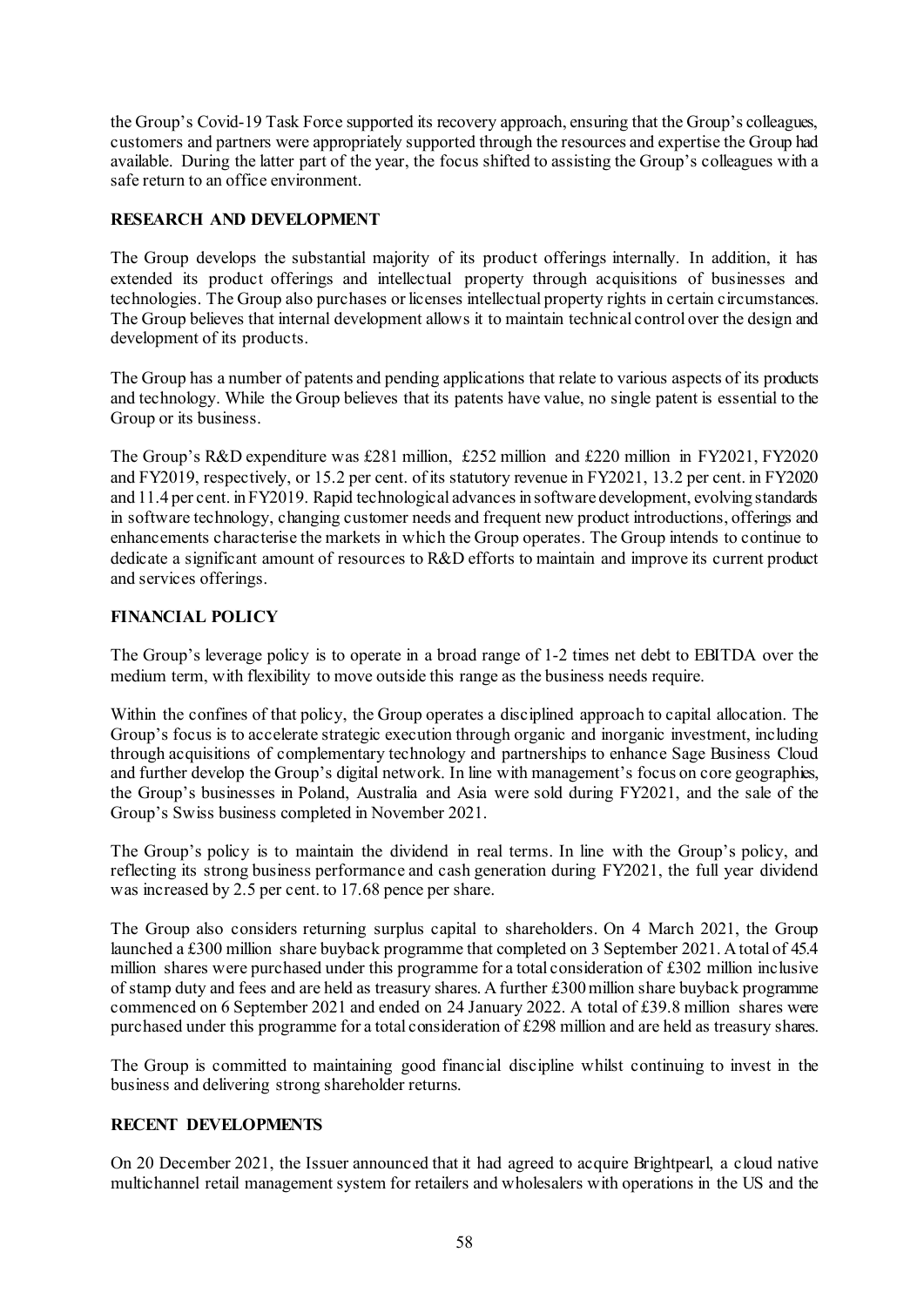the Group's Covid-19 Task Force supported its recovery approach, ensuring that the Group's colleagues, customers and partners were appropriately supported through the resources and expertise the Group had available. During the latter part of the year, the focus shifted to assisting the Group's colleagues with a safe return to an office environment.

## RESEARCH AND DEVELOPMENT

The Group develops the substantial majority of its product offerings internally. In addition, it has extended its product offerings and intellectual property through acquisitions of businesses and technologies. The Group also purchases or licenses intellectual property rights in certain circumstances. The Group believes that internal development allows it to maintain technical control over the design and development of its products.

The Group has a number of patents and pending applications that relate to various aspects of its products and technology. While the Group believes that its patents have value, no single patent is essential to the Group or its business.

The Group's R&D expenditure was £281 million, £252 million and £220 million in FY2021, FY2020 and FY2019, respectively, or 15.2 per cent. of its statutory revenue in FY2021, 13.2 per cent. in FY2020 and 11.4 per cent. in FY2019. Rapid technological advances in software development, evolving standards in software technology, changing customer needs and frequent new product introductions, offerings and enhancements characterise the markets in which the Group operates. The Group intends to continue to dedicate a significant amount of resources to R&D efforts to maintain and improve its current product and services offerings.

## FINANCIAL POLICY

The Group's leverage policy is to operate in a broad range of 1-2 times net debt to EBITDA over the medium term, with flexibility to move outside this range as the business needs require.

Within the confines of that policy, the Group operates a disciplined approach to capital allocation. The Group's focus is to accelerate strategic execution through organic and inorganic investment, including through acquisitions of complementary technology and partnerships to enhance Sage Business Cloud and further develop the Group's digital network. In line with management's focus on core geographies, the Group's businesses in Poland, Australia and Asia were sold during FY2021, and the sale of the Group's Swiss business completed in November 2021.

The Group's policy is to maintain the dividend in real terms. In line with the Group's policy, and reflecting its strong business performance and cash generation during FY2021, the full year dividend was increased by 2.5 per cent. to 17.68 pence per share.

The Group also considers returning surplus capital to shareholders. On 4 March 2021, the Group launched a £300 million share buyback programme that completed on 3 September 2021. A total of 45.4 million shares were purchased under this programme for a total consideration of £302 million inclusive of stamp duty and fees and are held as treasury shares. A further £300 million share buyback programme commenced on 6 September 2021 and ended on 24 January 2022. A total of 39.8 million shares were purchased under this programme for a total consideration of £298 million and are held as treasury shares.

The Group is committed to maintaining good financial discipline whilst continuing to invest in the business and delivering strong shareholder returns.

## RECENT DEVELOPMENTS

On 20 December 2021, the Issuer announced that it had agreed to acquire Brightpearl, a cloud native multichannel retail management system for retailers and wholesalers with operations in the US and the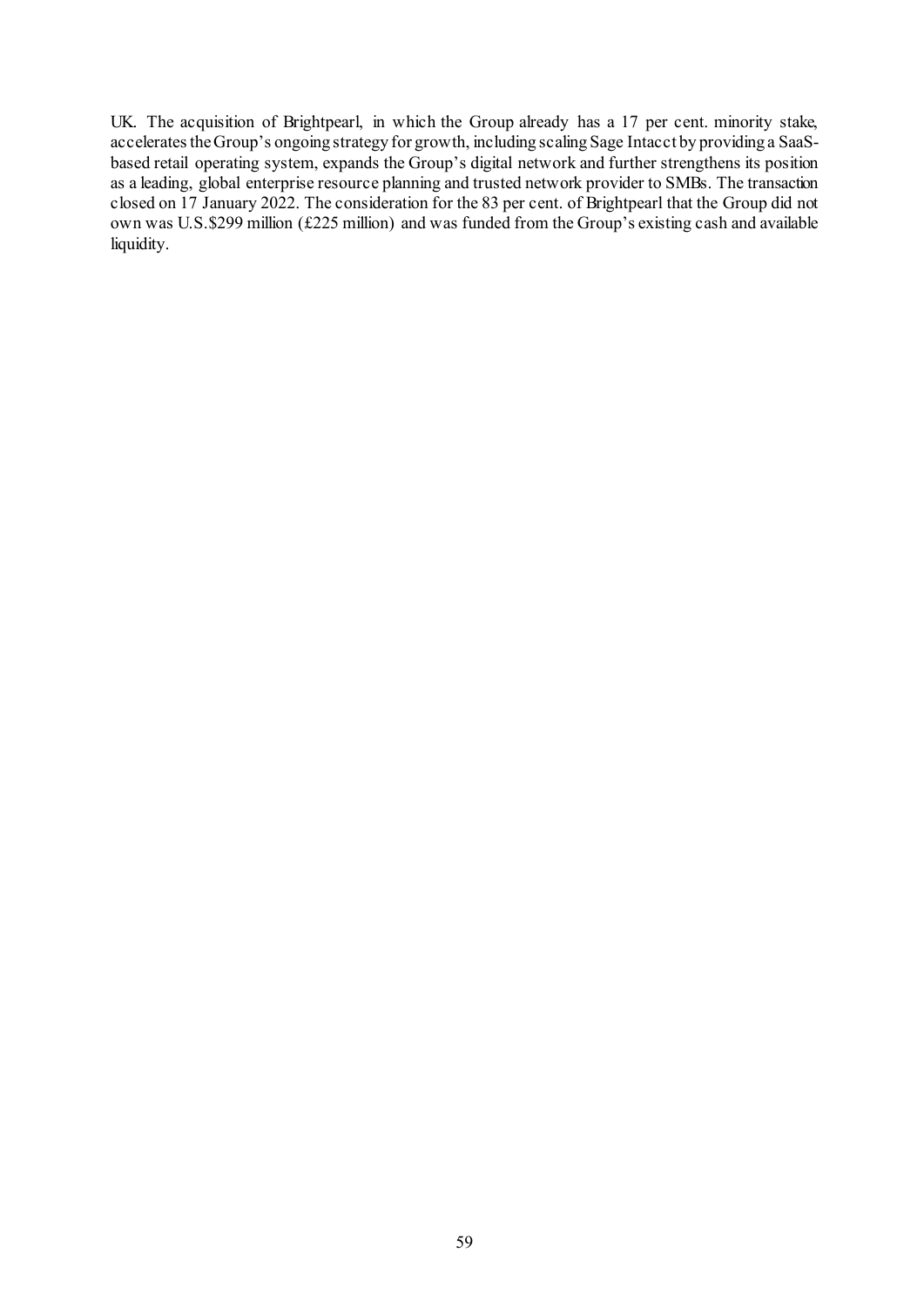UK. The acquisition of Brightpearl, in which the Group already has a 17 per cent. minority stake, accelerates the Group's ongoing strategy for growth, including scaling Sage Intacct by providing a SaaS-based retail operating system, expands the Group's digital network and further strengthens its position as a leading, global enterprise resource planning and trusted network provider to SMBs. The transaction closed on 17 January 2022. The consideration for the 83 per cent. of Brightpearl that the Group did not own was U.S.$299 million (£225 million) and was funded from the Group's existing cash and available liquidity.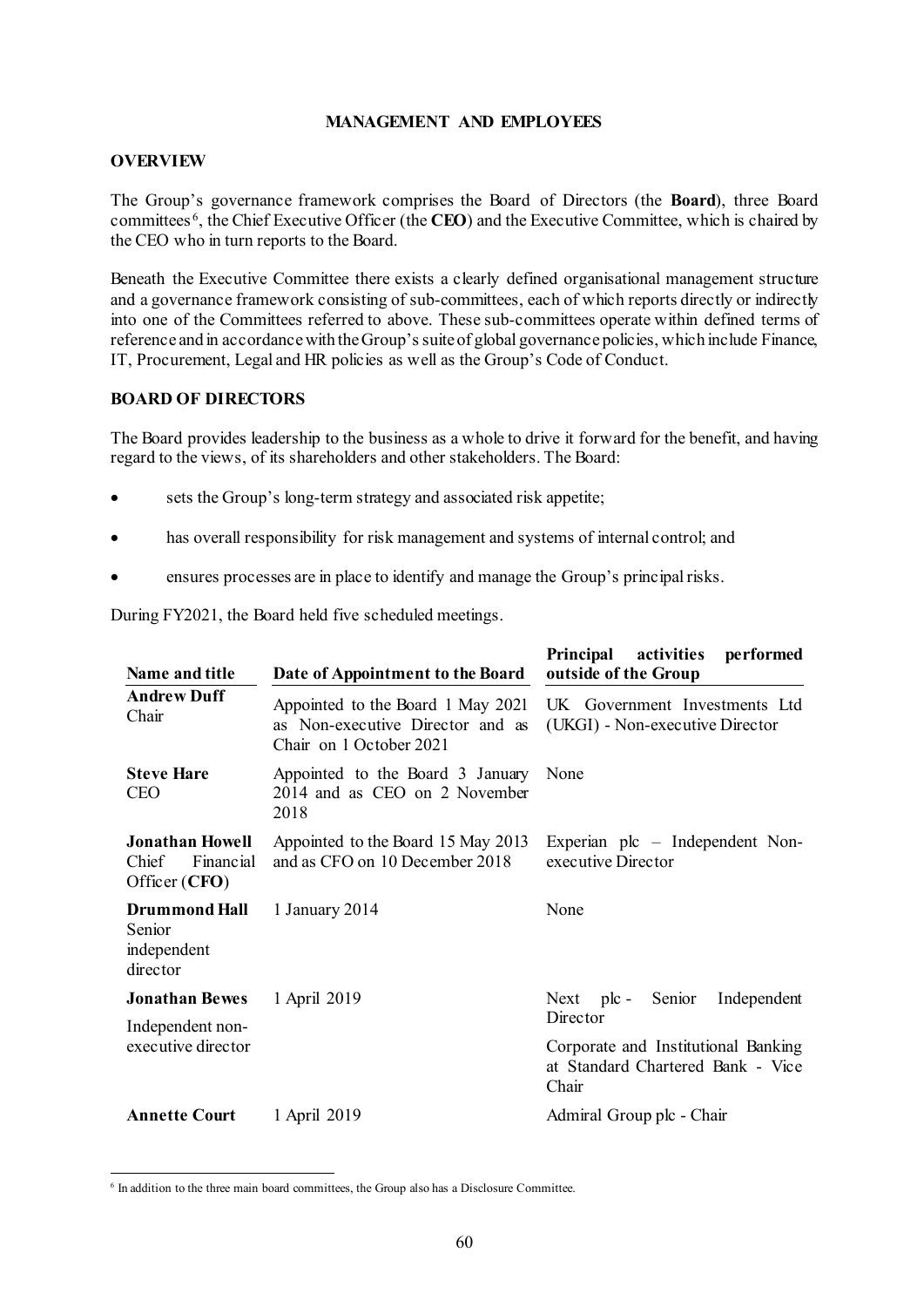# MANAGEMENT AND EMPLOYEES

## OVERVIEW

The Group's governance framework comprises the Board of Directors (the **Board**), three Board committees[6], the Chief Executive Officer (the **CEO**) and the Executive Committee, which is chaired by the CEO who in turn reports to the Board.

Beneath the Executive Committee there exists a clearly defined organisational management structure and a governance framework consisting of sub-committees, each of which reports directly or indirectly into one of the Committees referred to above. These sub-committees operate within defined terms of reference and in accordance with the Group's suite of global governance policies, which include Finance, IT, Procurement, Legal and HR policies as well as the Group's Code of Conduct.

## BOARD OF DIRECTORS

The Board provides leadership to the business as a whole to drive it forward for the benefit, and having regard to the views, of its shareholders and other stakeholders. The Board:

- sets the Group's long-term strategy and associated risk appetite;
- has overall responsibility for risk management and systems of internal control; and
- ensures processes are in place to identify and manage the Group's principal risks.

During FY2021, the Board held five scheduled meetings.

| Name and title | Date of Appointment to the Board | Principal activities performed outside of the Group |
|---|---|---|
| **Andrew Duff** Chair | Appointed to the Board 1 May 2021 as Non-executive Director and as Chair on 1 October 2021 | UK Government Investments Ltd (UKGI) - Non-executive Director |
| **Steve Hare** CEO | Appointed to the Board 3 January 2014 and as CEO on 2 November 2018 | None |
| **Jonathan Howell** Chief Financial Officer (**CFO**) | Appointed to the Board 15 May 2013 and as CFO on 10 December 2018 | Experian plc – Independent Non-executive Director |
| **Drummond Hall** Senior independent director | 1 January 2014 | None |
| **Jonathan Bewes** Independent non-executive director | 1 April 2019 | Next plc - Senior Independent Director<br><br>Corporate and Institutional Banking at Standard Chartered Bank - Vice Chair |
| **Annette Court** | 1 April 2019 | Admiral Group plc - Chair |

[6] In addition to the three main board committees, the Group also has a Disclosure Committee.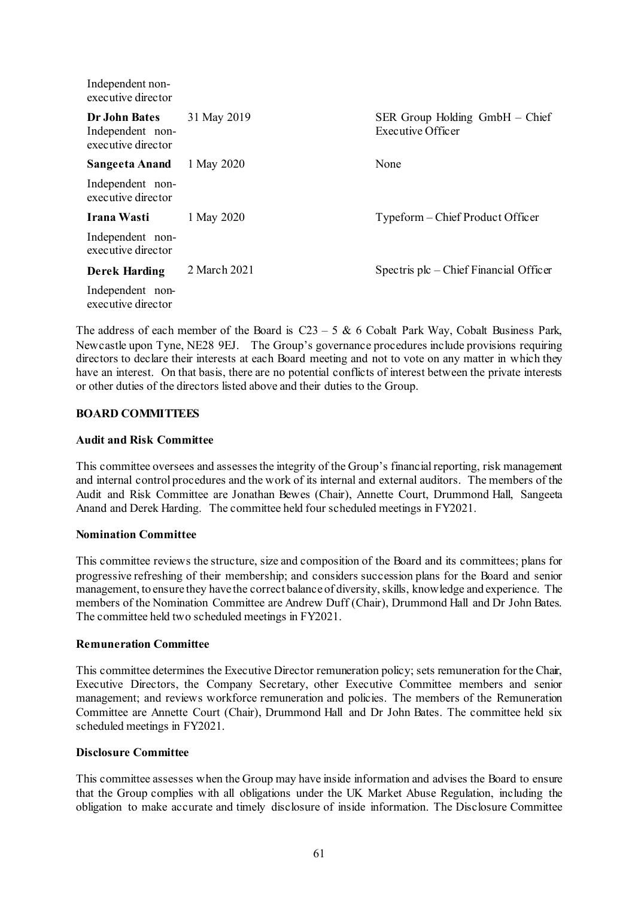| | | |
|---|---|---|
| Independent non-executive director | | |
| **Dr John Bates** Independent non-executive director | 31 May 2019 | SER Group Holding GmbH – Chief Executive Officer |
| **Sangeeta Anand** Independent non-executive director | 1 May 2020 | None |
| **Irana Wasti** Independent non-executive director | 1 May 2020 | Typeform – Chief Product Officer |
| **Derek Harding** Independent non-executive director | 2 March 2021 | Spectris plc – Chief Financial Officer |

The address of each member of the Board is C23 – 5 & 6 Cobalt Park Way, Cobalt Business Park, Newcastle upon Tyne, NE28 9EJ. The Group's governance procedures include provisions requiring directors to declare their interests at each Board meeting and not to vote on any matter in which they have an interest. On that basis, there are no potential conflicts of interest between the private interests or other duties of the directors listed above and their duties to the Group.

## BOARD COMMITTEES

### Audit and Risk Committee

This committee oversees and assesses the integrity of the Group's financial reporting, risk management and internal control procedures and the work of its internal and external auditors. The members of the Audit and Risk Committee are Jonathan Bewes (Chair), Annette Court, Drummond Hall, Sangeeta Anand and Derek Harding. The committee held four scheduled meetings in FY2021.

### Nomination Committee

This committee reviews the structure, size and composition of the Board and its committees; plans for progressive refreshing of their membership; and considers succession plans for the Board and senior management, to ensure they have the correct balance of diversity, skills, knowledge and experience. The members of the Nomination Committee are Andrew Duff (Chair), Drummond Hall and Dr John Bates. The committee held two scheduled meetings in FY2021.

### Remuneration Committee

This committee determines the Executive Director remuneration policy; sets remuneration for the Chair, Executive Directors, the Company Secretary, other Executive Committee members and senior management; and reviews workforce remuneration and policies. The members of the Remuneration Committee are Annette Court (Chair), Drummond Hall and Dr John Bates. The committee held six scheduled meetings in FY2021.

### Disclosure Committee

This committee assesses when the Group may have inside information and advises the Board to ensure that the Group complies with all obligations under the UK Market Abuse Regulation, including the obligation to make accurate and timely disclosure of inside information. The Disclosure Committee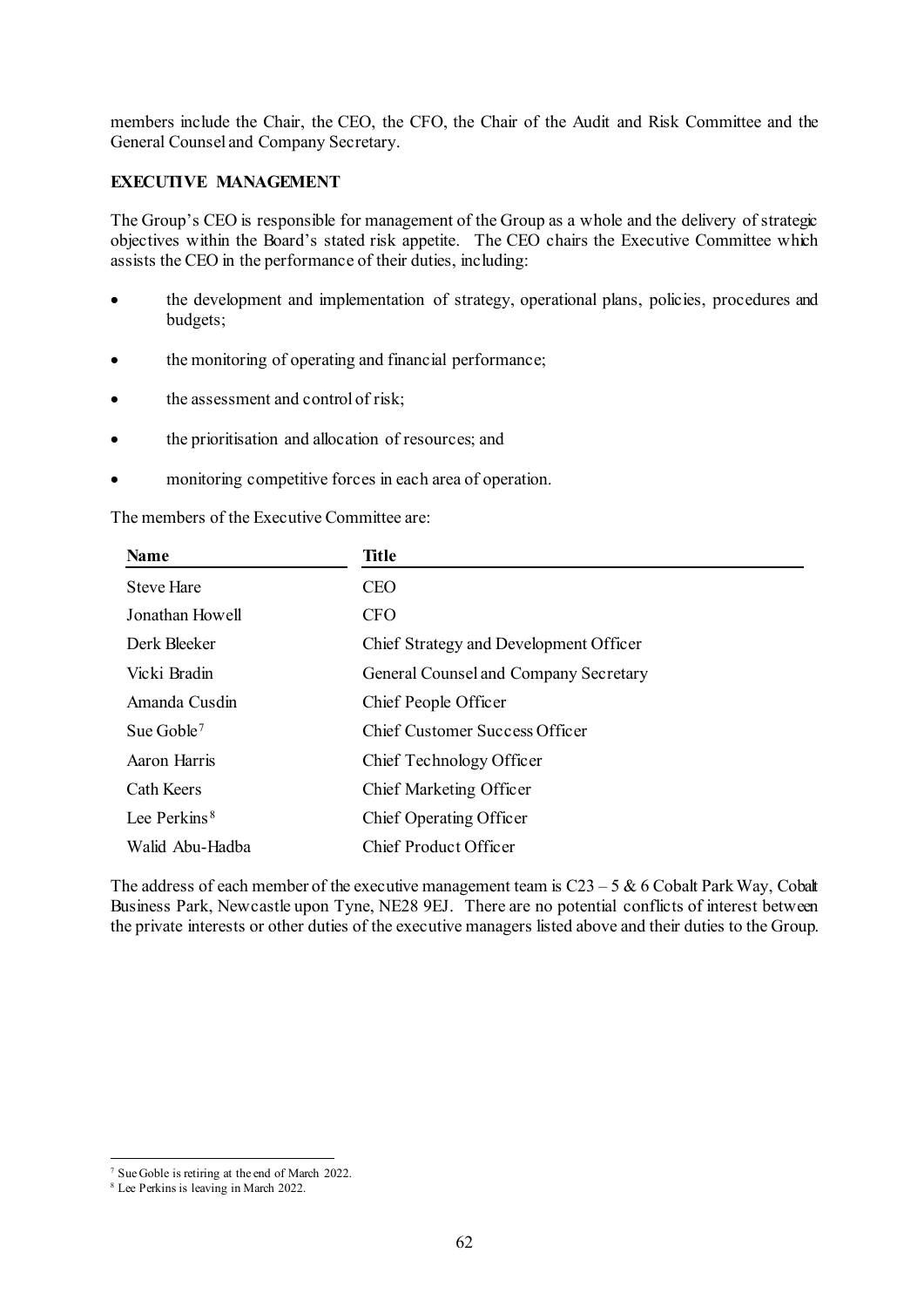members include the Chair, the CEO, the CFO, the Chair of the Audit and Risk Committee and the General Counsel and Company Secretary.

**EXECUTIVE MANAGEMENT**

The Group's CEO is responsible for management of the Group as a whole and the delivery of strategic objectives within the Board's stated risk appetite. The CEO chairs the Executive Committee which assists the CEO in the performance of their duties, including:

- the development and implementation of strategy, operational plans, policies, procedures and budgets;
- the monitoring of operating and financial performance;
- the assessment and control of risk;
- the prioritisation and allocation of resources; and
- monitoring competitive forces in each area of operation.

The members of the Executive Committee are:

| Name | Title |
|---|---|
| Steve Hare | CEO |
| Jonathan Howell | CFO |
| Derk Bleeker | Chief Strategy and Development Officer |
| Vicki Bradin | General Counsel and Company Secretary |
| Amanda Cusdin | Chief People Officer |
| Sue Goble[7] | Chief Customer Success Officer |
| Aaron Harris | Chief Technology Officer |
| Cath Keers | Chief Marketing Officer |
| Lee Perkins[8] | Chief Operating Officer |
| Walid Abu-Hadba | Chief Product Officer |

The address of each member of the executive management team is C23 – 5 & 6 Cobalt Park Way, Cobalt Business Park, Newcastle upon Tyne, NE28 9EJ. There are no potential conflicts of interest between the private interests or other duties of the executive managers listed above and their duties to the Group.

[7] Sue Goble is retiring at the end of March 2022.

[8] Lee Perkins is leaving in March 2022.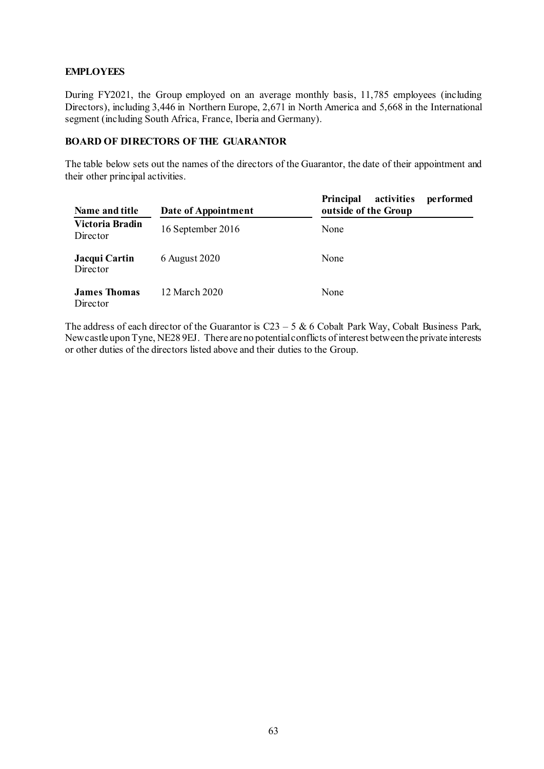**EMPLOYEES**

During FY2021, the Group employed on an average monthly basis, 11,785 employees (including Directors), including 3,446 in Northern Europe, 2,671 in North America and 5,668 in the International segment (including South Africa, France, Iberia and Germany).

**BOARD OF DIRECTORS OF THE GUARANTOR**

The table below sets out the names of the directors of the Guarantor, the date of their appointment and their other principal activities.

| Name and title | Date of Appointment | Principal activities performed outside of the Group |
|---|---|---|
| **Victoria Bradin**<br>Director | 16 September 2016 | None |
| **Jacqui Cartin**<br>Director | 6 August 2020 | None |
| **James Thomas**<br>Director | 12 March 2020 | None |

The address of each director of the Guarantor is C23 – 5 & 6 Cobalt Park Way, Cobalt Business Park, Newcastle upon Tyne, NE28 9EJ. There are no potential conflicts of interest between the private interests or other duties of the directors listed above and their duties to the Group.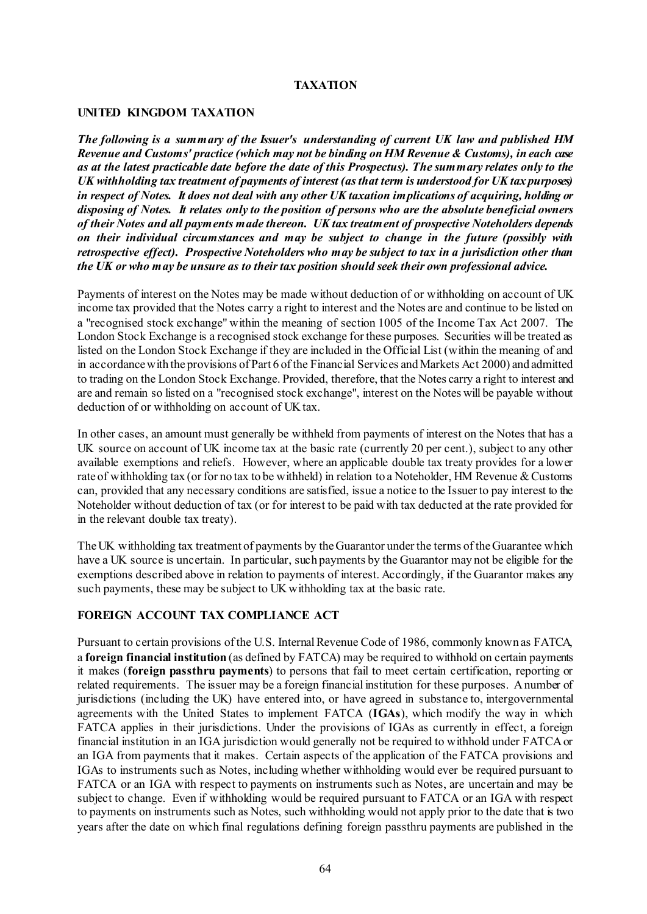# TAXATION

## UNITED KINGDOM TAXATION

***The following is a summary of the Issuer's understanding of current UK law and published HM Revenue and Customs' practice (which may not be binding on HM Revenue & Customs), in each case as at the latest practicable date before the date of this Prospectus). The summary relates only to the UK withholding tax treatment of payments of interest (as that term is understood for UK tax purposes) in respect of Notes. It does not deal with any other UK taxation implications of acquiring, holding or disposing of Notes. It relates only to the position of persons who are the absolute beneficial owners of their Notes and all payments made thereon. UK tax treatment of prospective Noteholders depends on their individual circumstances and may be subject to change in the future (possibly with retrospective effect). Prospective Noteholders who may be subject to tax in a jurisdiction other than the UK or who may be unsure as to their tax position should seek their own professional advice.***

Payments of interest on the Notes may be made without deduction of or withholding on account of UK income tax provided that the Notes carry a right to interest and the Notes are and continue to be listed on a "recognised stock exchange" within the meaning of section 1005 of the Income Tax Act 2007. The London Stock Exchange is a recognised stock exchange for these purposes. Securities will be treated as listed on the London Stock Exchange if they are included in the Official List (within the meaning of and in accordance with the provisions of Part 6 of the Financial Services and Markets Act 2000) and admitted to trading on the London Stock Exchange. Provided, therefore, that the Notes carry a right to interest and are and remain so listed on a "recognised stock exchange", interest on the Notes will be payable without deduction of or withholding on account of UK tax.

In other cases, an amount must generally be withheld from payments of interest on the Notes that has a UK source on account of UK income tax at the basic rate (currently 20 per cent.), subject to any other available exemptions and reliefs. However, where an applicable double tax treaty provides for a lower rate of withholding tax (or for no tax to be withheld) in relation to a Noteholder, HM Revenue & Customs can, provided that any necessary conditions are satisfied, issue a notice to the Issuer to pay interest to the Noteholder without deduction of tax (or for interest to be paid with tax deducted at the rate provided for in the relevant double tax treaty).

The UK withholding tax treatment of payments by the Guarantor under the terms of the Guarantee which have a UK source is uncertain. In particular, such payments by the Guarantor may not be eligible for the exemptions described above in relation to payments of interest. Accordingly, if the Guarantor makes any such payments, these may be subject to UK withholding tax at the basic rate.

## FOREIGN ACCOUNT TAX COMPLIANCE ACT

Pursuant to certain provisions of the U.S. Internal Revenue Code of 1986, commonly known as FATCA, a **foreign financial institution** (as defined by FATCA) may be required to withhold on certain payments it makes (**foreign passthru payments**) to persons that fail to meet certain certification, reporting or related requirements. The issuer may be a foreign financial institution for these purposes. A number of jurisdictions (including the UK) have entered into, or have agreed in substance to, intergovernmental agreements with the United States to implement FATCA (**IGAs**), which modify the way in which FATCA applies in their jurisdictions. Under the provisions of IGAs as currently in effect, a foreign financial institution in an IGA jurisdiction would generally not be required to withhold under FATCA or an IGA from payments that it makes. Certain aspects of the application of the FATCA provisions and IGAs to instruments such as Notes, including whether withholding would ever be required pursuant to FATCA or an IGA with respect to payments on instruments such as Notes, are uncertain and may be subject to change. Even if withholding would be required pursuant to FATCA or an IGA with respect to payments on instruments such as Notes, such withholding would not apply prior to the date that is two years after the date on which final regulations defining foreign passthru payments are published in the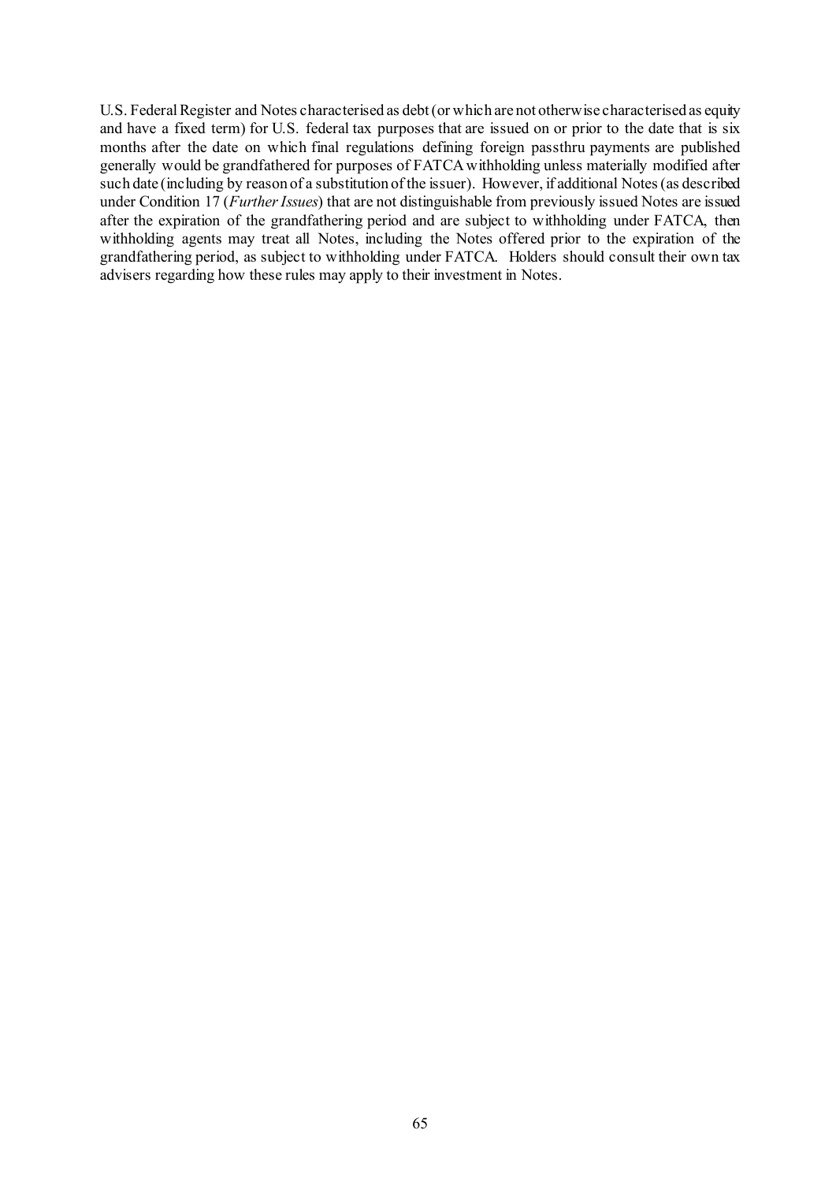U.S. Federal Register and Notes characterised as debt (or which are not otherwise characterised as equity and have a fixed term) for U.S. federal tax purposes that are issued on or prior to the date that is six months after the date on which final regulations defining foreign passthru payments are published generally would be grandfathered for purposes of FATCA withholding unless materially modified after such date (including by reason of a substitution of the issuer). However, if additional Notes (as described under Condition 17 (*Further Issues*) that are not distinguishable from previously issued Notes are issued after the expiration of the grandfathering period and are subject to withholding under FATCA, then withholding agents may treat all Notes, including the Notes offered prior to the expiration of the grandfathering period, as subject to withholding under FATCA. Holders should consult their own tax advisers regarding how these rules may apply to their investment in Notes.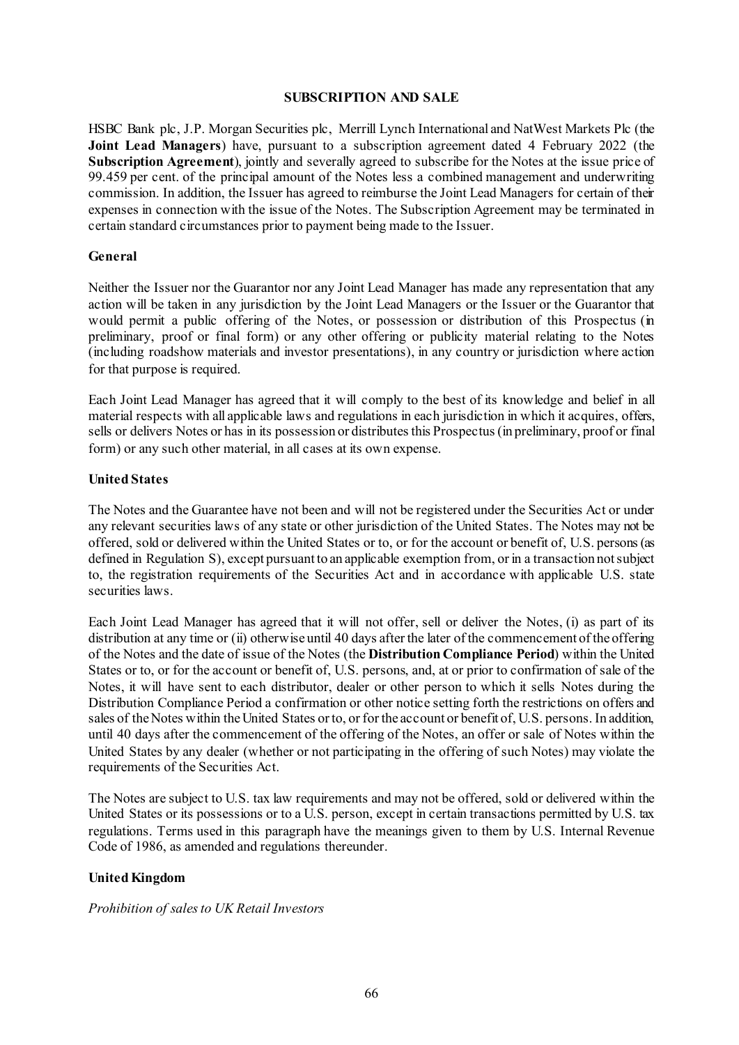## SUBSCRIPTION AND SALE

HSBC Bank plc, J.P. Morgan Securities plc, Merrill Lynch International and NatWest Markets Plc (the **Joint Lead Managers**) have, pursuant to a subscription agreement dated 4 February 2022 (the **Subscription Agreement**), jointly and severally agreed to subscribe for the Notes at the issue price of 99.459 per cent. of the principal amount of the Notes less a combined management and underwriting commission. In addition, the Issuer has agreed to reimburse the Joint Lead Managers for certain of their expenses in connection with the issue of the Notes. The Subscription Agreement may be terminated in certain standard circumstances prior to payment being made to the Issuer.

### General

Neither the Issuer nor the Guarantor nor any Joint Lead Manager has made any representation that any action will be taken in any jurisdiction by the Joint Lead Managers or the Issuer or the Guarantor that would permit a public offering of the Notes, or possession or distribution of this Prospectus (in preliminary, proof or final form) or any other offering or publicity material relating to the Notes (including roadshow materials and investor presentations), in any country or jurisdiction where action for that purpose is required.

Each Joint Lead Manager has agreed that it will comply to the best of its knowledge and belief in all material respects with all applicable laws and regulations in each jurisdiction in which it acquires, offers, sells or delivers Notes or has in its possession or distributes this Prospectus (in preliminary, proof or final form) or any such other material, in all cases at its own expense.

### United States

The Notes and the Guarantee have not been and will not be registered under the Securities Act or under any relevant securities laws of any state or other jurisdiction of the United States. The Notes may not be offered, sold or delivered within the United States or to, or for the account or benefit of, U.S. persons (as defined in Regulation S), except pursuant to an applicable exemption from, or in a transaction not subject to, the registration requirements of the Securities Act and in accordance with applicable U.S. state securities laws.

Each Joint Lead Manager has agreed that it will not offer, sell or deliver the Notes, (i) as part of its distribution at any time or (ii) otherwise until 40 days after the later of the commencement of the offering of the Notes and the date of issue of the Notes (the **Distribution Compliance Period**) within the United States or to, or for the account or benefit of, U.S. persons, and, at or prior to confirmation of sale of the Notes, it will have sent to each distributor, dealer or other person to which it sells Notes during the Distribution Compliance Period a confirmation or other notice setting forth the restrictions on offers and sales of the Notes within the United States or to, or for the account or benefit of, U.S. persons. In addition, until 40 days after the commencement of the offering of the Notes, an offer or sale of Notes within the United States by any dealer (whether or not participating in the offering of such Notes) may violate the requirements of the Securities Act.

The Notes are subject to U.S. tax law requirements and may not be offered, sold or delivered within the United States or its possessions or to a U.S. person, except in certain transactions permitted by U.S. tax regulations. Terms used in this paragraph have the meanings given to them by U.S. Internal Revenue Code of 1986, as amended and regulations thereunder.

### United Kingdom

*Prohibition of sales to UK Retail Investors*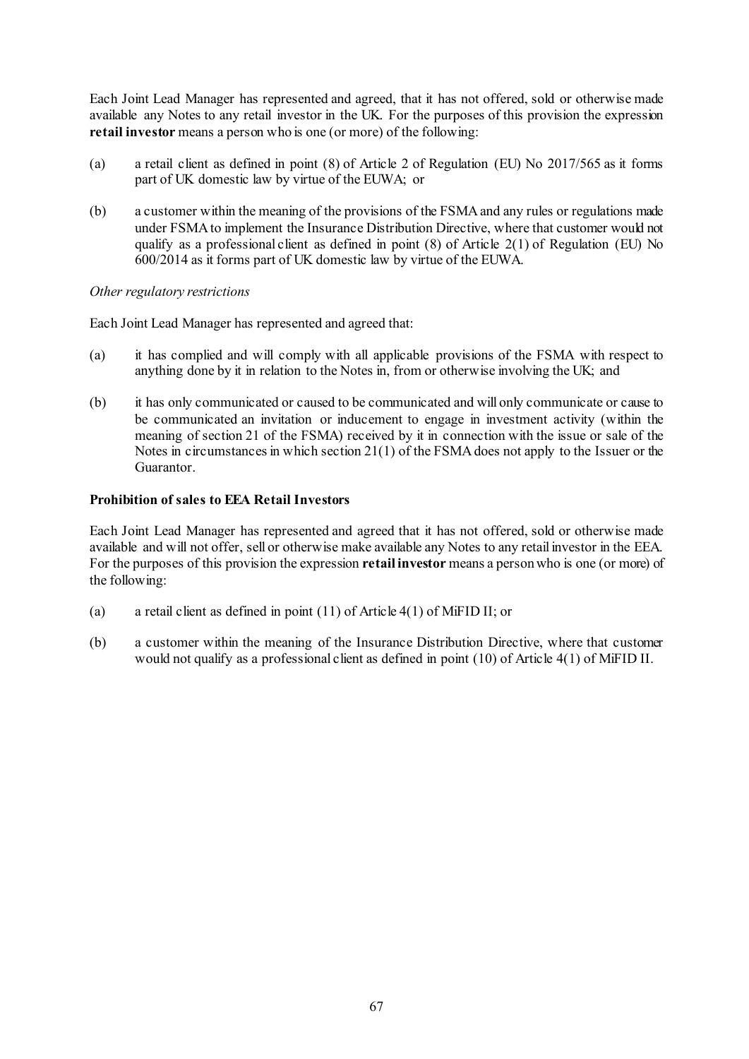Each Joint Lead Manager has represented and agreed, that it has not offered, sold or otherwise made available any Notes to any retail investor in the UK. For the purposes of this provision the expression **retail investor** means a person who is one (or more) of the following:

(a) a retail client as defined in point (8) of Article 2 of Regulation (EU) No 2017/565 as it forms part of UK domestic law by virtue of the EUWA; or

(b) a customer within the meaning of the provisions of the FSMA and any rules or regulations made under FSMA to implement the Insurance Distribution Directive, where that customer would not qualify as a professional client as defined in point (8) of Article 2(1) of Regulation (EU) No 600/2014 as it forms part of UK domestic law by virtue of the EUWA.

*Other regulatory restrictions*

Each Joint Lead Manager has represented and agreed that:

(a) it has complied and will comply with all applicable provisions of the FSMA with respect to anything done by it in relation to the Notes in, from or otherwise involving the UK; and

(b) it has only communicated or caused to be communicated and will only communicate or cause to be communicated an invitation or inducement to engage in investment activity (within the meaning of section 21 of the FSMA) received by it in connection with the issue or sale of the Notes in circumstances in which section 21(1) of the FSMA does not apply to the Issuer or the Guarantor.

**Prohibition of sales to EEA Retail Investors**

Each Joint Lead Manager has represented and agreed that it has not offered, sold or otherwise made available and will not offer, sell or otherwise make available any Notes to any retail investor in the EEA. For the purposes of this provision the expression **retail investor** means a person who is one (or more) of the following:

(a) a retail client as defined in point (11) of Article 4(1) of MiFID II; or

(b) a customer within the meaning of the Insurance Distribution Directive, where that customer would not qualify as a professional client as defined in point (10) of Article 4(1) of MiFID II.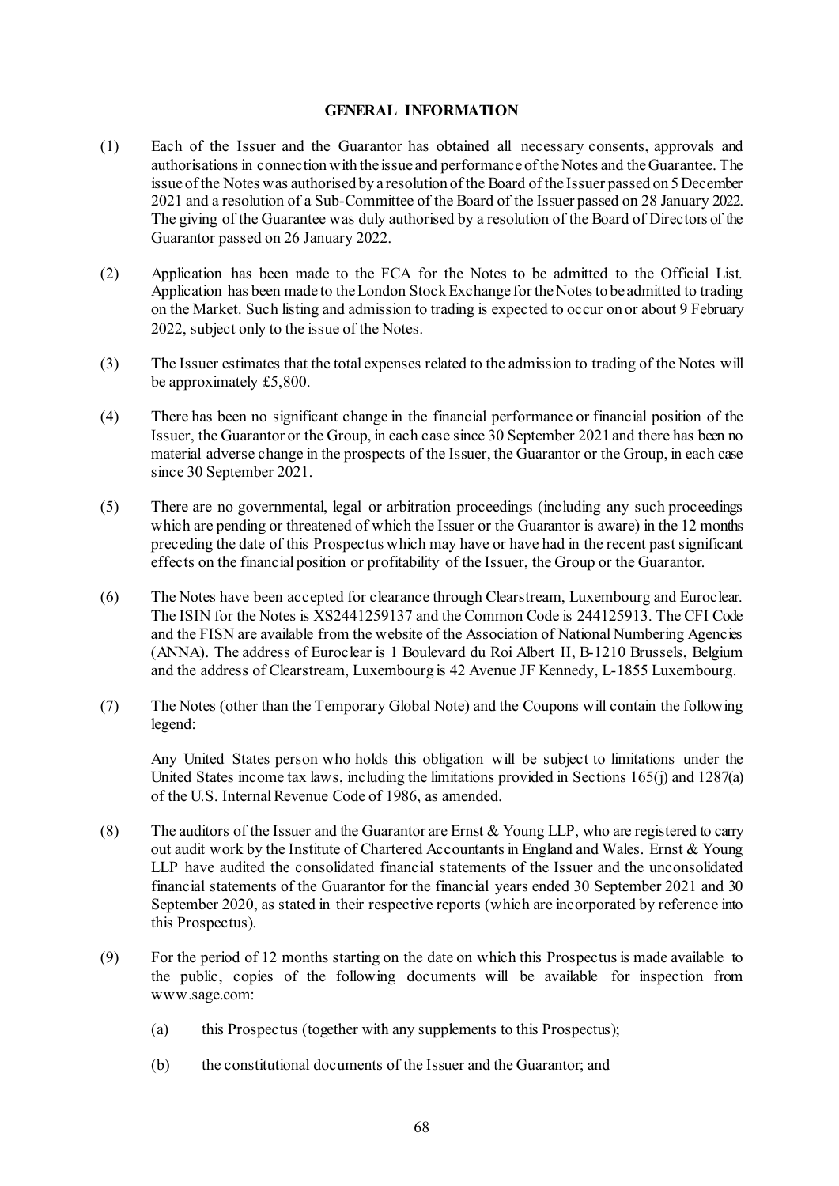## GENERAL INFORMATION

(1) Each of the Issuer and the Guarantor has obtained all necessary consents, approvals and authorisations in connection with the issue and performance of the Notes and the Guarantee. The issue of the Notes was authorised by a resolution of the Board of the Issuer passed on 5 December 2021 and a resolution of a Sub-Committee of the Board of the Issuer passed on 28 January 2022. The giving of the Guarantee was duly authorised by a resolution of the Board of Directors of the Guarantor passed on 26 January 2022.

(2) Application has been made to the FCA for the Notes to be admitted to the Official List. Application has been made to the London Stock Exchange for the Notes to be admitted to trading on the Market. Such listing and admission to trading is expected to occur on or about 9 February 2022, subject only to the issue of the Notes.

(3) The Issuer estimates that the total expenses related to the admission to trading of the Notes will be approximately £5,800.

(4) There has been no significant change in the financial performance or financial position of the Issuer, the Guarantor or the Group, in each case since 30 September 2021 and there has been no material adverse change in the prospects of the Issuer, the Guarantor or the Group, in each case since 30 September 2021.

(5) There are no governmental, legal or arbitration proceedings (including any such proceedings which are pending or threatened of which the Issuer or the Guarantor is aware) in the 12 months preceding the date of this Prospectus which may have or have had in the recent past significant effects on the financial position or profitability of the Issuer, the Group or the Guarantor.

(6) The Notes have been accepted for clearance through Clearstream, Luxembourg and Euroclear. The ISIN for the Notes is XS2441259137 and the Common Code is 244125913. The CFI Code and the FISN are available from the website of the Association of National Numbering Agencies (ANNA). The address of Euroclear is 1 Boulevard du Roi Albert II, B-1210 Brussels, Belgium and the address of Clearstream, Luxembourg is 42 Avenue JF Kennedy, L-1855 Luxembourg.

(7) The Notes (other than the Temporary Global Note) and the Coupons will contain the following legend:

   Any United States person who holds this obligation will be subject to limitations under the United States income tax laws, including the limitations provided in Sections 165(j) and 1287(a) of the U.S. Internal Revenue Code of 1986, as amended.

(8) The auditors of the Issuer and the Guarantor are Ernst & Young LLP, who are registered to carry out audit work by the Institute of Chartered Accountants in England and Wales. Ernst & Young LLP have audited the consolidated financial statements of the Issuer and the unconsolidated financial statements of the Guarantor for the financial years ended 30 September 2021 and 30 September 2020, as stated in their respective reports (which are incorporated by reference into this Prospectus).

(9) For the period of 12 months starting on the date on which this Prospectus is made available to the public, copies of the following documents will be available for inspection from www.sage.com:

   (a) this Prospectus (together with any supplements to this Prospectus);

   (b) the constitutional documents of the Issuer and the Guarantor; and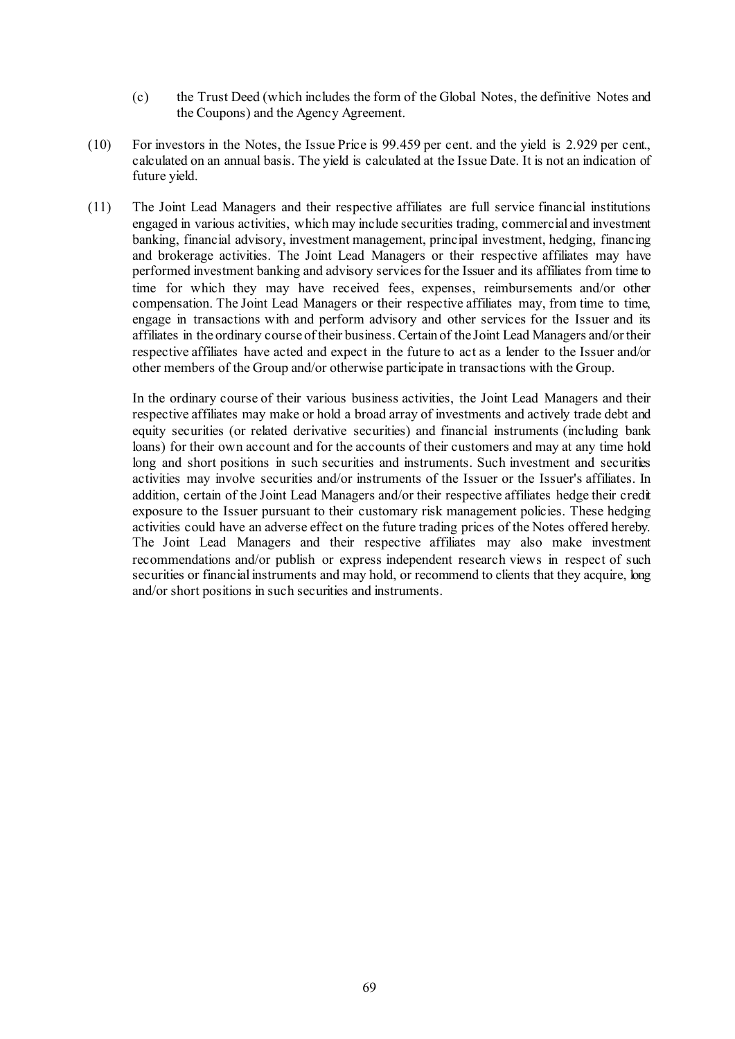(c) the Trust Deed (which includes the form of the Global Notes, the definitive Notes and the Coupons) and the Agency Agreement.

(10) For investors in the Notes, the Issue Price is 99.459 per cent. and the yield is 2.929 per cent., calculated on an annual basis. The yield is calculated at the Issue Date. It is not an indication of future yield.

(11) The Joint Lead Managers and their respective affiliates are full service financial institutions engaged in various activities, which may include securities trading, commercial and investment banking, financial advisory, investment management, principal investment, hedging, financing and brokerage activities. The Joint Lead Managers or their respective affiliates may have performed investment banking and advisory services for the Issuer and its affiliates from time to time for which they may have received fees, expenses, reimbursements and/or other compensation. The Joint Lead Managers or their respective affiliates may, from time to time, engage in transactions with and perform advisory and other services for the Issuer and its affiliates in the ordinary course of their business. Certain of the Joint Lead Managers and/or their respective affiliates have acted and expect in the future to act as a lender to the Issuer and/or other members of the Group and/or otherwise participate in transactions with the Group.

In the ordinary course of their various business activities, the Joint Lead Managers and their respective affiliates may make or hold a broad array of investments and actively trade debt and equity securities (or related derivative securities) and financial instruments (including bank loans) for their own account and for the accounts of their customers and may at any time hold long and short positions in such securities and instruments. Such investment and securities activities may involve securities and/or instruments of the Issuer or the Issuer's affiliates. In addition, certain of the Joint Lead Managers and/or their respective affiliates hedge their credit exposure to the Issuer pursuant to their customary risk management policies. These hedging activities could have an adverse effect on the future trading prices of the Notes offered hereby. The Joint Lead Managers and their respective affiliates may also make investment recommendations and/or publish or express independent research views in respect of such securities or financial instruments and may hold, or recommend to clients that they acquire, long and/or short positions in such securities and instruments.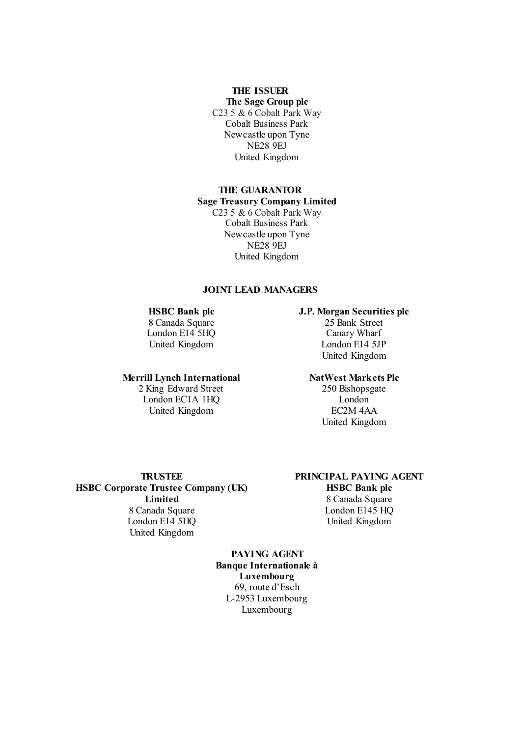**THE ISSUER**

**The Sage Group plc**
C23 5 & 6 Cobalt Park Way
Cobalt Business Park
Newcastle upon Tyne
NE28 9EJ
United Kingdom

**THE GUARANTOR**

**Sage Treasury Company Limited**
C23 5 & 6 Cobalt Park Way
Cobalt Business Park
Newcastle upon Tyne
NE28 9EJ
United Kingdom

**JOINT LEAD MANAGERS**

**HSBC Bank plc**
8 Canada Square
London E14 5HQ
United Kingdom

**J.P. Morgan Securities plc**
25 Bank Street
Canary Wharf
London E14 5JP
United Kingdom

**Merrill Lynch International**
2 King Edward Street
London EC1A 1HQ
United Kingdom

**NatWest Markets Plc**
250 Bishopsgate
London
EC2M 4AA
United Kingdom

**TRUSTEE**

**HSBC Corporate Trustee Company (UK) Limited**
8 Canada Square
London E14 5HQ
United Kingdom

**PRINCIPAL PAYING AGENT**

**HSBC Bank plc**
8 Canada Square
London E145 HQ
United Kingdom

**PAYING AGENT**

**Banque Internationale à Luxembourg**
69, route d'Esch
L-2953 Luxembourg
Luxembourg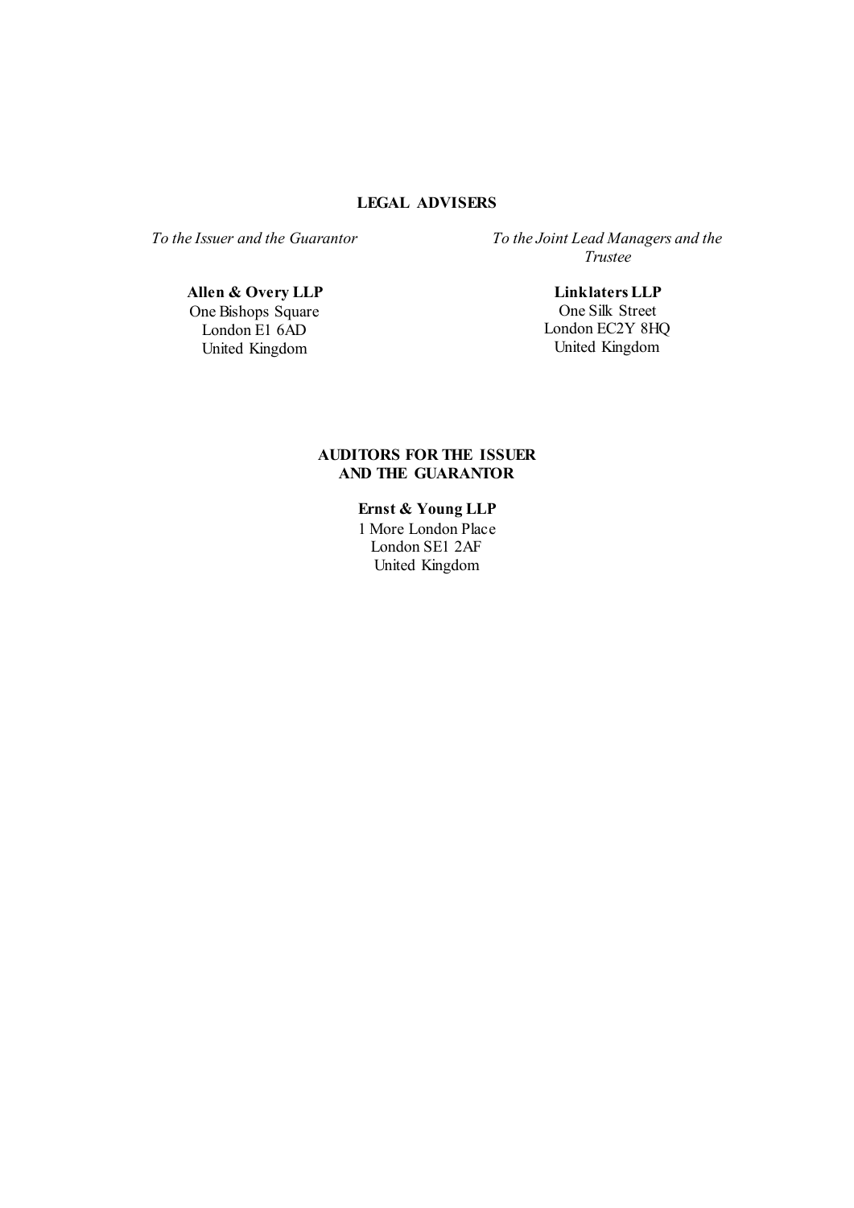## LEGAL ADVISERS

*To the Issuer and the Guarantor*

**Allen & Overy LLP**
One Bishops Square
London E1 6AD
United Kingdom

*To the Joint Lead Managers and the Trustee*

**Linklaters LLP**
One Silk Street
London EC2Y 8HQ
United Kingdom

## AUDITORS FOR THE ISSUER AND THE GUARANTOR

**Ernst & Young LLP**
1 More London Place
London SE1 2AF
United Kingdom